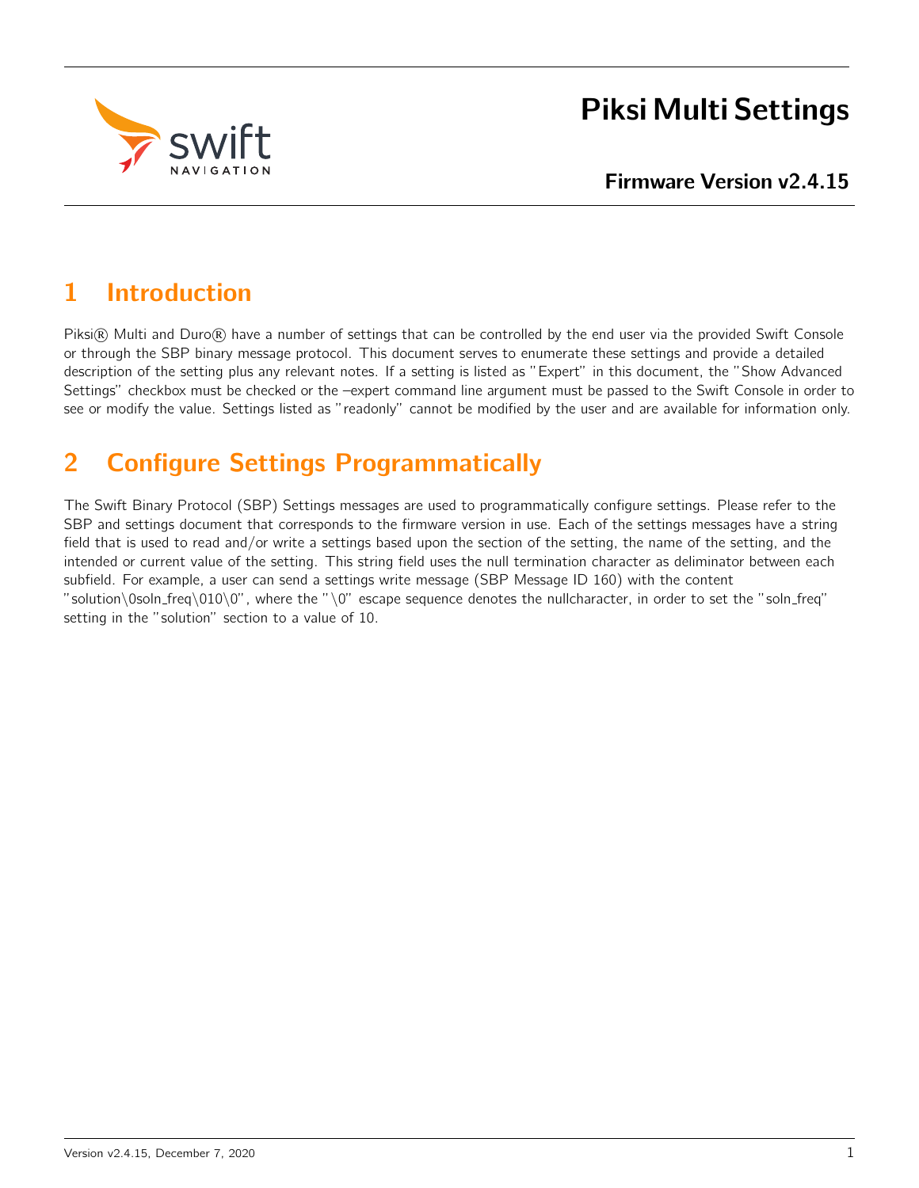# Piksi Multi Settings

**Firmware Version v2.4.15**

## 1 Introduction

Piksi® Multi and Duro® have a number of settings that can be controlled by the end user via the provided Swift Console or through the SBP binary message protocol. This document serves to enumerate these settings and provide a detailed description of the setting plus any relevant notes. If a setting is listed as "Expert" in this document, the "Show Advanced Settings" checkbox must be checked or the –expert command line argument must be passed to the Swift Console in order to see or modify the value. Settings listed as "readonly" cannot be modified by the user and are available for information only.

## 2 Configure Settings Programmatically

The Swift Binary Protocol (SBP) Settings messages are used to programmatically configure settings. Please refer to the SBP and settings document that corresponds to the firmware version in use. Each of the settings messages have a string field that is used to read and/or write a settings based upon the section of the setting, the name of the setting, and the intended or current value of the setting. This string field uses the null termination character as deliminator between each subfield. For example, a user can send a settings write message (SBP Message ID 160) with the content "solution\0soln_freq\010\0", where the "\0" escape sequence denotes the nullcharacter, in order to set the "soln_freq" setting in the "solution" section to a value of 10.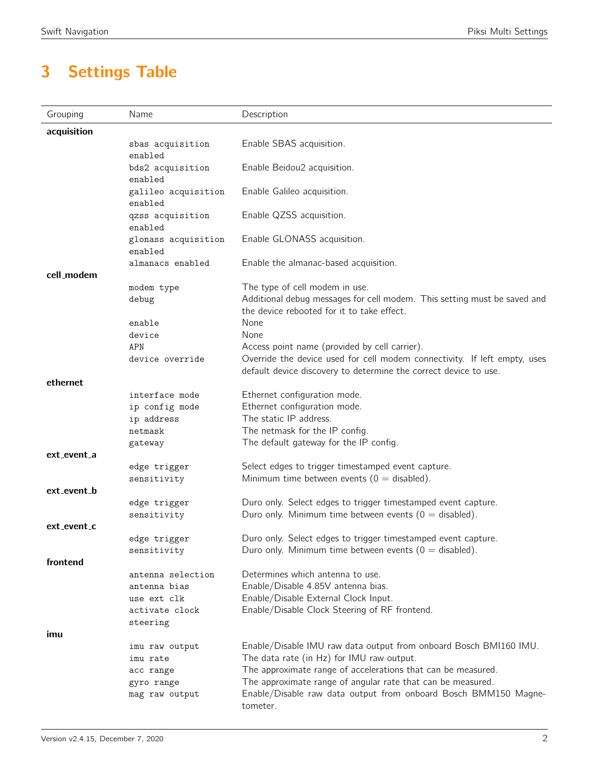# 3 Settings Table

| Grouping | Name | Description |
|---|---|---|
| **acquisition** | | |
| | sbas acquisition enabled | Enable SBAS acquisition. |
| | bds2 acquisition enabled | Enable Beidou2 acquisition. |
| | galileo acquisition enabled | Enable Galileo acquisition. |
| | qzss acquisition enabled | Enable QZSS acquisition. |
| | glonass acquisition enabled | Enable GLONASS acquisition. |
| | almanacs enabled | Enable the almanac-based acquisition. |
| **cell_modem** | | |
| | modem type | The type of cell modem in use. |
| | debug | Additional debug messages for cell modem. This setting must be saved and the device rebooted for it to take effect. |
| | enable | None |
| | device | None |
| | APN | Access point name (provided by cell carrier). |
| | device override | Override the device used for cell modem connectivity. If left empty, uses default device discovery to determine the correct device to use. |
| **ethernet** | | |
| | interface mode | Ethernet configuration mode. |
| | ip config mode | Ethernet configuration mode. |
| | ip address | The static IP address. |
| | netmask | The netmask for the IP config. |
| | gateway | The default gateway for the IP config. |
| **ext_event_a** | | |
| | edge trigger | Select edges to trigger timestamped event capture. |
| | sensitivity | Minimum time between events (0 = disabled). |
| **ext_event_b** | | |
| | edge trigger | Duro only. Select edges to trigger timestamped event capture. |
| | sensitivity | Duro only. Minimum time between events (0 = disabled). |
| **ext_event_c** | | |
| | edge trigger | Duro only. Select edges to trigger timestamped event capture. |
| | sensitivity | Duro only. Minimum time between events (0 = disabled). |
| **frontend** | | |
| | antenna selection | Determines which antenna to use. |
| | antenna bias | Enable/Disable 4.85V antenna bias. |
| | use ext clk | Enable/Disable External Clock Input. |
| | activate clock steering | Enable/Disable Clock Steering of RF frontend. |
| **imu** | | |
| | imu raw output | Enable/Disable IMU raw data output from onboard Bosch BMI160 IMU. |
| | imu rate | The data rate (in Hz) for IMU raw output. |
| | acc range | The approximate range of accelerations that can be measured. |
| | gyro range | The approximate range of angular rate that can be measured. |
| | mag raw output | Enable/Disable raw data output from onboard Bosch BMM150 Magnetometer. |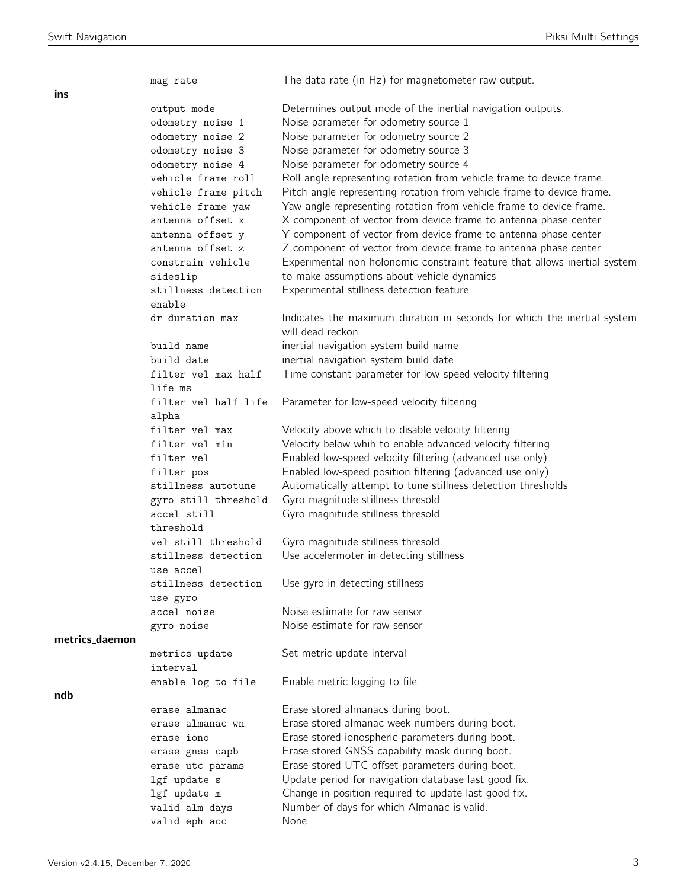| | | |
|---|---|---|
| | mag rate | The data rate (in Hz) for magnetometer raw output. |
| **ins** | | |
| | output mode | Determines output mode of the inertial navigation outputs. |
| | odometry noise 1 | Noise parameter for odometry source 1 |
| | odometry noise 2 | Noise parameter for odometry source 2 |
| | odometry noise 3 | Noise parameter for odometry source 3 |
| | odometry noise 4 | Noise parameter for odometry source 4 |
| | vehicle frame roll | Roll angle representing rotation from vehicle frame to device frame. |
| | vehicle frame pitch | Pitch angle representing rotation from vehicle frame to device frame. |
| | vehicle frame yaw | Yaw angle representing rotation from vehicle frame to device frame. |
| | antenna offset x | X component of vector from device frame to antenna phase center |
| | antenna offset y | Y component of vector from device frame to antenna phase center |
| | antenna offset z | Z component of vector from device frame to antenna phase center |
| | constrain vehicle sideslip | Experimental non-holonomic constraint feature that allows inertial system to make assumptions about vehicle dynamics |
| | stillness detection enable | Experimental stillness detection feature |
| | dr duration max | Indicates the maximum duration in seconds for which the inertial system will dead reckon |
| | build name | inertial navigation system build name |
| | build date | inertial navigation system build date |
| | filter vel max half life ms | Time constant parameter for low-speed velocity filtering |
| | filter vel half life alpha | Parameter for low-speed velocity filtering |
| | filter vel max | Velocity above which to disable velocity filtering |
| | filter vel min | Velocity below whih to enable advanced velocity filtering |
| | filter vel | Enabled low-speed velocity filtering (advanced use only) |
| | filter pos | Enabled low-speed position filtering (advanced use only) |
| | stillness autotune | Automatically attempt to tune stillness detection thresholds |
| | gyro still threshold | Gyro magnitude stillness thresold |
| | accel still threshold | Gyro magnitude stillness thresold |
| | vel still threshold | Gyro magnitude stillness thresold |
| | stillness detection use accel | Use accelermoter in detecting stillness |
| | stillness detection use gyro | Use gyro in detecting stillness |
| | accel noise | Noise estimate for raw sensor |
| | gyro noise | Noise estimate for raw sensor |
| **metrics_daemon** | | |
| | metrics update interval | Set metric update interval |
| | enable log to file | Enable metric logging to file |
| **ndb** | | |
| | erase almanac | Erase stored almanacs during boot. |
| | erase almanac wn | Erase stored almanac week numbers during boot. |
| | erase iono | Erase stored ionospheric parameters during boot. |
| | erase gnss capb | Erase stored GNSS capability mask during boot. |
| | erase utc params | Erase stored UTC offset parameters during boot. |
| | lgf update s | Update period for navigation database last good fix. |
| | lgf update m | Change in position required to update last good fix. |
| | valid alm days | Number of days for which Almanac is valid. |
| | valid eph acc | None |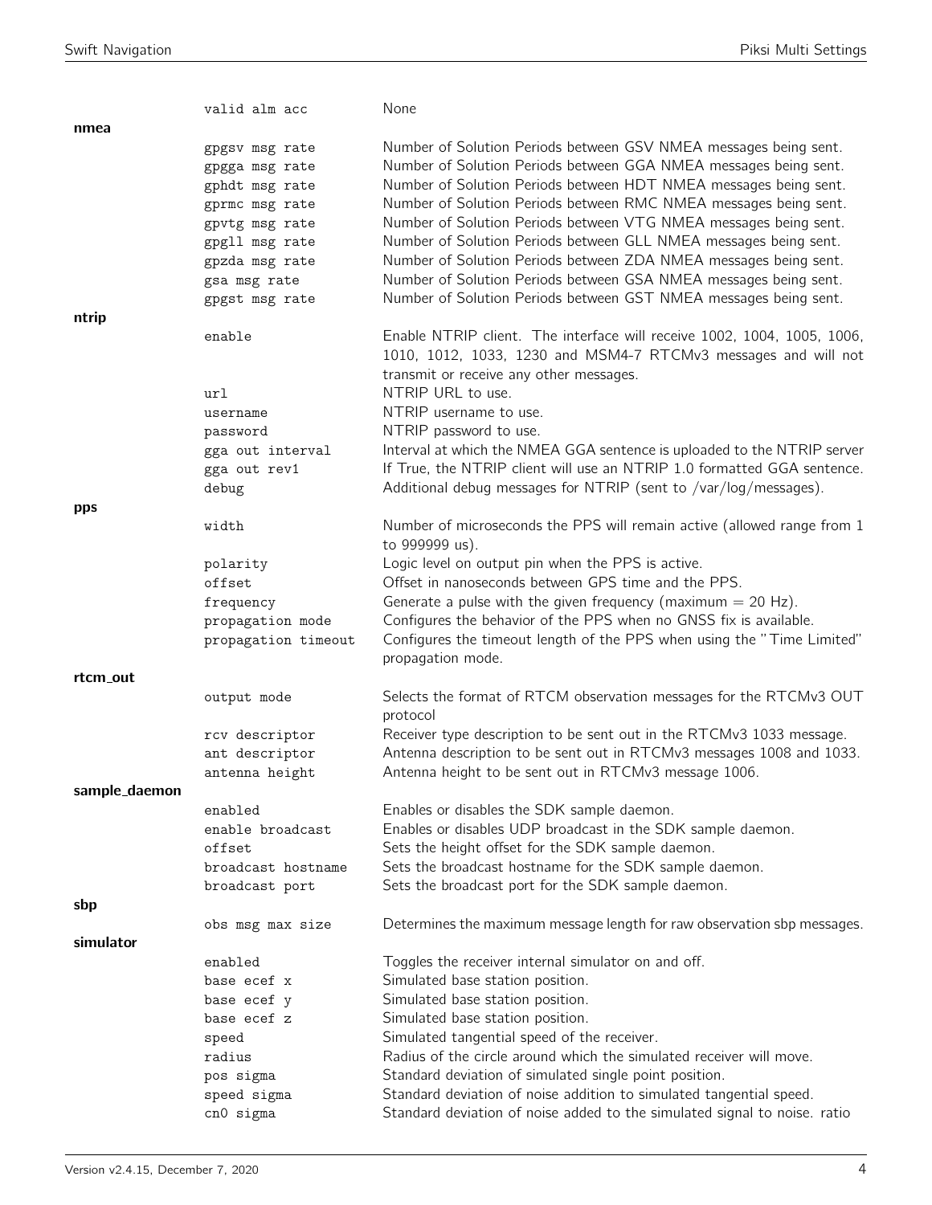| Group | Setting | Description |
|---|---|---|
| | valid alm acc | None |
| **nmea** | | |
| | gpgsv msg rate | Number of Solution Periods between GSV NMEA messages being sent. |
| | gpgga msg rate | Number of Solution Periods between GGA NMEA messages being sent. |
| | gphdt msg rate | Number of Solution Periods between HDT NMEA messages being sent. |
| | gprmc msg rate | Number of Solution Periods between RMC NMEA messages being sent. |
| | gpvtg msg rate | Number of Solution Periods between VTG NMEA messages being sent. |
| | gpgll msg rate | Number of Solution Periods between GLL NMEA messages being sent. |
| | gpzda msg rate | Number of Solution Periods between ZDA NMEA messages being sent. |
| | gsa msg rate | Number of Solution Periods between GSA NMEA messages being sent. |
| | gpgst msg rate | Number of Solution Periods between GST NMEA messages being sent. |
| **ntrip** | | |
| | enable | Enable NTRIP client. The interface will receive 1002, 1004, 1005, 1006, 1010, 1012, 1033, 1230 and MSM4-7 RTCMv3 messages and will not transmit or receive any other messages. |
| | url | NTRIP URL to use. |
| | username | NTRIP username to use. |
| | password | NTRIP password to use. |
| | gga out interval | Interval at which the NMEA GGA sentence is uploaded to the NTRIP server |
| | gga out rev1 | If True, the NTRIP client will use an NTRIP 1.0 formatted GGA sentence. |
| | debug | Additional debug messages for NTRIP (sent to /var/log/messages). |
| **pps** | | |
| | width | Number of microseconds the PPS will remain active (allowed range from 1 to 999999 us). |
| | polarity | Logic level on output pin when the PPS is active. |
| | offset | Offset in nanoseconds between GPS time and the PPS. |
| | frequency | Generate a pulse with the given frequency (maximum = 20 Hz). |
| | propagation mode | Configures the behavior of the PPS when no GNSS fix is available. |
| | propagation timeout | Configures the timeout length of the PPS when using the "Time Limited" propagation mode. |
| **rtcm_out** | | |
| | output mode | Selects the format of RTCM observation messages for the RTCMv3 OUT protocol |
| | rcv descriptor | Receiver type description to be sent out in the RTCMv3 1033 message. |
| | ant descriptor | Antenna description to be sent out in RTCMv3 messages 1008 and 1033. |
| | antenna height | Antenna height to be sent out in RTCMv3 message 1006. |
| **sample_daemon** | | |
| | enabled | Enables or disables the SDK sample daemon. |
| | enable broadcast | Enables or disables UDP broadcast in the SDK sample daemon. |
| | offset | Sets the height offset for the SDK sample daemon. |
| | broadcast hostname | Sets the broadcast hostname for the SDK sample daemon. |
| | broadcast port | Sets the broadcast port for the SDK sample daemon. |
| **sbp** | | |
| | obs msg max size | Determines the maximum message length for raw observation sbp messages. |
| **simulator** | | |
| | enabled | Toggles the receiver internal simulator on and off. |
| | base ecef x | Simulated base station position. |
| | base ecef y | Simulated base station position. |
| | base ecef z | Simulated base station position. |
| | speed | Simulated tangential speed of the receiver. |
| | radius | Radius of the circle around which the simulated receiver will move. |
| | pos sigma | Standard deviation of simulated single point position. |
| | speed sigma | Standard deviation of noise addition to simulated tangential speed. |
| | cn0 sigma | Standard deviation of noise added to the simulated signal to noise. ratio |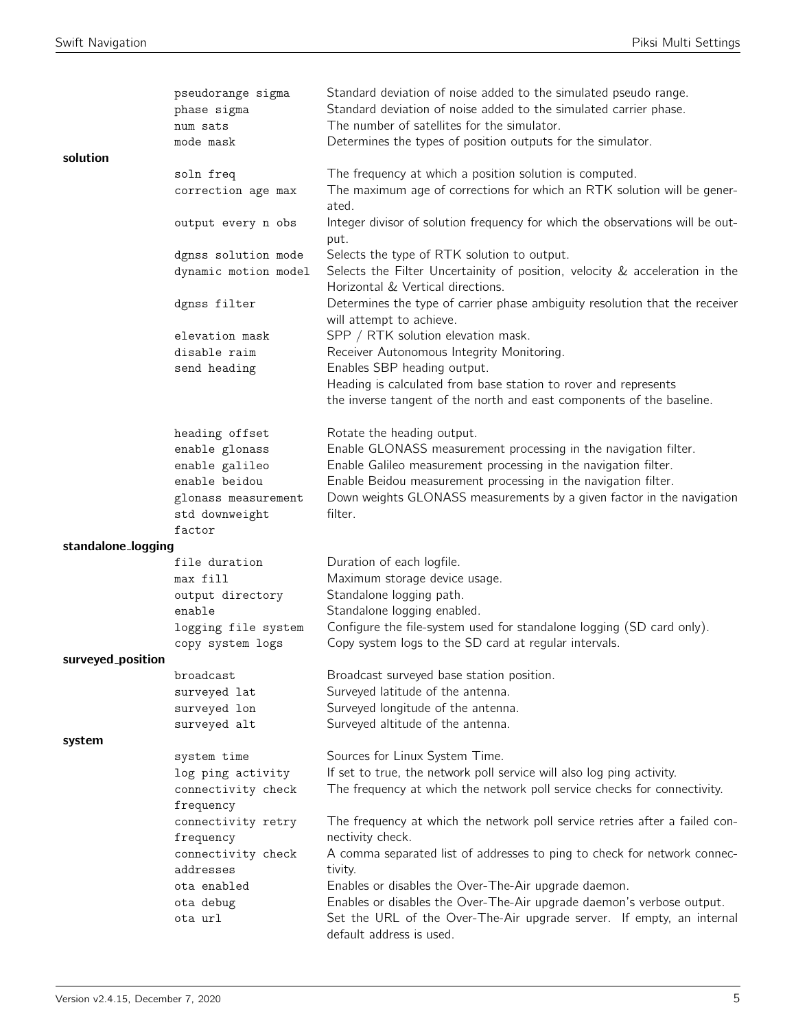| | | |
|---|---|---|
| | pseudorange sigma | Standard deviation of noise added to the simulated pseudo range. |
| | phase sigma | Standard deviation of noise added to the simulated carrier phase. |
| | num sats | The number of satellites for the simulator. |
| | mode mask | Determines the types of position outputs for the simulator. |
| **solution** | | |
| | soln freq | The frequency at which a position solution is computed. |
| | correction age max | The maximum age of corrections for which an RTK solution will be generated. |
| | output every n obs | Integer divisor of solution frequency for which the observations will be output. |
| | dgnss solution mode | Selects the type of RTK solution to output. |
| | dynamic motion model | Selects the Filter Uncertainity of position, velocity & acceleration in the Horizontal & Vertical directions. |
| | dgnss filter | Determines the type of carrier phase ambiguity resolution that the receiver will attempt to achieve. |
| | elevation mask | SPP / RTK solution elevation mask. |
| | disable raim | Receiver Autonomous Integrity Monitoring. |
| | send heading | Enables SBP heading output. Heading is calculated from base station to rover and represents the inverse tangent of the north and east components of the baseline. |
| | heading offset | Rotate the heading output. |
| | enable glonass | Enable GLONASS measurement processing in the navigation filter. |
| | enable galileo | Enable Galileo measurement processing in the navigation filter. |
| | enable beidou | Enable Beidou measurement processing in the navigation filter. |
| | glonass measurement std downweight factor | Down weights GLONASS measurements by a given factor in the navigation filter. |
| **standalone_logging** | | |
| | file duration | Duration of each logfile. |
| | max fill | Maximum storage device usage. |
| | output directory | Standalone logging path. |
| | enable | Standalone logging enabled. |
| | logging file system | Configure the file-system used for standalone logging (SD card only). |
| | copy system logs | Copy system logs to the SD card at regular intervals. |
| **surveyed_position** | | |
| | broadcast | Broadcast surveyed base station position. |
| | surveyed lat | Surveyed latitude of the antenna. |
| | surveyed lon | Surveyed longitude of the antenna. |
| | surveyed alt | Surveyed altitude of the antenna. |
| **system** | | |
| | system time | Sources for Linux System Time. |
| | log ping activity | If set to true, the network poll service will also log ping activity. |
| | connectivity check frequency | The frequency at which the network poll service checks for connectivity. |
| | connectivity retry frequency | The frequency at which the network poll service retries after a failed connectivity check. |
| | connectivity check addresses | A comma separated list of addresses to ping to check for network connectivity. |
| | ota enabled | Enables or disables the Over-The-Air upgrade daemon. |
| | ota debug | Enables or disables the Over-The-Air upgrade daemon's verbose output. |
| | ota url | Set the URL of the Over-The-Air upgrade server. If empty, an internal default address is used. |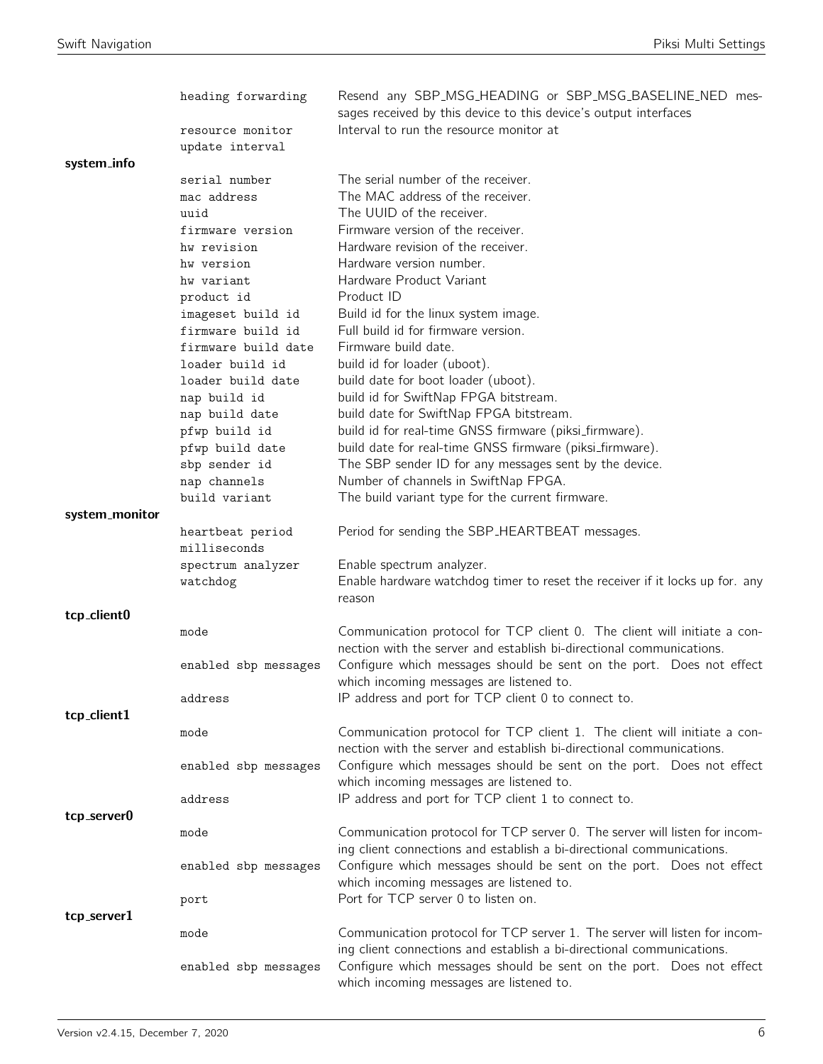| | | |
|---|---|---|
| | heading forwarding | Resend any SBP_MSG_HEADING or SBP_MSG_BASELINE_NED messages received by this device to this device's output interfaces |
| | resource monitor update interval | Interval to run the resource monitor at |
| **system_info** | | |
| | serial number | The serial number of the receiver. |
| | mac address | The MAC address of the receiver. |
| | uuid | The UUID of the receiver. |
| | firmware version | Firmware version of the receiver. |
| | hw revision | Hardware revision of the receiver. |
| | hw version | Hardware version number. |
| | hw variant | Hardware Product Variant |
| | product id | Product ID |
| | imageset build id | Build id for the linux system image. |
| | firmware build id | Full build id for firmware version. |
| | firmware build date | Firmware build date. |
| | loader build id | build id for loader (uboot). |
| | loader build date | build date for boot loader (uboot). |
| | nap build id | build id for SwiftNap FPGA bitstream. |
| | nap build date | build date for SwiftNap FPGA bitstream. |
| | pfwp build id | build id for real-time GNSS firmware (piksi_firmware). |
| | pfwp build date | build date for real-time GNSS firmware (piksi_firmware). |
| | sbp sender id | The SBP sender ID for any messages sent by the device. |
| | nap channels | Number of channels in SwiftNap FPGA. |
| | build variant | The build variant type for the current firmware. |
| **system_monitor** | | |
| | heartbeat period milliseconds | Period for sending the SBP_HEARTBEAT messages. |
| | spectrum analyzer | Enable spectrum analyzer. |
| | watchdog | Enable hardware watchdog timer to reset the receiver if it locks up for. any reason |
| **tcp_client0** | | |
| | mode | Communication protocol for TCP client 0. The client will initiate a connection with the server and establish bi-directional communications. |
| | enabled sbp messages | Configure which messages should be sent on the port. Does not effect which incoming messages are listened to. |
| | address | IP address and port for TCP client 0 to connect to. |
| **tcp_client1** | | |
| | mode | Communication protocol for TCP client 1. The client will initiate a connection with the server and establish bi-directional communications. |
| | enabled sbp messages | Configure which messages should be sent on the port. Does not effect which incoming messages are listened to. |
| | address | IP address and port for TCP client 1 to connect to. |
| **tcp_server0** | | |
| | mode | Communication protocol for TCP server 0. The server will listen for incoming client connections and establish a bi-directional communications. |
| | enabled sbp messages | Configure which messages should be sent on the port. Does not effect which incoming messages are listened to. |
| | port | Port for TCP server 0 to listen on. |
| **tcp_server1** | | |
| | mode | Communication protocol for TCP server 1. The server will listen for incoming client connections and establish a bi-directional communications. |
| | enabled sbp messages | Configure which messages should be sent on the port. Does not effect which incoming messages are listened to. |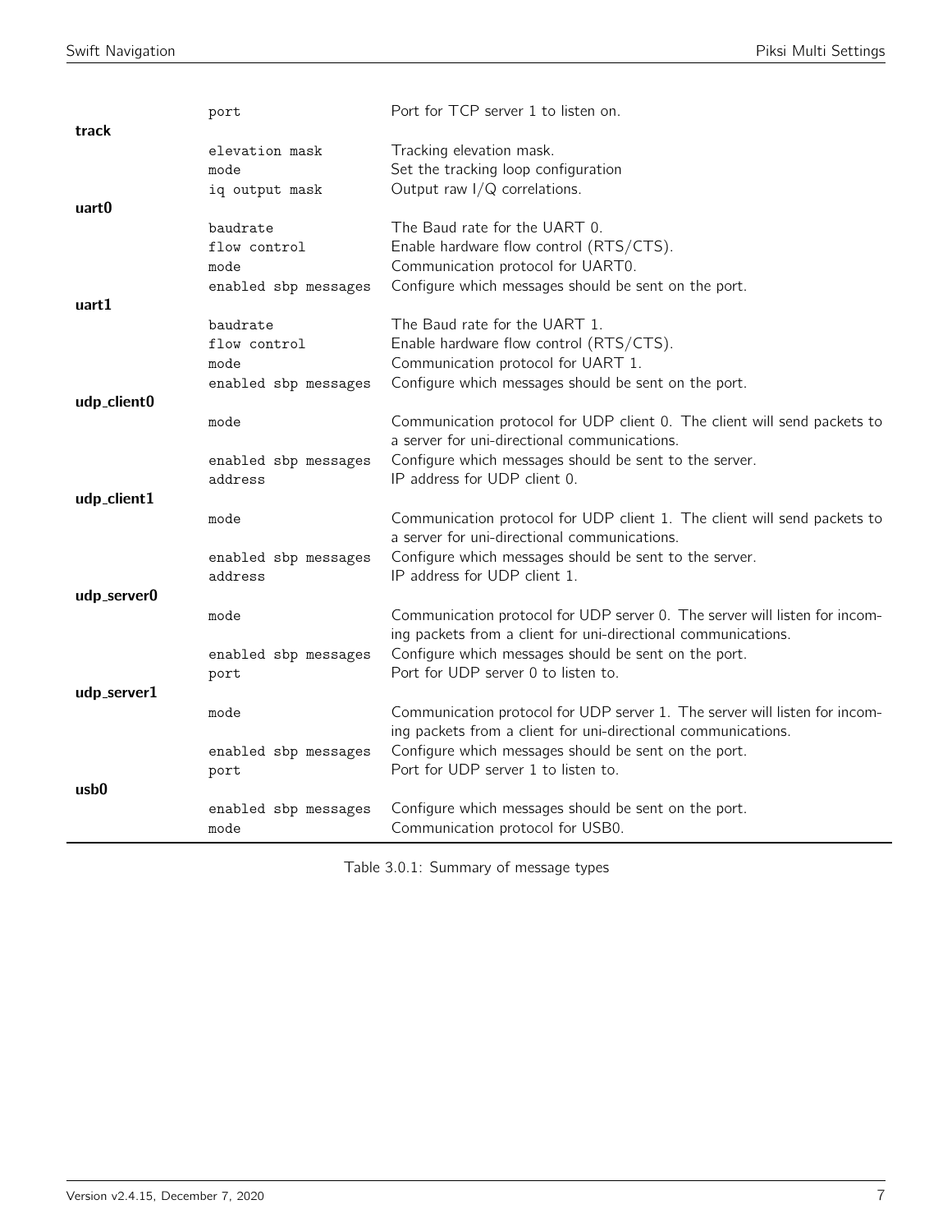| | | |
|---|---|---|
| | port | Port for TCP server 1 to listen on. |
| **track** | | |
| | elevation mask | Tracking elevation mask. |
| | mode | Set the tracking loop configuration |
| | iq output mask | Output raw I/Q correlations. |
| **uart0** | | |
| | baudrate | The Baud rate for the UART 0. |
| | flow control | Enable hardware flow control (RTS/CTS). |
| | mode | Communication protocol for UART0. |
| | enabled sbp messages | Configure which messages should be sent on the port. |
| **uart1** | | |
| | baudrate | The Baud rate for the UART 1. |
| | flow control | Enable hardware flow control (RTS/CTS). |
| | mode | Communication protocol for UART 1. |
| | enabled sbp messages | Configure which messages should be sent on the port. |
| **udp_client0** | | |
| | mode | Communication protocol for UDP client 0. The client will send packets to a server for uni-directional communications. |
| | enabled sbp messages | Configure which messages should be sent to the server. |
| | address | IP address for UDP client 0. |
| **udp_client1** | | |
| | mode | Communication protocol for UDP client 1. The client will send packets to a server for uni-directional communications. |
| | enabled sbp messages | Configure which messages should be sent to the server. |
| | address | IP address for UDP client 1. |
| **udp_server0** | | |
| | mode | Communication protocol for UDP server 0. The server will listen for incoming packets from a client for uni-directional communications. |
| | enabled sbp messages | Configure which messages should be sent on the port. |
| | port | Port for UDP server 0 to listen to. |
| **udp_server1** | | |
| | mode | Communication protocol for UDP server 1. The server will listen for incoming packets from a client for uni-directional communications. |
| | enabled sbp messages | Configure which messages should be sent on the port. |
| | port | Port for UDP server 1 to listen to. |
| **usb0** | | |
| | enabled sbp messages | Configure which messages should be sent on the port. |
| | mode | Communication protocol for USB0. |

Table 3.0.1: Summary of message types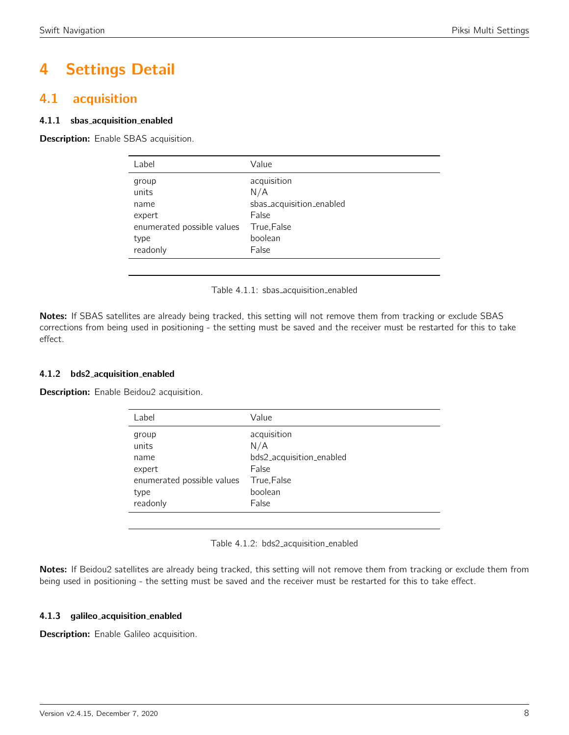# 4 Settings Detail

## 4.1 acquisition

### 4.1.1 sbas_acquisition_enabled

**Description:** Enable SBAS acquisition.

| Label | Value |
|---|---|
| group | acquisition |
| units | N/A |
| name | sbas_acquisition_enabled |
| expert | False |
| enumerated possible values | True,False |
| type | boolean |
| readonly | False |

Table 4.1.1: sbas_acquisition_enabled

**Notes:** If SBAS satellites are already being tracked, this setting will not remove them from tracking or exclude SBAS corrections from being used in positioning - the setting must be saved and the receiver must be restarted for this to take effect.

### 4.1.2 bds2_acquisition_enabled

**Description:** Enable Beidou2 acquisition.

| Label | Value |
|---|---|
| group | acquisition |
| units | N/A |
| name | bds2_acquisition_enabled |
| expert | False |
| enumerated possible values | True,False |
| type | boolean |
| readonly | False |

Table 4.1.2: bds2_acquisition_enabled

**Notes:** If Beidou2 satellites are already being tracked, this setting will not remove them from tracking or exclude them from being used in positioning - the setting must be saved and the receiver must be restarted for this to take effect.

### 4.1.3 galileo_acquisition_enabled

**Description:** Enable Galileo acquisition.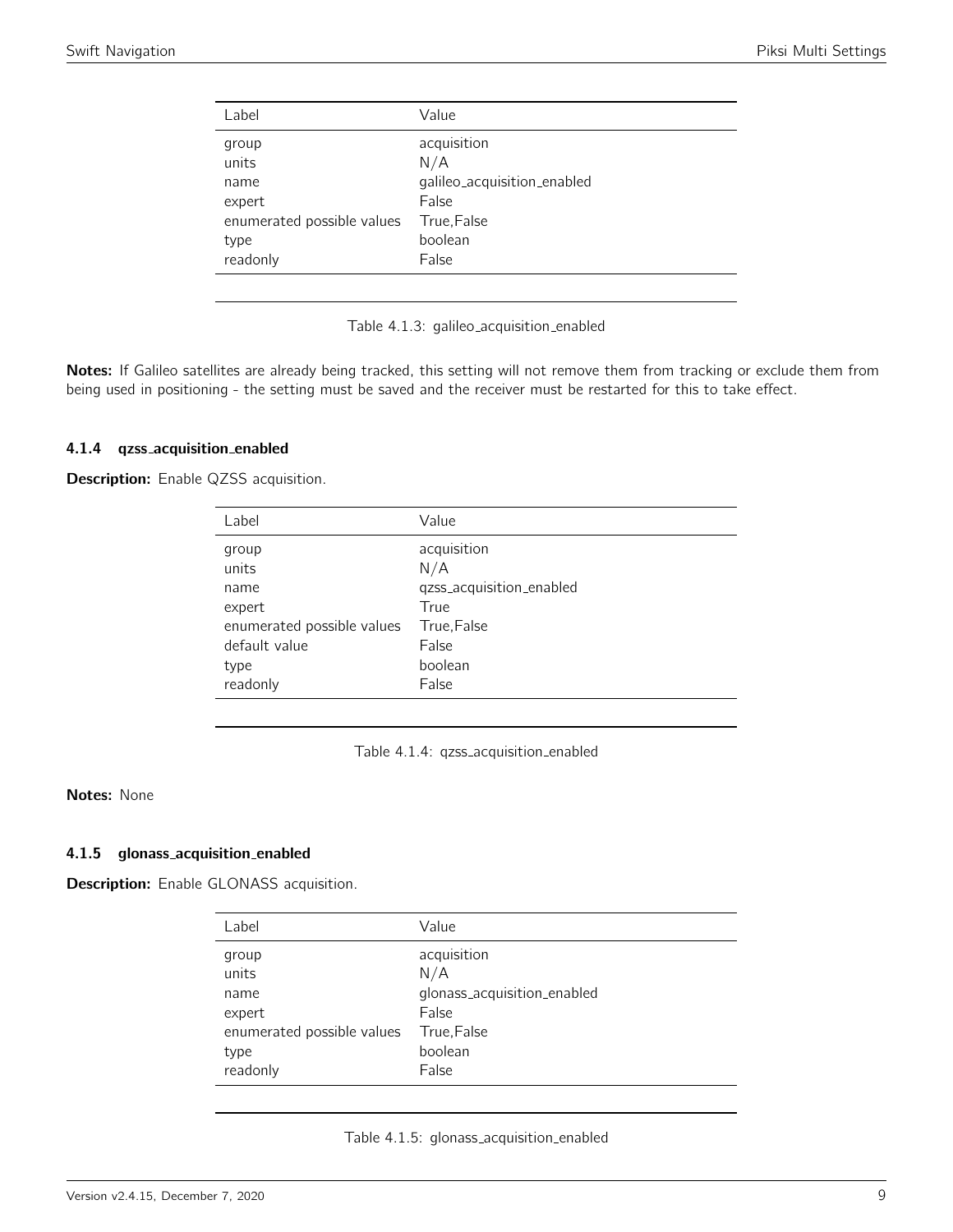| Label | Value |
|---|---|
| group | acquisition |
| units | N/A |
| name | galileo_acquisition_enabled |
| expert | False |
| enumerated possible values | True,False |
| type | boolean |
| readonly | False |

Table 4.1.3: galileo_acquisition_enabled

**Notes:** If Galileo satellites are already being tracked, this setting will not remove them from tracking or exclude them from being used in positioning - the setting must be saved and the receiver must be restarted for this to take effect.

#### 4.1.4 qzss_acquisition_enabled

**Description:** Enable QZSS acquisition.

| Label | Value |
|---|---|
| group | acquisition |
| units | N/A |
| name | qzss_acquisition_enabled |
| expert | True |
| enumerated possible values | True,False |
| default value | False |
| type | boolean |
| readonly | False |

Table 4.1.4: qzss_acquisition_enabled

**Notes:** None

#### 4.1.5 glonass_acquisition_enabled

**Description:** Enable GLONASS acquisition.

| Label | Value |
|---|---|
| group | acquisition |
| units | N/A |
| name | glonass_acquisition_enabled |
| expert | False |
| enumerated possible values | True,False |
| type | boolean |
| readonly | False |

Table 4.1.5: glonass_acquisition_enabled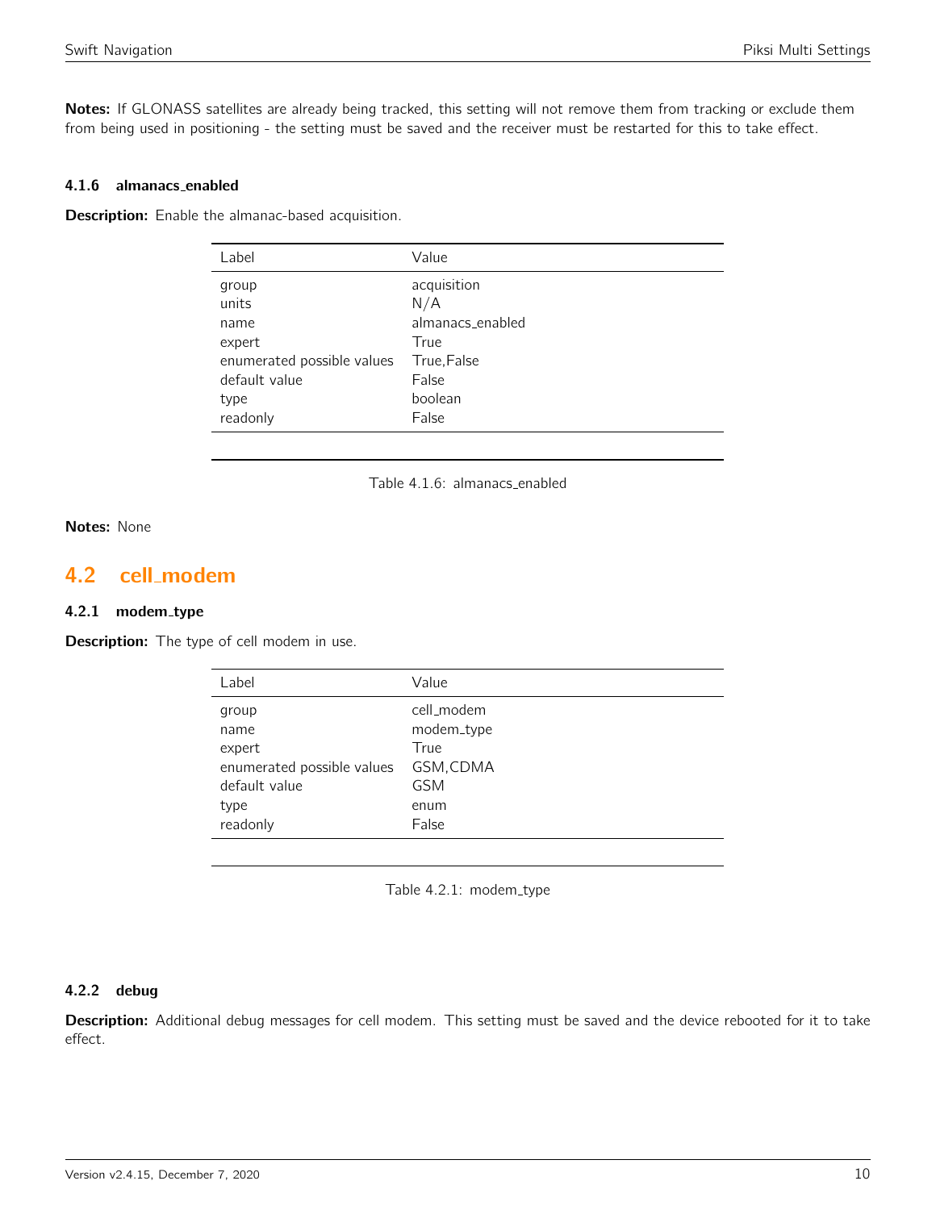**Notes:** If GLONASS satellites are already being tracked, this setting will not remove them from tracking or exclude them from being used in positioning - the setting must be saved and the receiver must be restarted for this to take effect.

### 4.1.6 almanacs_enabled

**Description:** Enable the almanac-based acquisition.

| Label | Value |
| --- | --- |
| group | acquisition |
| units | N/A |
| name | almanacs_enabled |
| expert | True |
| enumerated possible values | True,False |
| default value | False |
| type | boolean |
| readonly | False |

Table 4.1.6: almanacs_enabled

**Notes:** None

## 4.2 cell_modem

### 4.2.1 modem_type

**Description:** The type of cell modem in use.

| Label | Value |
| --- | --- |
| group | cell_modem |
| name | modem_type |
| expert | True |
| enumerated possible values | GSM,CDMA |
| default value | GSM |
| type | enum |
| readonly | False |

Table 4.2.1: modem_type

### 4.2.2 debug

**Description:** Additional debug messages for cell modem. This setting must be saved and the device rebooted for it to take effect.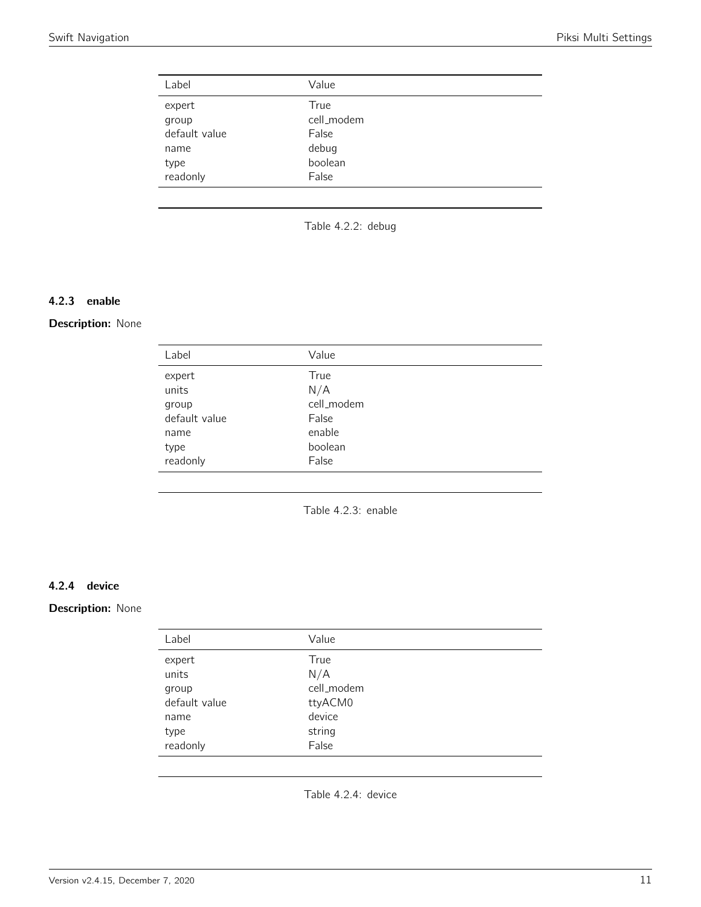| Label | Value |
|---|---|
| expert | True |
| group | cell_modem |
| default value | False |
| name | debug |
| type | boolean |
| readonly | False |

Table 4.2.2: debug

### 4.2.3 enable

**Description:** None

| Label | Value |
|---|---|
| expert | True |
| units | N/A |
| group | cell_modem |
| default value | False |
| name | enable |
| type | boolean |
| readonly | False |

Table 4.2.3: enable

### 4.2.4 device

**Description:** None

| Label | Value |
|---|---|
| expert | True |
| units | N/A |
| group | cell_modem |
| default value | ttyACM0 |
| name | device |
| type | string |
| readonly | False |

Table 4.2.4: device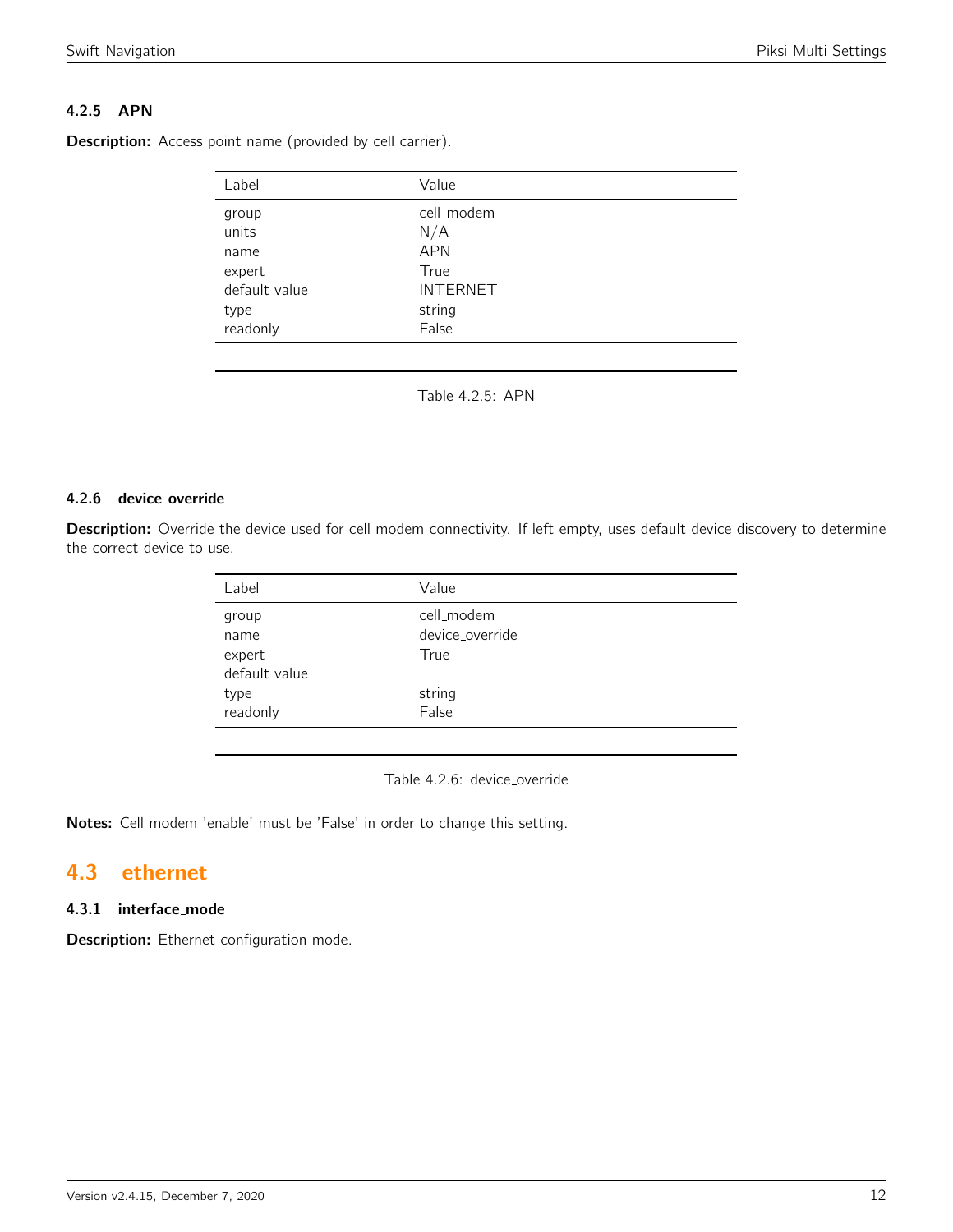#### 4.2.5 APN

**Description:** Access point name (provided by cell carrier).

| Label | Value |
|---|---|
| group | cell_modem |
| units | N/A |
| name | APN |
| expert | True |
| default value | INTERNET |
| type | string |
| readonly | False |

Table 4.2.5: APN

#### 4.2.6 device_override

**Description:** Override the device used for cell modem connectivity. If left empty, uses default device discovery to determine the correct device to use.

| Label | Value |
|---|---|
| group | cell_modem |
| name | device_override |
| expert | True |
| default value | |
| type | string |
| readonly | False |

Table 4.2.6: device_override

**Notes:** Cell modem 'enable' must be 'False' in order to change this setting.

## 4.3 ethernet

#### 4.3.1 interface_mode

**Description:** Ethernet configuration mode.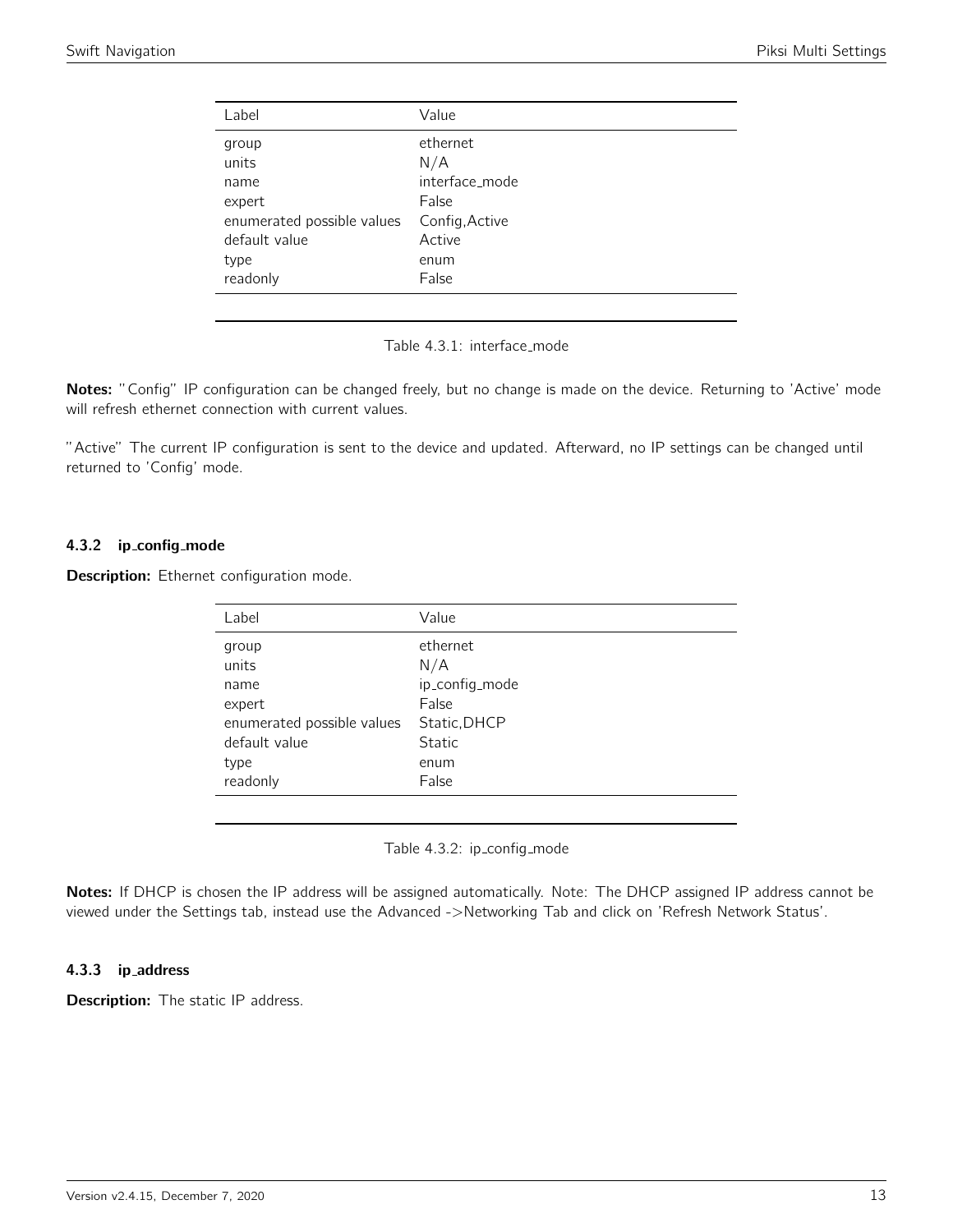| Label | Value |
|---|---|
| group | ethernet |
| units | N/A |
| name | interface_mode |
| expert | False |
| enumerated possible values | Config,Active |
| default value | Active |
| type | enum |
| readonly | False |

Table 4.3.1: interface_mode

**Notes:** "Config" IP configuration can be changed freely, but no change is made on the device. Returning to 'Active' mode will refresh ethernet connection with current values.

"Active" The current IP configuration is sent to the device and updated. Afterward, no IP settings can be changed until returned to 'Config' mode.

### 4.3.2 ip_config_mode

**Description:** Ethernet configuration mode.

| Label | Value |
|---|---|
| group | ethernet |
| units | N/A |
| name | ip_config_mode |
| expert | False |
| enumerated possible values | Static,DHCP |
| default value | Static |
| type | enum |
| readonly | False |

Table 4.3.2: ip_config_mode

**Notes:** If DHCP is chosen the IP address will be assigned automatically. Note: The DHCP assigned IP address cannot be viewed under the Settings tab, instead use the Advanced ->Networking Tab and click on 'Refresh Network Status'.

### 4.3.3 ip_address

**Description:** The static IP address.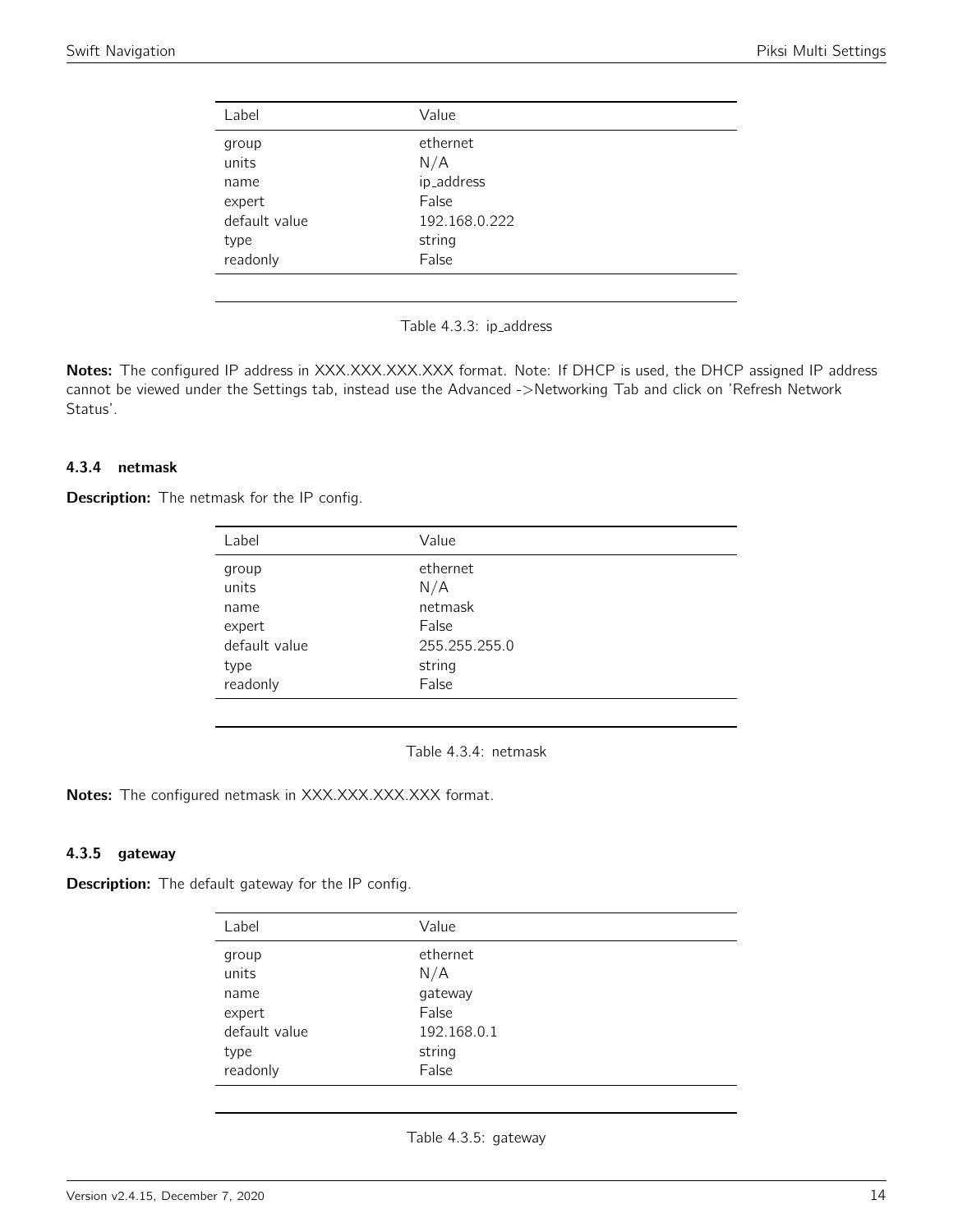| Label | Value |
|---|---|
| group | ethernet |
| units | N/A |
| name | ip_address |
| expert | False |
| default value | 192.168.0.222 |
| type | string |
| readonly | False |

Table 4.3.3: ip_address

**Notes:** The configured IP address in XXX.XXX.XXX.XXX format. Note: If DHCP is used, the DHCP assigned IP address cannot be viewed under the Settings tab, instead use the Advanced ->Networking Tab and click on 'Refresh Network Status'.

#### 4.3.4 netmask

**Description:** The netmask for the IP config.

| Label | Value |
|---|---|
| group | ethernet |
| units | N/A |
| name | netmask |
| expert | False |
| default value | 255.255.255.0 |
| type | string |
| readonly | False |

Table 4.3.4: netmask

**Notes:** The configured netmask in XXX.XXX.XXX.XXX format.

#### 4.3.5 gateway

**Description:** The default gateway for the IP config.

| Label | Value |
|---|---|
| group | ethernet |
| units | N/A |
| name | gateway |
| expert | False |
| default value | 192.168.0.1 |
| type | string |
| readonly | False |

Table 4.3.5: gateway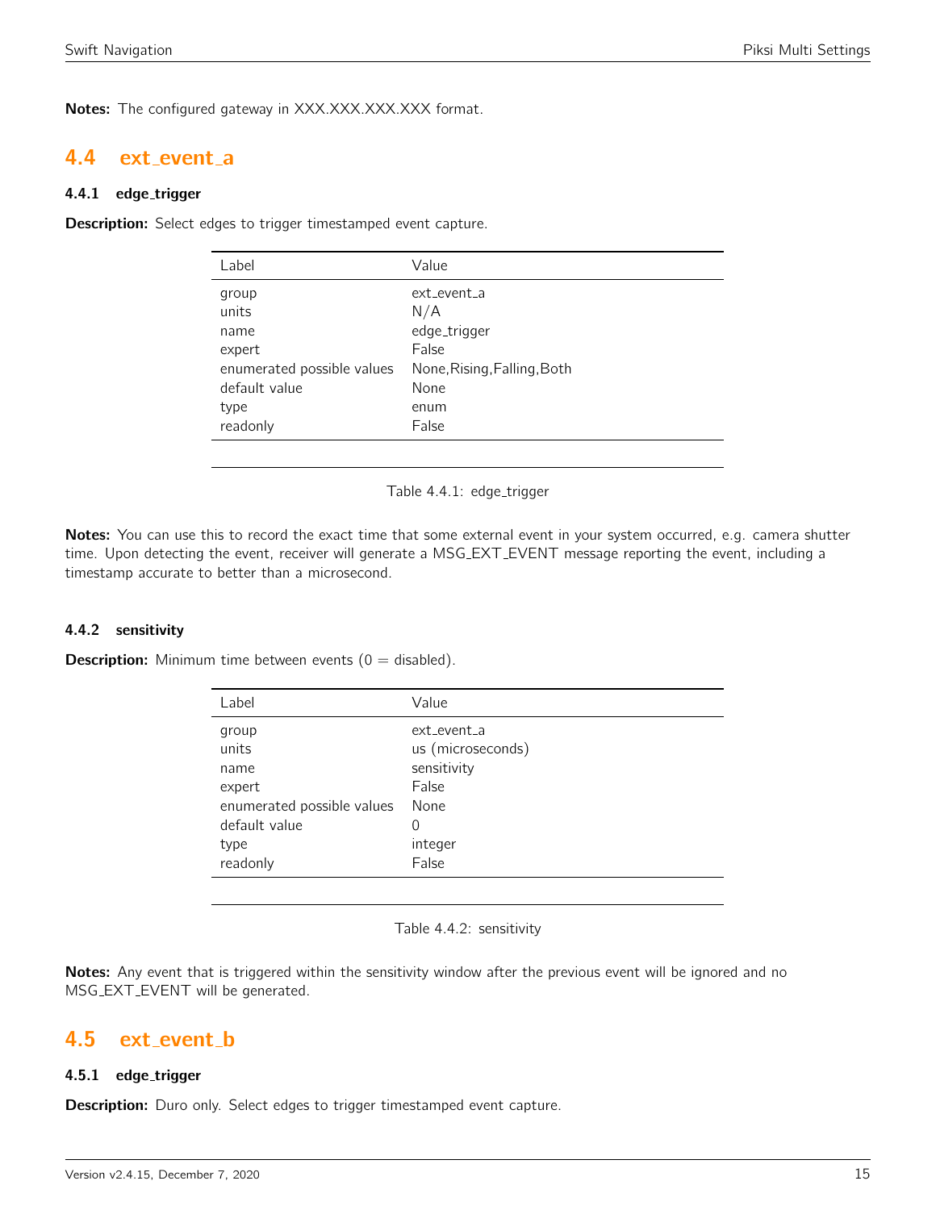**Notes:** The configured gateway in XXX.XXX.XXX.XXX format.

## 4.4 ext_event_a

### 4.4.1 edge_trigger

**Description:** Select edges to trigger timestamped event capture.

| Label | Value |
|---|---|
| group | ext_event_a |
| units | N/A |
| name | edge_trigger |
| expert | False |
| enumerated possible values | None,Rising,Falling,Both |
| default value | None |
| type | enum |
| readonly | False |

Table 4.4.1: edge_trigger

**Notes:** You can use this to record the exact time that some external event in your system occurred, e.g. camera shutter time. Upon detecting the event, receiver will generate a MSG_EXT_EVENT message reporting the event, including a timestamp accurate to better than a microsecond.

### 4.4.2 sensitivity

**Description:** Minimum time between events (0 = disabled).

| Label | Value |
|---|---|
| group | ext_event_a |
| units | us (microseconds) |
| name | sensitivity |
| expert | False |
| enumerated possible values | None |
| default value | 0 |
| type | integer |
| readonly | False |

Table 4.4.2: sensitivity

**Notes:** Any event that is triggered within the sensitivity window after the previous event will be ignored and no MSG_EXT_EVENT will be generated.

## 4.5 ext_event_b

### 4.5.1 edge_trigger

**Description:** Duro only. Select edges to trigger timestamped event capture.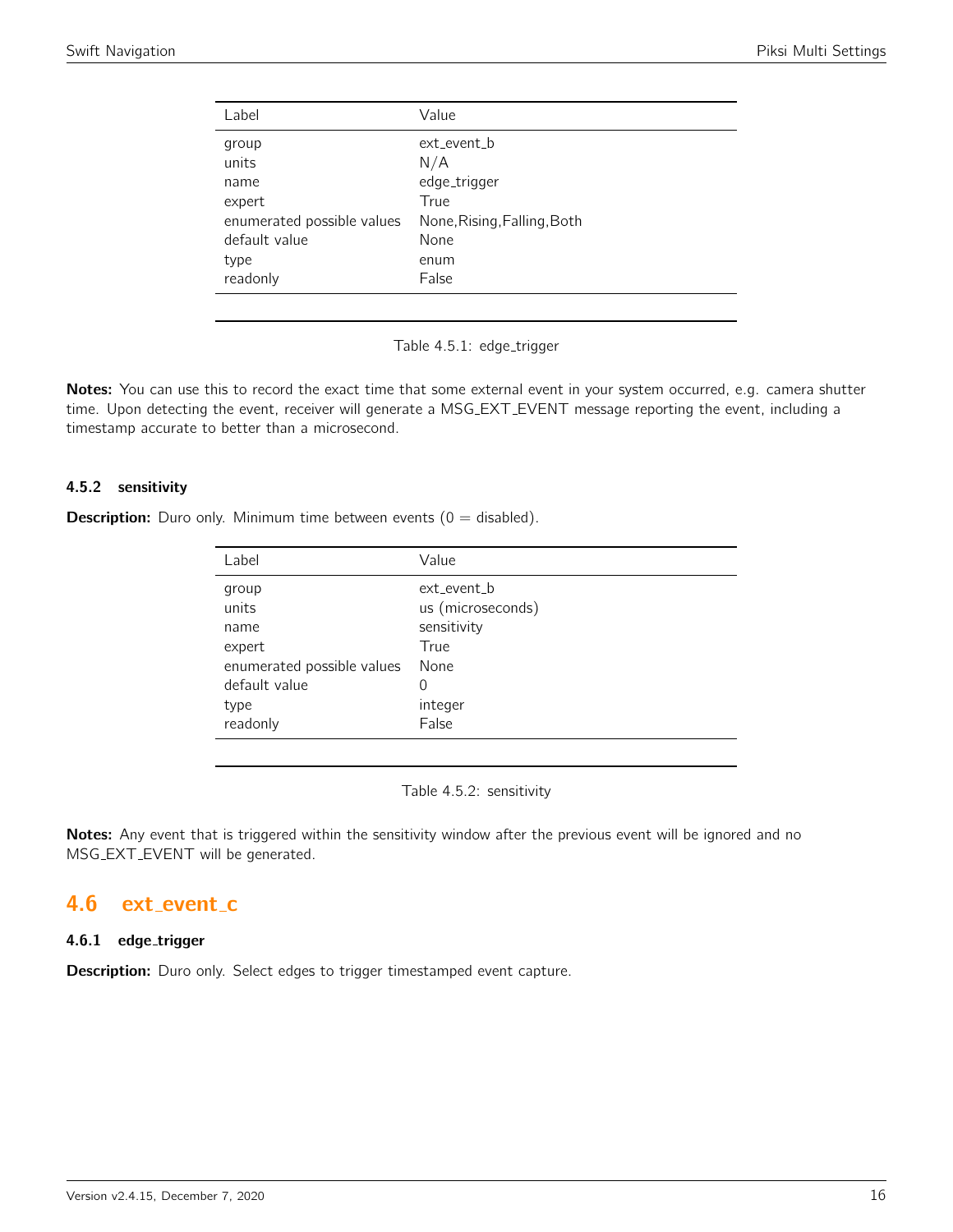| Label | Value |
|---|---|
| group | ext_event_b |
| units | N/A |
| name | edge_trigger |
| expert | True |
| enumerated possible values | None,Rising,Falling,Both |
| default value | None |
| type | enum |
| readonly | False |

Table 4.5.1: edge_trigger

**Notes:** You can use this to record the exact time that some external event in your system occurred, e.g. camera shutter time. Upon detecting the event, receiver will generate a MSG_EXT_EVENT message reporting the event, including a timestamp accurate to better than a microsecond.

#### 4.5.2 sensitivity

**Description:** Duro only. Minimum time between events (0 = disabled).

| Label | Value |
|---|---|
| group | ext_event_b |
| units | us (microseconds) |
| name | sensitivity |
| expert | True |
| enumerated possible values | None |
| default value | 0 |
| type | integer |
| readonly | False |

Table 4.5.2: sensitivity

**Notes:** Any event that is triggered within the sensitivity window after the previous event will be ignored and no MSG_EXT_EVENT will be generated.

## 4.6 ext_event_c

#### 4.6.1 edge_trigger

**Description:** Duro only. Select edges to trigger timestamped event capture.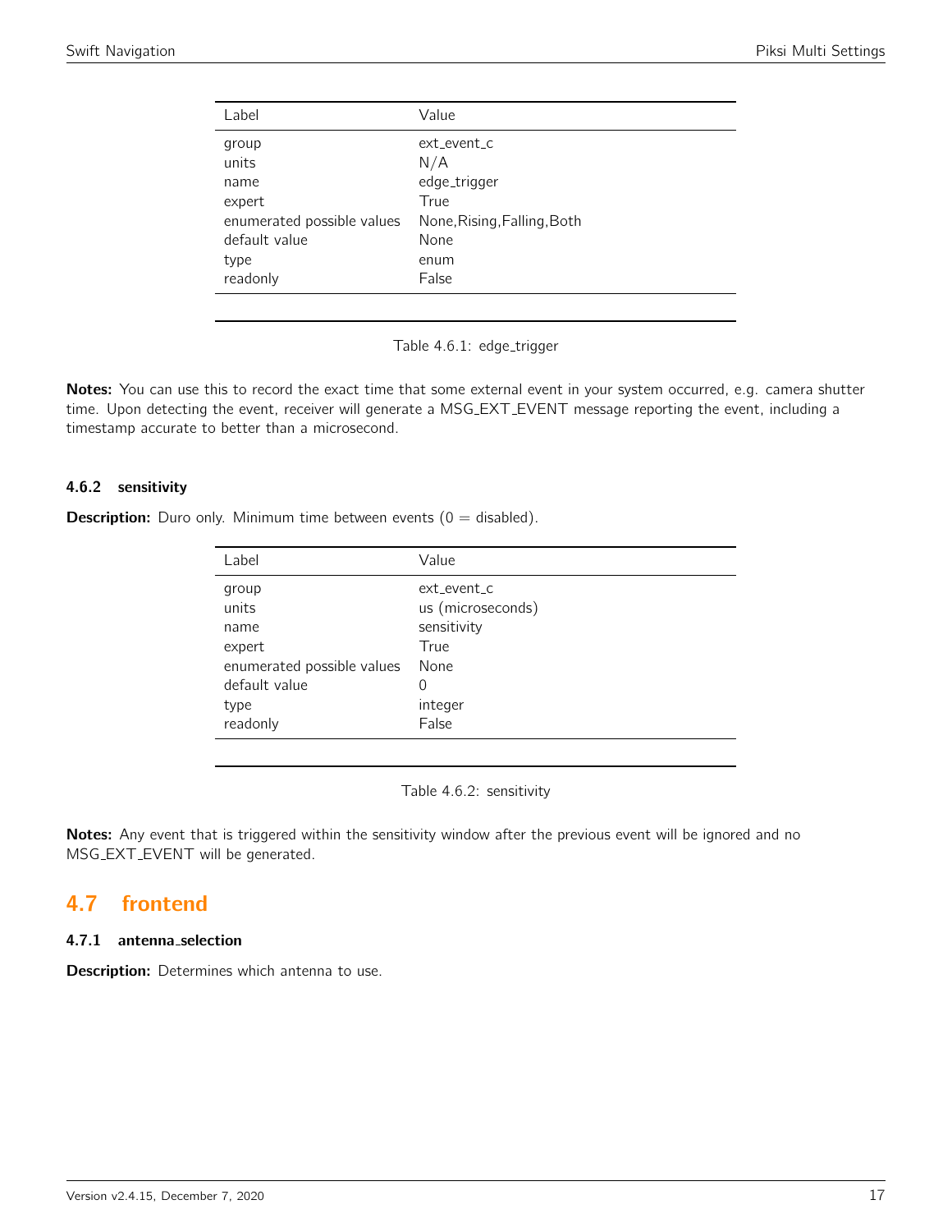| Label | Value |
|---|---|
| group | ext_event_c |
| units | N/A |
| name | edge_trigger |
| expert | True |
| enumerated possible values | None,Rising,Falling,Both |
| default value | None |
| type | enum |
| readonly | False |

Table 4.6.1: edge_trigger

**Notes:** You can use this to record the exact time that some external event in your system occurred, e.g. camera shutter time. Upon detecting the event, receiver will generate a MSG_EXT_EVENT message reporting the event, including a timestamp accurate to better than a microsecond.

#### 4.6.2 sensitivity

**Description:** Duro only. Minimum time between events (0 = disabled).

| Label | Value |
|---|---|
| group | ext_event_c |
| units | us (microseconds) |
| name | sensitivity |
| expert | True |
| enumerated possible values | None |
| default value | 0 |
| type | integer |
| readonly | False |

Table 4.6.2: sensitivity

**Notes:** Any event that is triggered within the sensitivity window after the previous event will be ignored and no MSG_EXT_EVENT will be generated.

## 4.7 frontend

#### 4.7.1 antenna_selection

**Description:** Determines which antenna to use.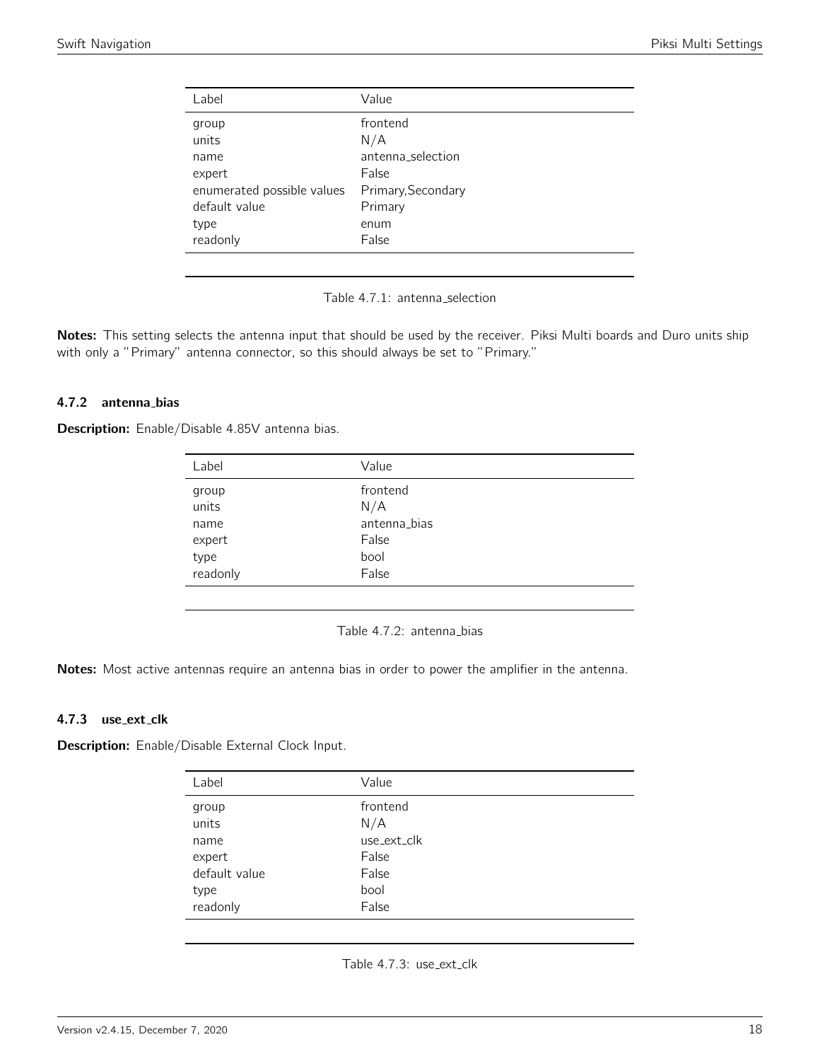| Label | Value |
|---|---|
| group | frontend |
| units | N/A |
| name | antenna_selection |
| expert | False |
| enumerated possible values | Primary,Secondary |
| default value | Primary |
| type | enum |
| readonly | False |

Table 4.7.1: antenna_selection

**Notes:** This setting selects the antenna input that should be used by the receiver. Piksi Multi boards and Duro units ship with only a "Primary" antenna connector, so this should always be set to "Primary."

#### 4.7.2 antenna_bias

**Description:** Enable/Disable 4.85V antenna bias.

| Label | Value |
|---|---|
| group | frontend |
| units | N/A |
| name | antenna_bias |
| expert | False |
| type | bool |
| readonly | False |

Table 4.7.2: antenna_bias

**Notes:** Most active antennas require an antenna bias in order to power the amplifier in the antenna.

#### 4.7.3 use_ext_clk

**Description:** Enable/Disable External Clock Input.

| Label | Value |
|---|---|
| group | frontend |
| units | N/A |
| name | use_ext_clk |
| expert | False |
| default value | False |
| type | bool |
| readonly | False |

Table 4.7.3: use_ext_clk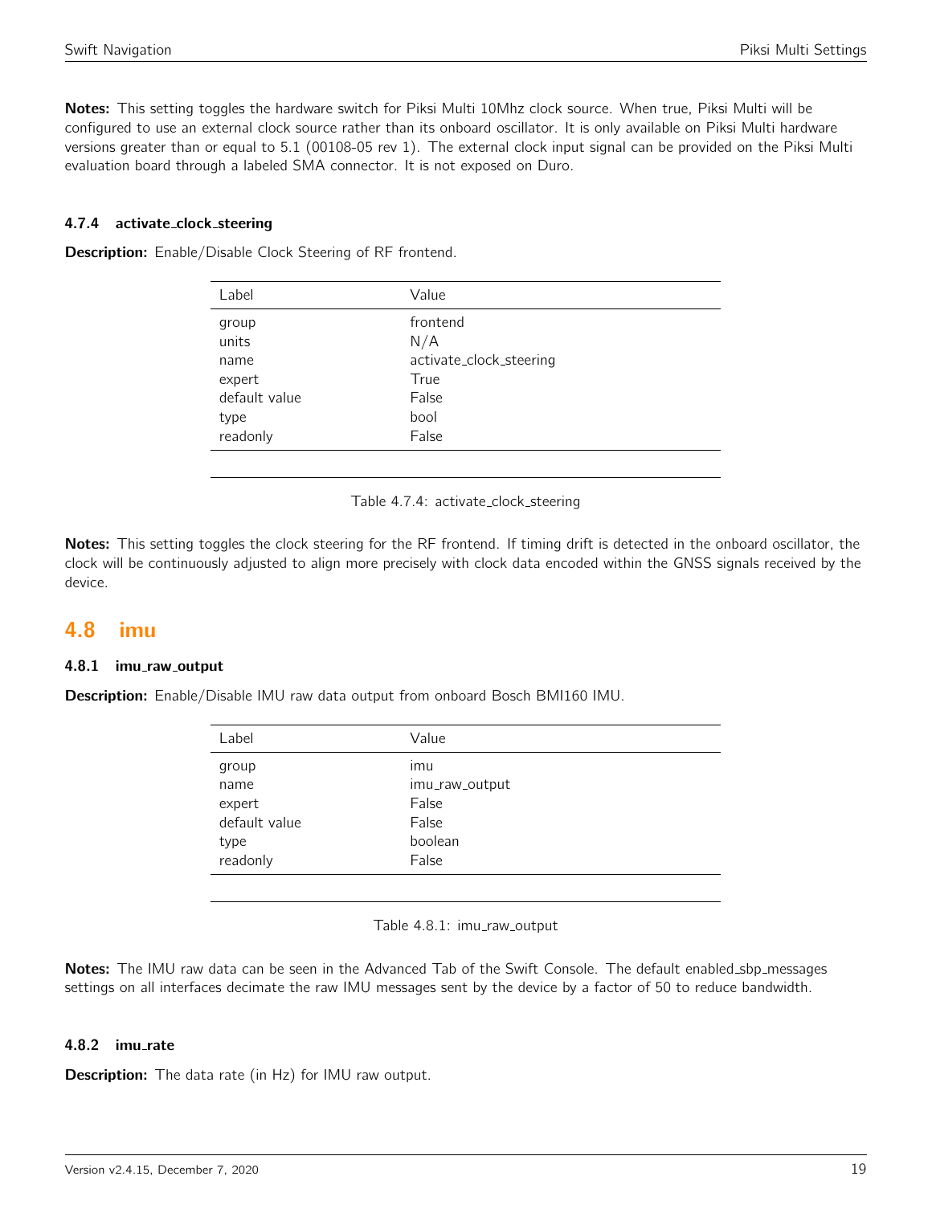**Notes:** This setting toggles the hardware switch for Piksi Multi 10Mhz clock source. When true, Piksi Multi will be configured to use an external clock source rather than its onboard oscillator. It is only available on Piksi Multi hardware versions greater than or equal to 5.1 (00108-05 rev 1). The external clock input signal can be provided on the Piksi Multi evaluation board through a labeled SMA connector. It is not exposed on Duro.

### 4.7.4 activate_clock_steering

**Description:** Enable/Disable Clock Steering of RF frontend.

| Label | Value |
|---|---|
| group | frontend |
| units | N/A |
| name | activate_clock_steering |
| expert | True |
| default value | False |
| type | bool |
| readonly | False |

Table 4.7.4: activate_clock_steering

**Notes:** This setting toggles the clock steering for the RF frontend. If timing drift is detected in the onboard oscillator, the clock will be continuously adjusted to align more precisely with clock data encoded within the GNSS signals received by the device.

## 4.8 imu

### 4.8.1 imu_raw_output

**Description:** Enable/Disable IMU raw data output from onboard Bosch BMI160 IMU.

| Label | Value |
|---|---|
| group | imu |
| name | imu_raw_output |
| expert | False |
| default value | False |
| type | boolean |
| readonly | False |

Table 4.8.1: imu_raw_output

**Notes:** The IMU raw data can be seen in the Advanced Tab of the Swift Console. The default enabled_sbp_messages settings on all interfaces decimate the raw IMU messages sent by the device by a factor of 50 to reduce bandwidth.

### 4.8.2 imu_rate

**Description:** The data rate (in Hz) for IMU raw output.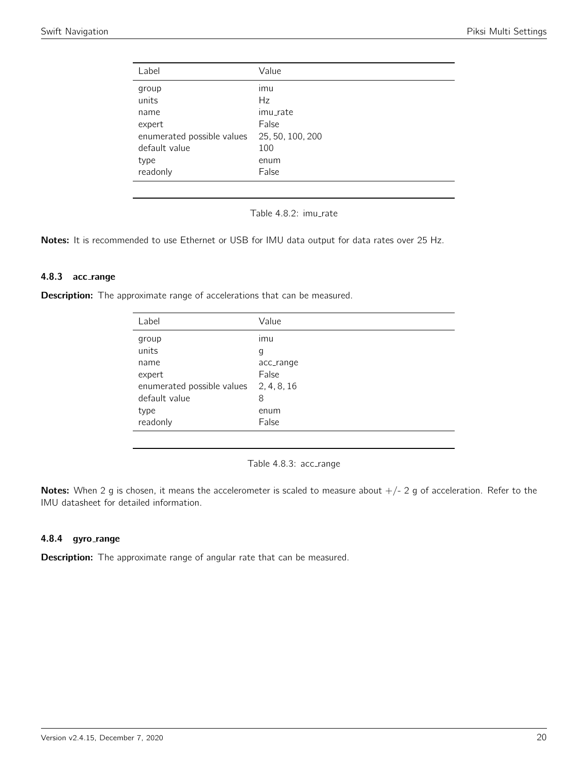| Label | Value |
| --- | --- |
| group | imu |
| units | Hz |
| name | imu_rate |
| expert | False |
| enumerated possible values | 25, 50, 100, 200 |
| default value | 100 |
| type | enum |
| readonly | False |

Table 4.8.2: imu_rate

**Notes:** It is recommended to use Ethernet or USB for IMU data output for data rates over 25 Hz.

### 4.8.3 acc_range

**Description:** The approximate range of accelerations that can be measured.

| Label | Value |
| --- | --- |
| group | imu |
| units | g |
| name | acc_range |
| expert | False |
| enumerated possible values | 2, 4, 8, 16 |
| default value | 8 |
| type | enum |
| readonly | False |

Table 4.8.3: acc_range

**Notes:** When 2 g is chosen, it means the accelerometer is scaled to measure about +/- 2 g of acceleration. Refer to the IMU datasheet for detailed information.

### 4.8.4 gyro_range

**Description:** The approximate range of angular rate that can be measured.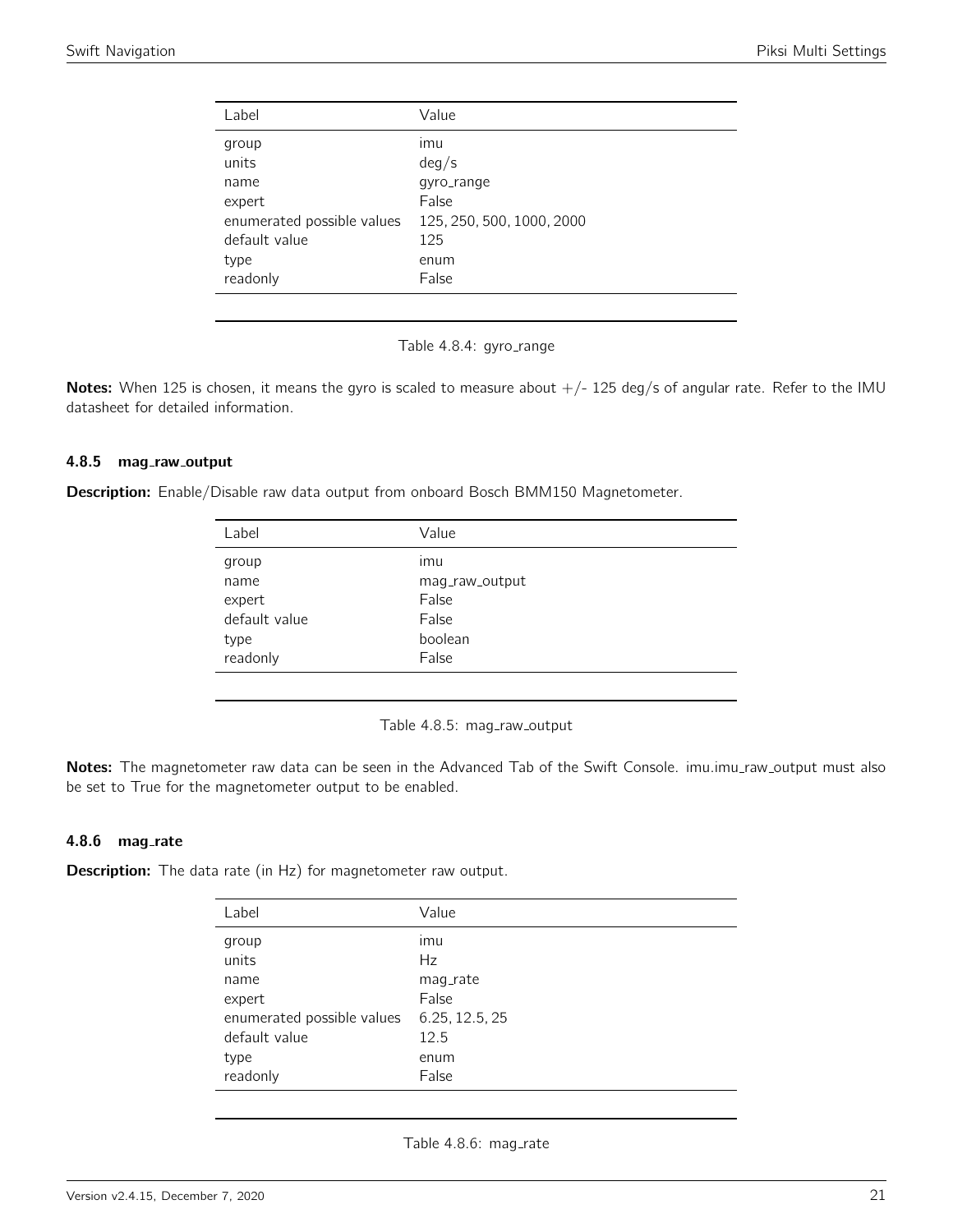| Label | Value |
| --- | --- |
| group | imu |
| units | deg/s |
| name | gyro_range |
| expert | False |
| enumerated possible values | 125, 250, 500, 1000, 2000 |
| default value | 125 |
| type | enum |
| readonly | False |

Table 4.8.4: gyro_range

**Notes:** When 125 is chosen, it means the gyro is scaled to measure about +/- 125 deg/s of angular rate. Refer to the IMU datasheet for detailed information.

#### 4.8.5 mag_raw_output

**Description:** Enable/Disable raw data output from onboard Bosch BMM150 Magnetometer.

| Label | Value |
| --- | --- |
| group | imu |
| name | mag_raw_output |
| expert | False |
| default value | False |
| type | boolean |
| readonly | False |

Table 4.8.5: mag_raw_output

**Notes:** The magnetometer raw data can be seen in the Advanced Tab of the Swift Console. imu.imu_raw_output must also be set to True for the magnetometer output to be enabled.

#### 4.8.6 mag_rate

**Description:** The data rate (in Hz) for magnetometer raw output.

| Label | Value |
| --- | --- |
| group | imu |
| units | Hz |
| name | mag_rate |
| expert | False |
| enumerated possible values | 6.25, 12.5, 25 |
| default value | 12.5 |
| type | enum |
| readonly | False |

Table 4.8.6: mag_rate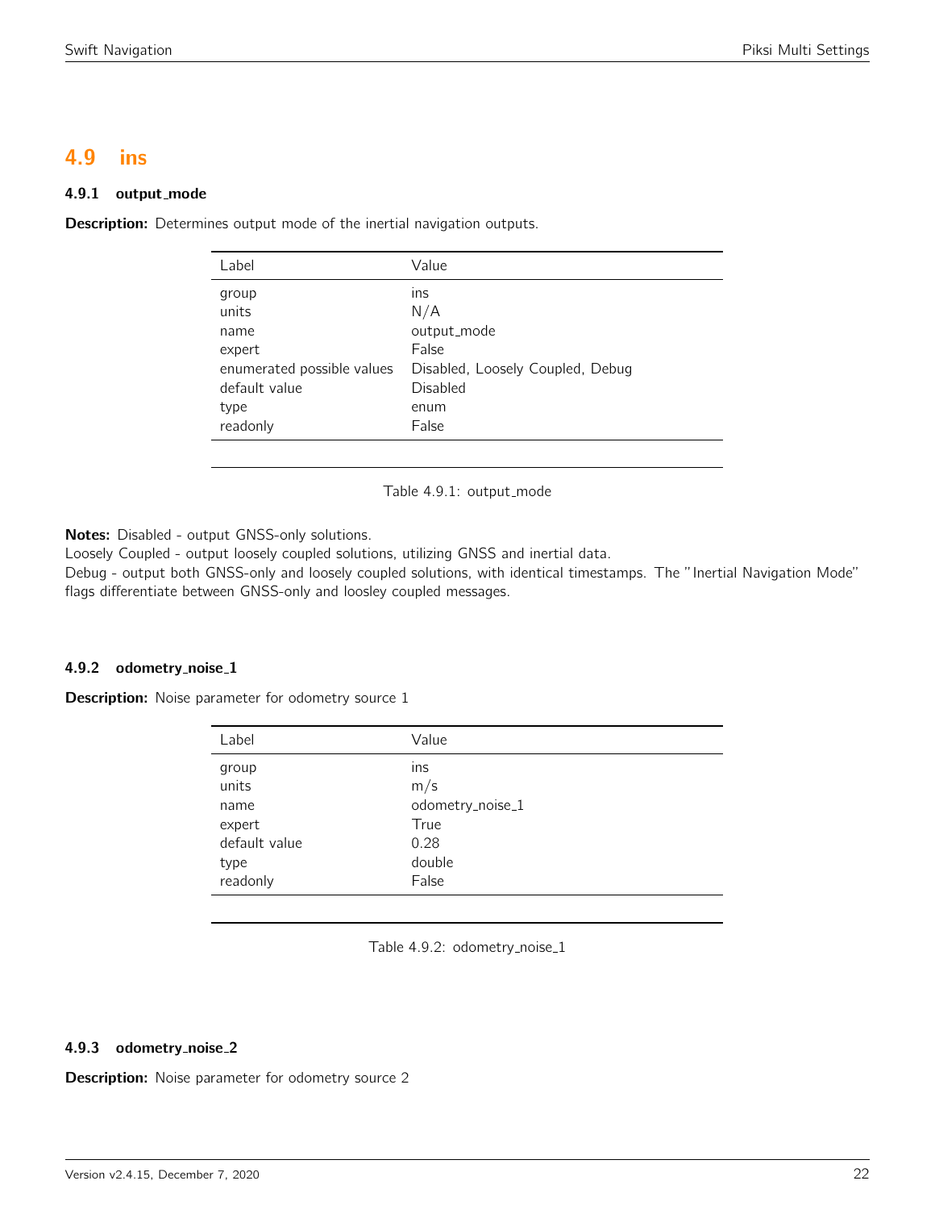## 4.9 ins

### 4.9.1 output_mode

**Description:** Determines output mode of the inertial navigation outputs.

| Label | Value |
|---|---|
| group | ins |
| units | N/A |
| name | output_mode |
| expert | False |
| enumerated possible values | Disabled, Loosely Coupled, Debug |
| default value | Disabled |
| type | enum |
| readonly | False |

Table 4.9.1: output_mode

**Notes:** Disabled - output GNSS-only solutions.
Loosely Coupled - output loosely coupled solutions, utilizing GNSS and inertial data.
Debug - output both GNSS-only and loosely coupled solutions, with identical timestamps. The "Inertial Navigation Mode" flags differentiate between GNSS-only and loosley coupled messages.

### 4.9.2 odometry_noise_1

**Description:** Noise parameter for odometry source 1

| Label | Value |
|---|---|
| group | ins |
| units | m/s |
| name | odometry_noise_1 |
| expert | True |
| default value | 0.28 |
| type | double |
| readonly | False |

Table 4.9.2: odometry_noise_1

### 4.9.3 odometry_noise_2

**Description:** Noise parameter for odometry source 2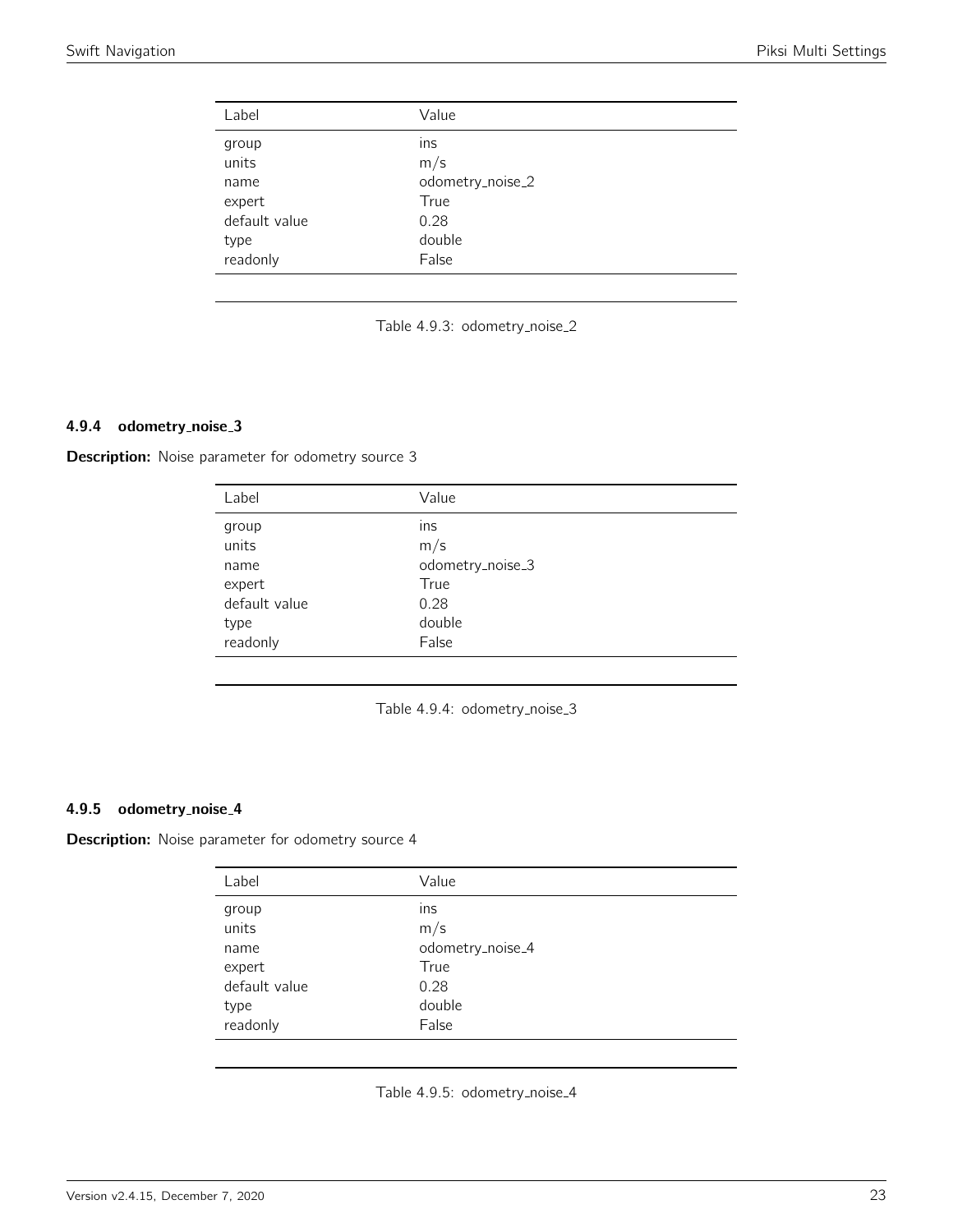| Label | Value |
|---|---|
| group | ins |
| units | m/s |
| name | odometry_noise_2 |
| expert | True |
| default value | 0.28 |
| type | double |
| readonly | False |

Table 4.9.3: odometry_noise_2

### 4.9.4 odometry_noise_3

**Description:** Noise parameter for odometry source 3

| Label | Value |
|---|---|
| group | ins |
| units | m/s |
| name | odometry_noise_3 |
| expert | True |
| default value | 0.28 |
| type | double |
| readonly | False |

Table 4.9.4: odometry_noise_3

### 4.9.5 odometry_noise_4

**Description:** Noise parameter for odometry source 4

| Label | Value |
|---|---|
| group | ins |
| units | m/s |
| name | odometry_noise_4 |
| expert | True |
| default value | 0.28 |
| type | double |
| readonly | False |

Table 4.9.5: odometry_noise_4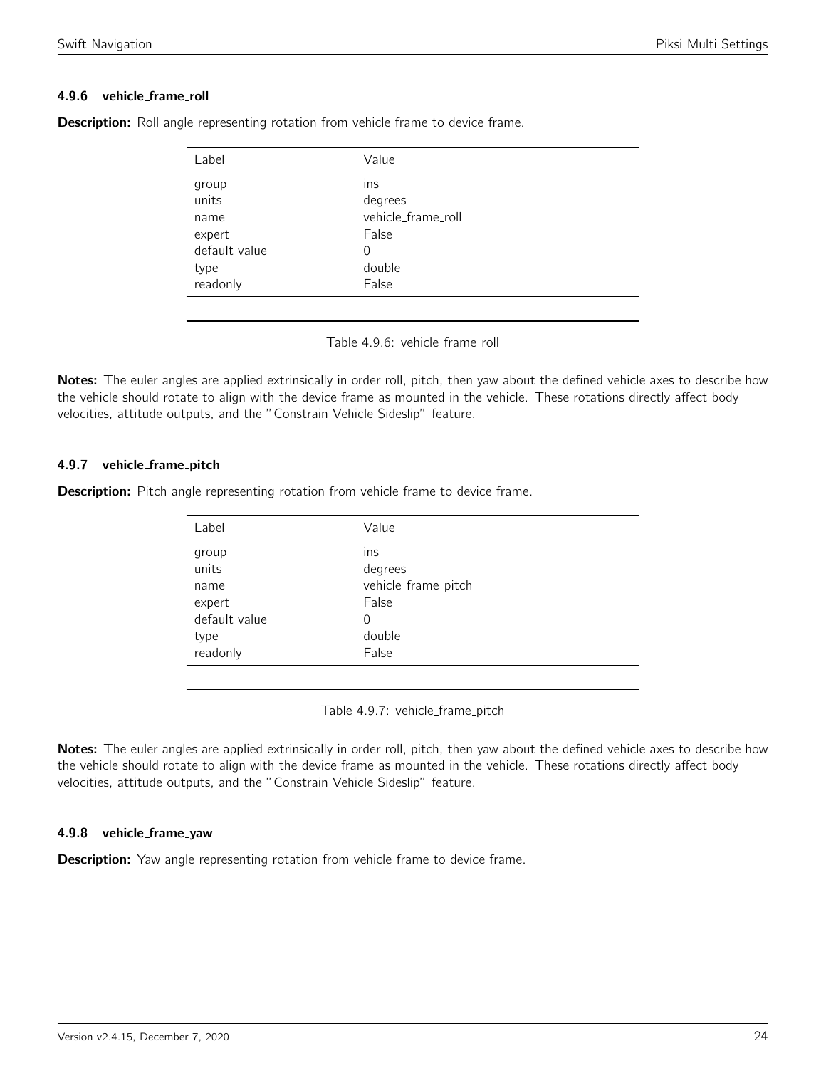#### 4.9.6 vehicle_frame_roll

**Description:** Roll angle representing rotation from vehicle frame to device frame.

| Label | Value |
|---|---|
| group | ins |
| units | degrees |
| name | vehicle_frame_roll |
| expert | False |
| default value | 0 |
| type | double |
| readonly | False |

Table 4.9.6: vehicle_frame_roll

**Notes:** The euler angles are applied extrinsically in order roll, pitch, then yaw about the defined vehicle axes to describe how the vehicle should rotate to align with the device frame as mounted in the vehicle. These rotations directly affect body velocities, attitude outputs, and the "Constrain Vehicle Sideslip" feature.

#### 4.9.7 vehicle_frame_pitch

**Description:** Pitch angle representing rotation from vehicle frame to device frame.

| Label | Value |
|---|---|
| group | ins |
| units | degrees |
| name | vehicle_frame_pitch |
| expert | False |
| default value | 0 |
| type | double |
| readonly | False |

Table 4.9.7: vehicle_frame_pitch

**Notes:** The euler angles are applied extrinsically in order roll, pitch, then yaw about the defined vehicle axes to describe how the vehicle should rotate to align with the device frame as mounted in the vehicle. These rotations directly affect body velocities, attitude outputs, and the "Constrain Vehicle Sideslip" feature.

#### 4.9.8 vehicle_frame_yaw

**Description:** Yaw angle representing rotation from vehicle frame to device frame.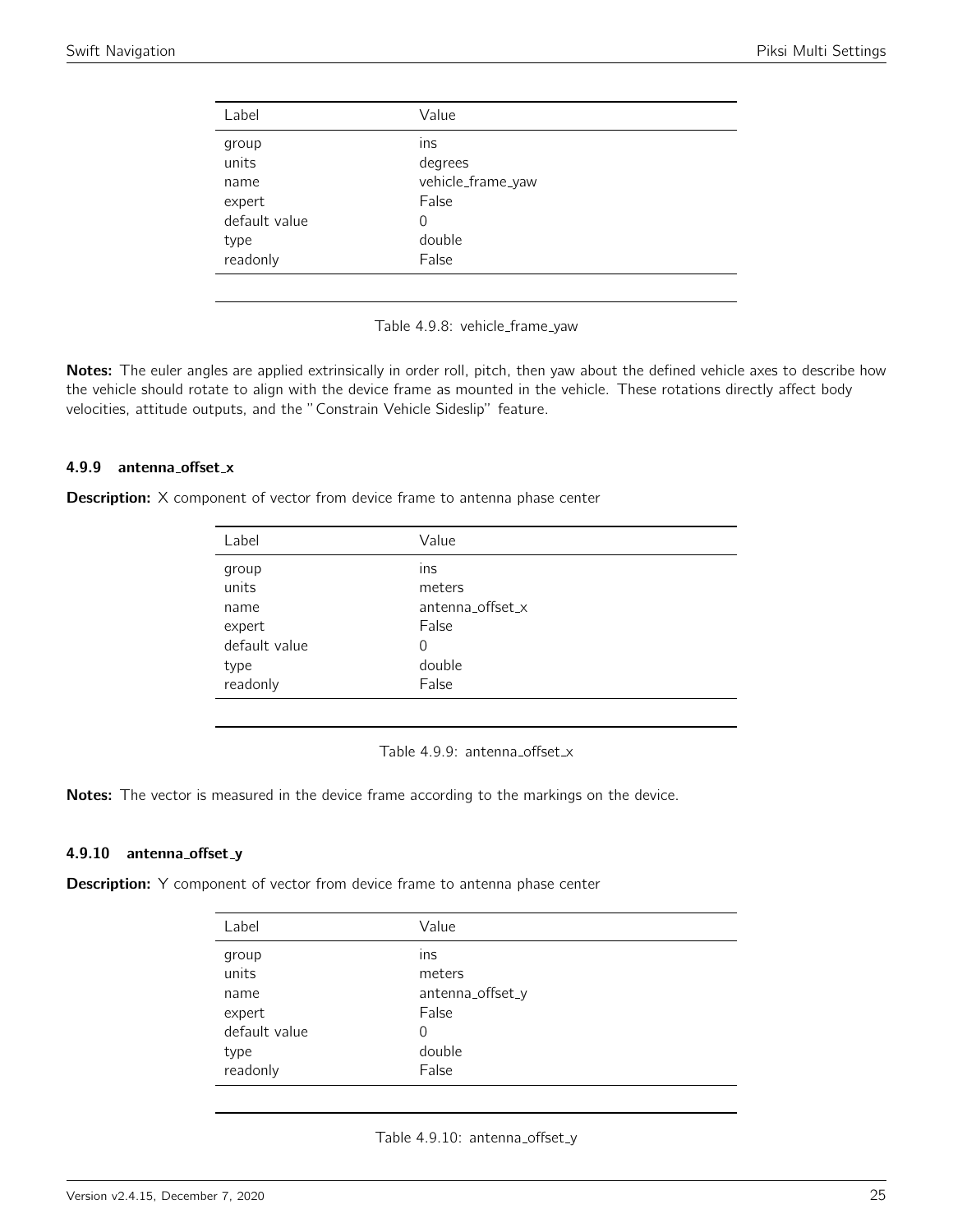| Label | Value |
|---|---|
| group | ins |
| units | degrees |
| name | vehicle_frame_yaw |
| expert | False |
| default value | 0 |
| type | double |
| readonly | False |

Table 4.9.8: vehicle_frame_yaw

**Notes:** The euler angles are applied extrinsically in order roll, pitch, then yaw about the defined vehicle axes to describe how the vehicle should rotate to align with the device frame as mounted in the vehicle. These rotations directly affect body velocities, attitude outputs, and the "Constrain Vehicle Sideslip" feature.

#### 4.9.9 antenna_offset_x

**Description:** X component of vector from device frame to antenna phase center

| Label | Value |
|---|---|
| group | ins |
| units | meters |
| name | antenna_offset_x |
| expert | False |
| default value | 0 |
| type | double |
| readonly | False |

Table 4.9.9: antenna_offset_x

**Notes:** The vector is measured in the device frame according to the markings on the device.

#### 4.9.10 antenna_offset_y

**Description:** Y component of vector from device frame to antenna phase center

| Label | Value |
|---|---|
| group | ins |
| units | meters |
| name | antenna_offset_y |
| expert | False |
| default value | 0 |
| type | double |
| readonly | False |

Table 4.9.10: antenna_offset_y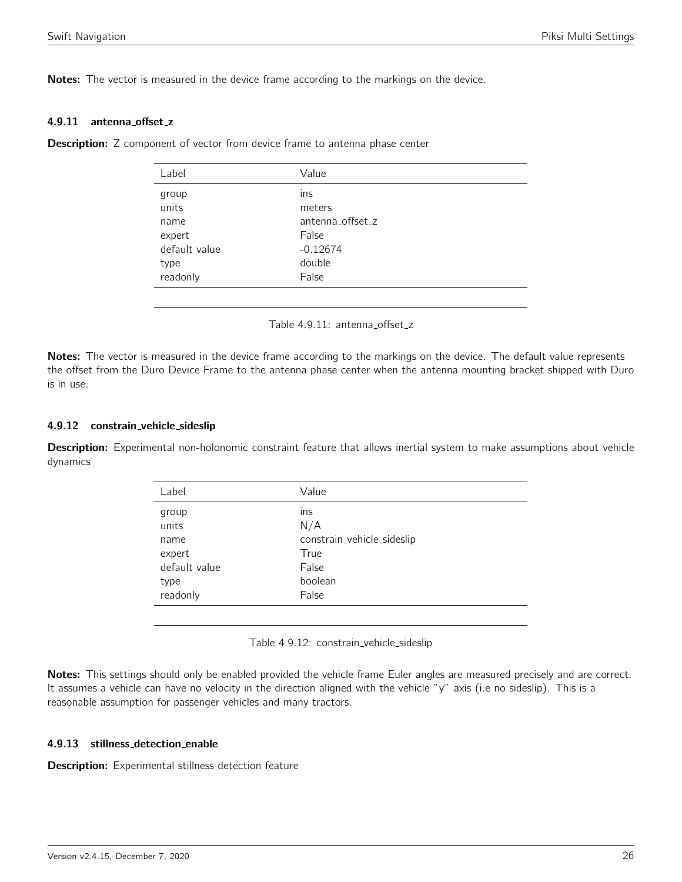**Notes:** The vector is measured in the device frame according to the markings on the device.

#### 4.9.11 antenna_offset_z

**Description:** Z component of vector from device frame to antenna phase center

| Label | Value |
|---|---|
| group | ins |
| units | meters |
| name | antenna_offset_z |
| expert | False |
| default value | -0.12674 |
| type | double |
| readonly | False |

Table 4.9.11: antenna_offset_z

**Notes:** The vector is measured in the device frame according to the markings on the device. The default value represents the offset from the Duro Device Frame to the antenna phase center when the antenna mounting bracket shipped with Duro is in use.

#### 4.9.12 constrain_vehicle_sideslip

**Description:** Experimental non-holonomic constraint feature that allows inertial system to make assumptions about vehicle dynamics

| Label | Value |
|---|---|
| group | ins |
| units | N/A |
| name | constrain_vehicle_sideslip |
| expert | True |
| default value | False |
| type | boolean |
| readonly | False |

Table 4.9.12: constrain_vehicle_sideslip

**Notes:** This settings should only be enabled provided the vehicle frame Euler angles are measured precisely and are correct. It assumes a vehicle can have no velocity in the direction aligned with the vehicle "y" axis (i.e no sideslip). This is a reasonable assumption for passenger vehicles and many tractors.

#### 4.9.13 stillness_detection_enable

**Description:** Experimental stillness detection feature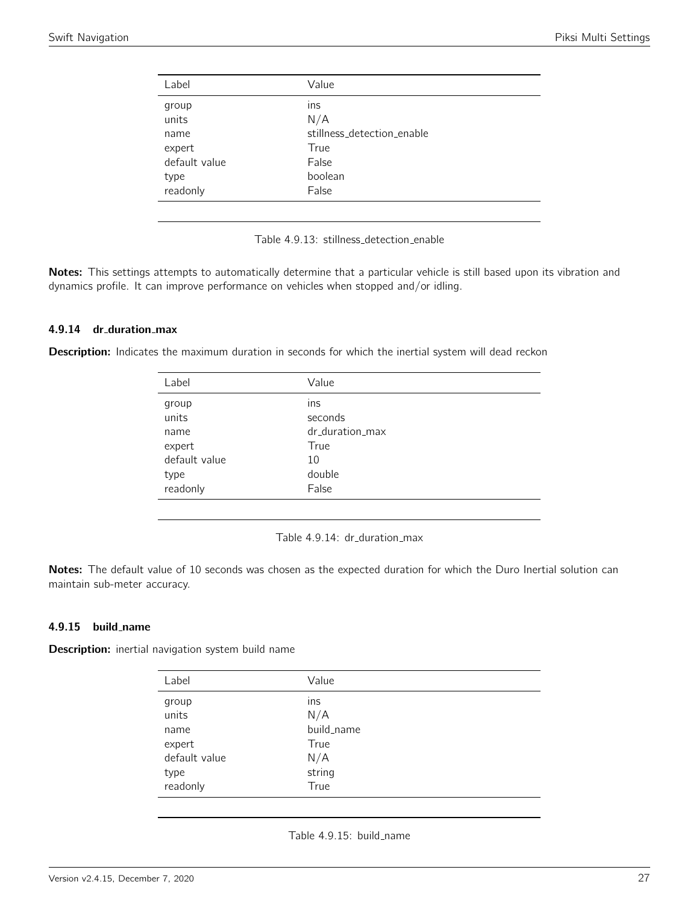| Label | Value |
|---|---|
| group | ins |
| units | N/A |
| name | stillness_detection_enable |
| expert | True |
| default value | False |
| type | boolean |
| readonly | False |

Table 4.9.13: stillness_detection_enable

**Notes:** This settings attempts to automatically determine that a particular vehicle is still based upon its vibration and dynamics profile. It can improve performance on vehicles when stopped and/or idling.

### 4.9.14 dr_duration_max

**Description:** Indicates the maximum duration in seconds for which the inertial system will dead reckon

| Label | Value |
|---|---|
| group | ins |
| units | seconds |
| name | dr_duration_max |
| expert | True |
| default value | 10 |
| type | double |
| readonly | False |

Table 4.9.14: dr_duration_max

**Notes:** The default value of 10 seconds was chosen as the expected duration for which the Duro Inertial solution can maintain sub-meter accuracy.

### 4.9.15 build_name

**Description:** inertial navigation system build name

| Label | Value |
|---|---|
| group | ins |
| units | N/A |
| name | build_name |
| expert | True |
| default value | N/A |
| type | string |
| readonly | True |

Table 4.9.15: build_name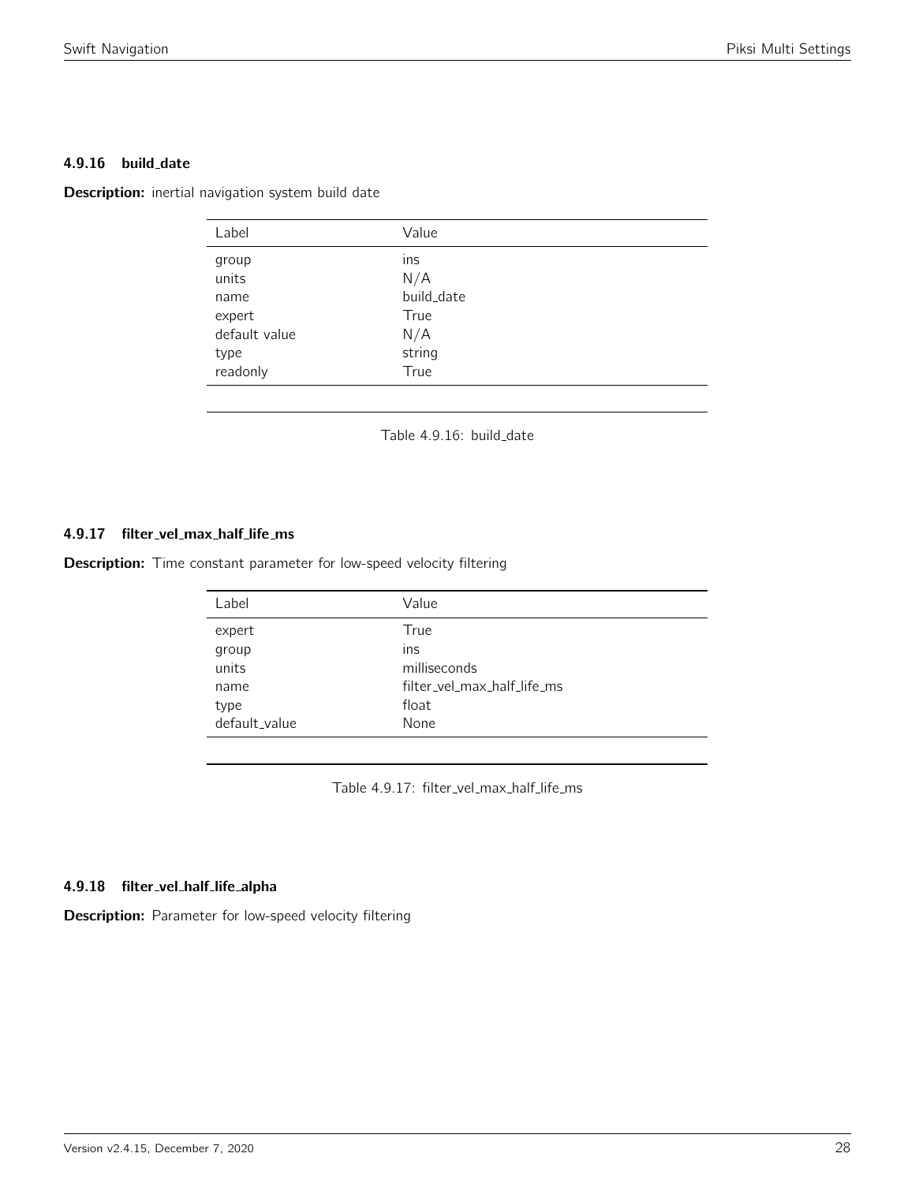#### 4.9.16 build_date

**Description:** inertial navigation system build date

| Label | Value |
| --- | --- |
| group | ins |
| units | N/A |
| name | build_date |
| expert | True |
| default value | N/A |
| type | string |
| readonly | True |

Table 4.9.16: build_date

#### 4.9.17 filter_vel_max_half_life_ms

**Description:** Time constant parameter for low-speed velocity filtering

| Label | Value |
| --- | --- |
| expert | True |
| group | ins |
| units | milliseconds |
| name | filter_vel_max_half_life_ms |
| type | float |
| default_value | None |

Table 4.9.17: filter_vel_max_half_life_ms

#### 4.9.18 filter_vel_half_life_alpha

**Description:** Parameter for low-speed velocity filtering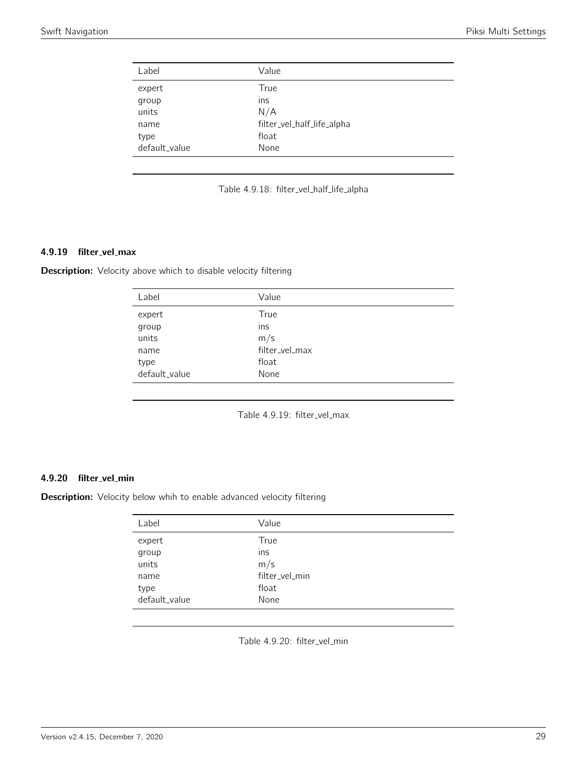| Label | Value |
|---|---|
| expert | True |
| group | ins |
| units | N/A |
| name | filter_vel_half_life_alpha |
| type | float |
| default_value | None |

Table 4.9.18: filter_vel_half_life_alpha

### 4.9.19 filter_vel_max

**Description:** Velocity above which to disable velocity filtering

| Label | Value |
|---|---|
| expert | True |
| group | ins |
| units | m/s |
| name | filter_vel_max |
| type | float |
| default_value | None |

Table 4.9.19: filter_vel_max

### 4.9.20 filter_vel_min

**Description:** Velocity below whih to enable advanced velocity filtering

| Label | Value |
|---|---|
| expert | True |
| group | ins |
| units | m/s |
| name | filter_vel_min |
| type | float |
| default_value | None |

Table 4.9.20: filter_vel_min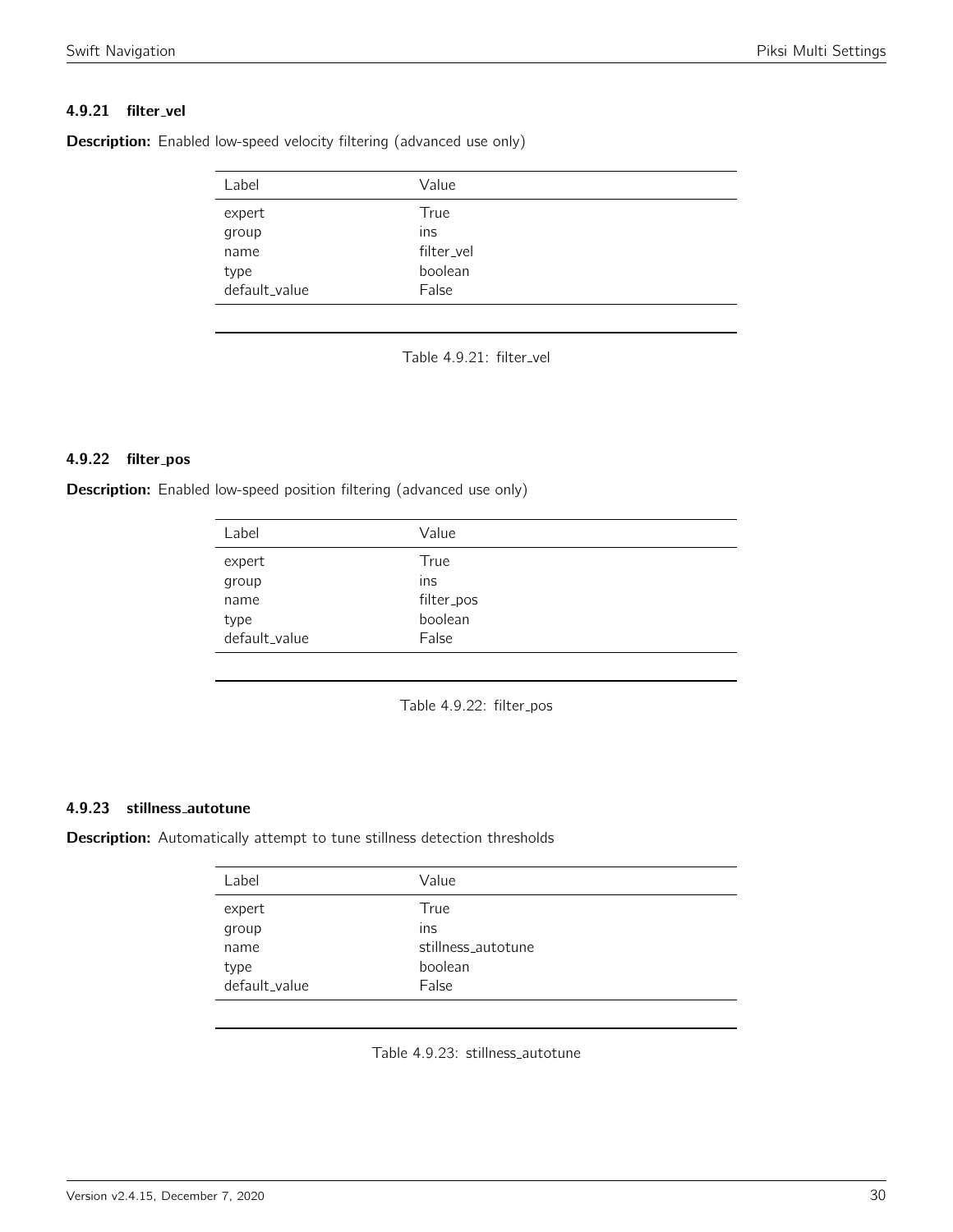#### 4.9.21 filter_vel

**Description:** Enabled low-speed velocity filtering (advanced use only)

| Label | Value |
|---|---|
| expert | True |
| group | ins |
| name | filter_vel |
| type | boolean |
| default_value | False |

Table 4.9.21: filter_vel

#### 4.9.22 filter_pos

**Description:** Enabled low-speed position filtering (advanced use only)

| Label | Value |
|---|---|
| expert | True |
| group | ins |
| name | filter_pos |
| type | boolean |
| default_value | False |

Table 4.9.22: filter_pos

#### 4.9.23 stillness_autotune

**Description:** Automatically attempt to tune stillness detection thresholds

| Label | Value |
|---|---|
| expert | True |
| group | ins |
| name | stillness_autotune |
| type | boolean |
| default_value | False |

Table 4.9.23: stillness_autotune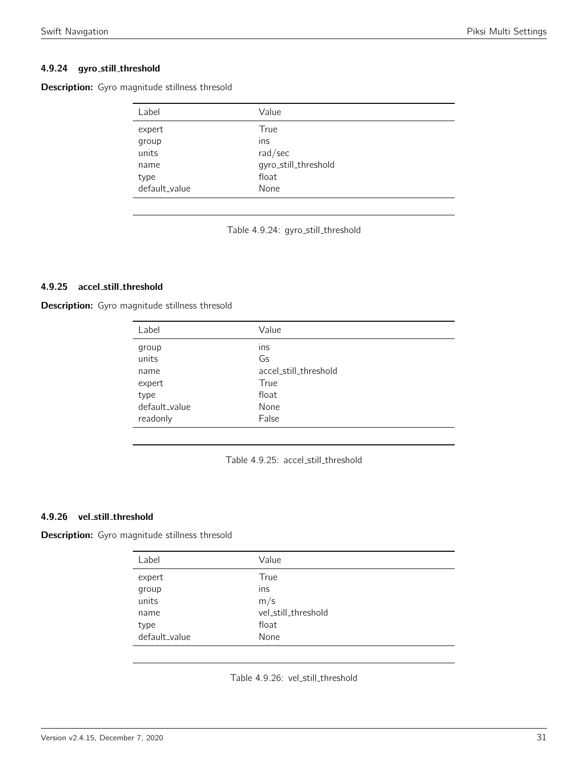#### 4.9.24 gyro_still_threshold

**Description:** Gyro magnitude stillness thresold

| Label | Value |
|---|---|
| expert | True |
| group | ins |
| units | rad/sec |
| name | gyro_still_threshold |
| type | float |
| default_value | None |

Table 4.9.24: gyro_still_threshold

#### 4.9.25 accel_still_threshold

**Description:** Gyro magnitude stillness thresold

| Label | Value |
|---|---|
| group | ins |
| units | Gs |
| name | accel_still_threshold |
| expert | True |
| type | float |
| default_value | None |
| readonly | False |

Table 4.9.25: accel_still_threshold

#### 4.9.26 vel_still_threshold

**Description:** Gyro magnitude stillness thresold

| Label | Value |
|---|---|
| expert | True |
| group | ins |
| units | m/s |
| name | vel_still_threshold |
| type | float |
| default_value | None |

Table 4.9.26: vel_still_threshold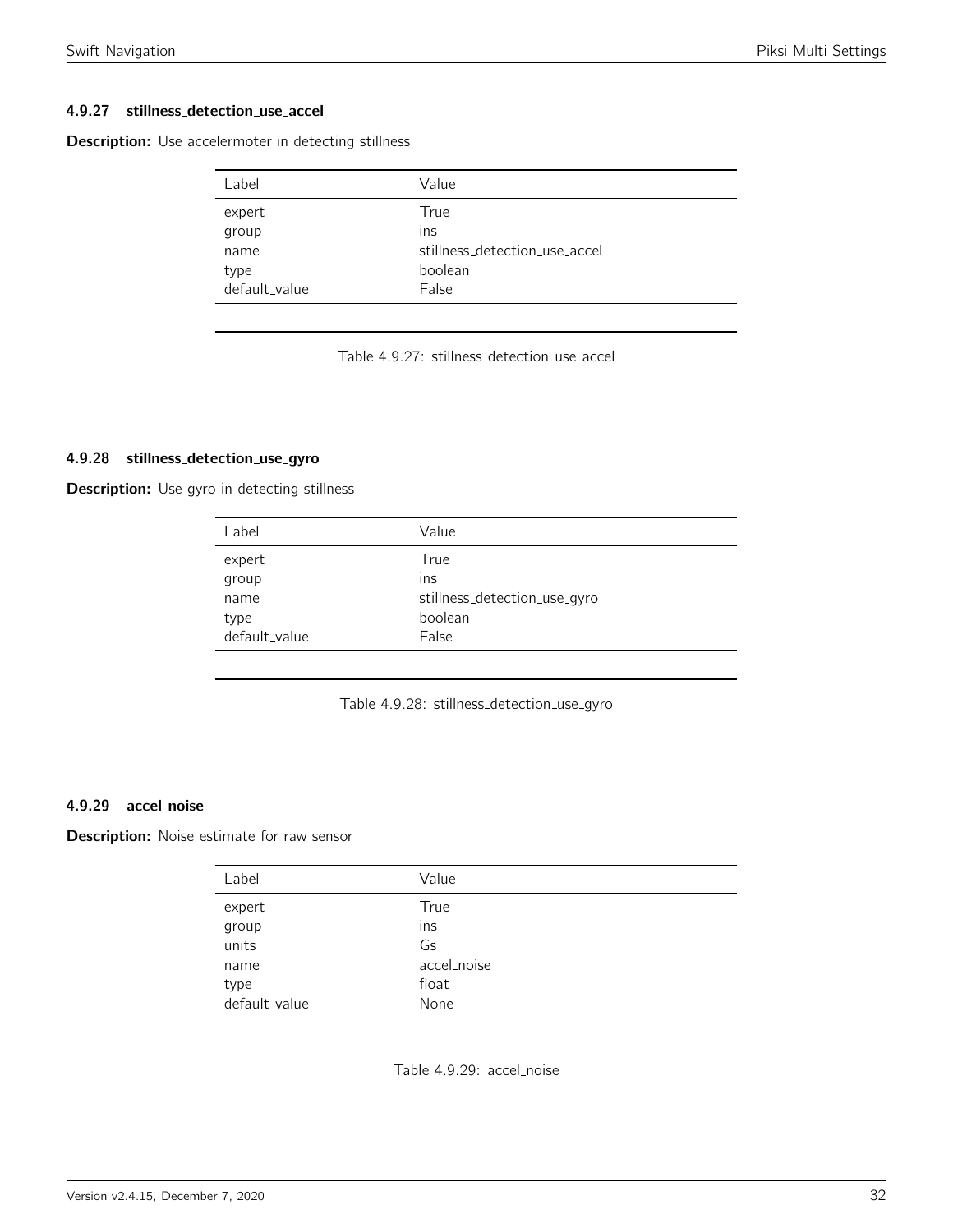#### 4.9.27 stillness_detection_use_accel

**Description:** Use accelermoter in detecting stillness

| Label | Value |
| --- | --- |
| expert | True |
| group | ins |
| name | stillness_detection_use_accel |
| type | boolean |
| default_value | False |

Table 4.9.27: stillness_detection_use_accel

#### 4.9.28 stillness_detection_use_gyro

**Description:** Use gyro in detecting stillness

| Label | Value |
| --- | --- |
| expert | True |
| group | ins |
| name | stillness_detection_use_gyro |
| type | boolean |
| default_value | False |

Table 4.9.28: stillness_detection_use_gyro

#### 4.9.29 accel_noise

**Description:** Noise estimate for raw sensor

| Label | Value |
| --- | --- |
| expert | True |
| group | ins |
| units | Gs |
| name | accel_noise |
| type | float |
| default_value | None |

Table 4.9.29: accel_noise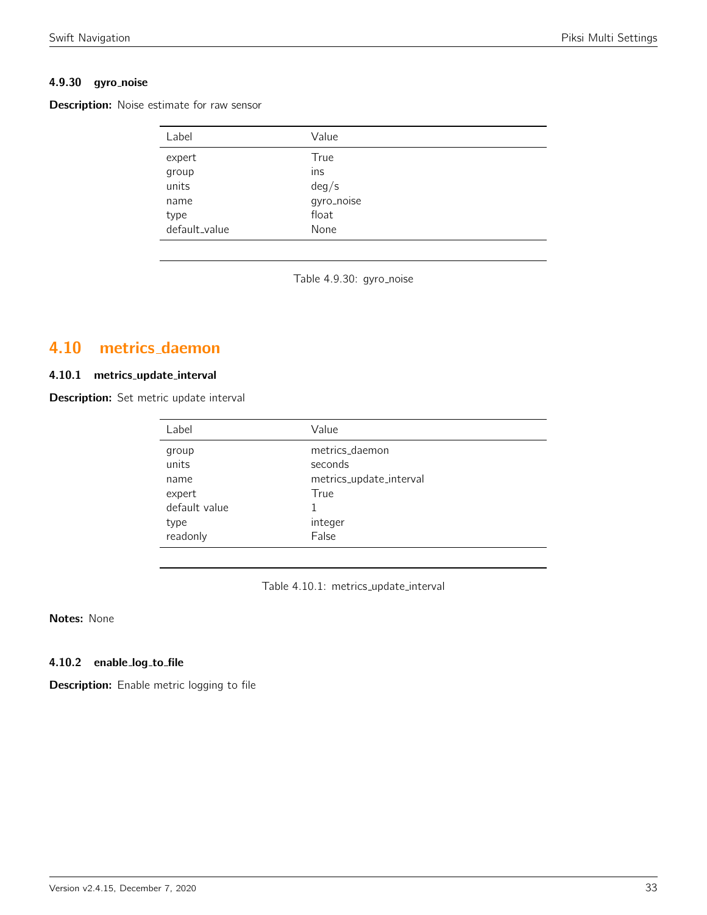#### 4.9.30 gyro_noise

**Description:** Noise estimate for raw sensor

| Label | Value |
| --- | --- |
| expert | True |
| group | ins |
| units | deg/s |
| name | gyro_noise |
| type | float |
| default_value | None |

Table 4.9.30: gyro_noise

## 4.10 metrics_daemon

#### 4.10.1 metrics_update_interval

**Description:** Set metric update interval

| Label | Value |
| --- | --- |
| group | metrics_daemon |
| units | seconds |
| name | metrics_update_interval |
| expert | True |
| default value | 1 |
| type | integer |
| readonly | False |

Table 4.10.1: metrics_update_interval

**Notes:** None

#### 4.10.2 enable_log_to_file

**Description:** Enable metric logging to file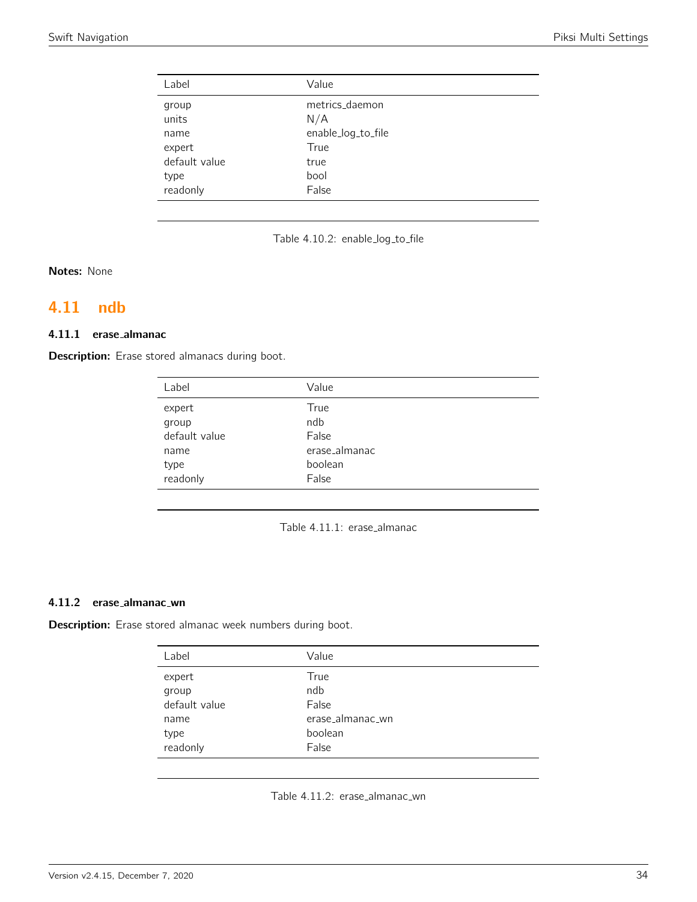| Label | Value |
|---|---|
| group | metrics_daemon |
| units | N/A |
| name | enable_log_to_file |
| expert | True |
| default value | true |
| type | bool |
| readonly | False |

Table 4.10.2: enable_log_to_file

**Notes:** None

## 4.11 ndb

### 4.11.1 erase_almanac

**Description:** Erase stored almanacs during boot.

| Label | Value |
|---|---|
| expert | True |
| group | ndb |
| default value | False |
| name | erase_almanac |
| type | boolean |
| readonly | False |

Table 4.11.1: erase_almanac

### 4.11.2 erase_almanac_wn

**Description:** Erase stored almanac week numbers during boot.

| Label | Value |
|---|---|
| expert | True |
| group | ndb |
| default value | False |
| name | erase_almanac_wn |
| type | boolean |
| readonly | False |

Table 4.11.2: erase_almanac_wn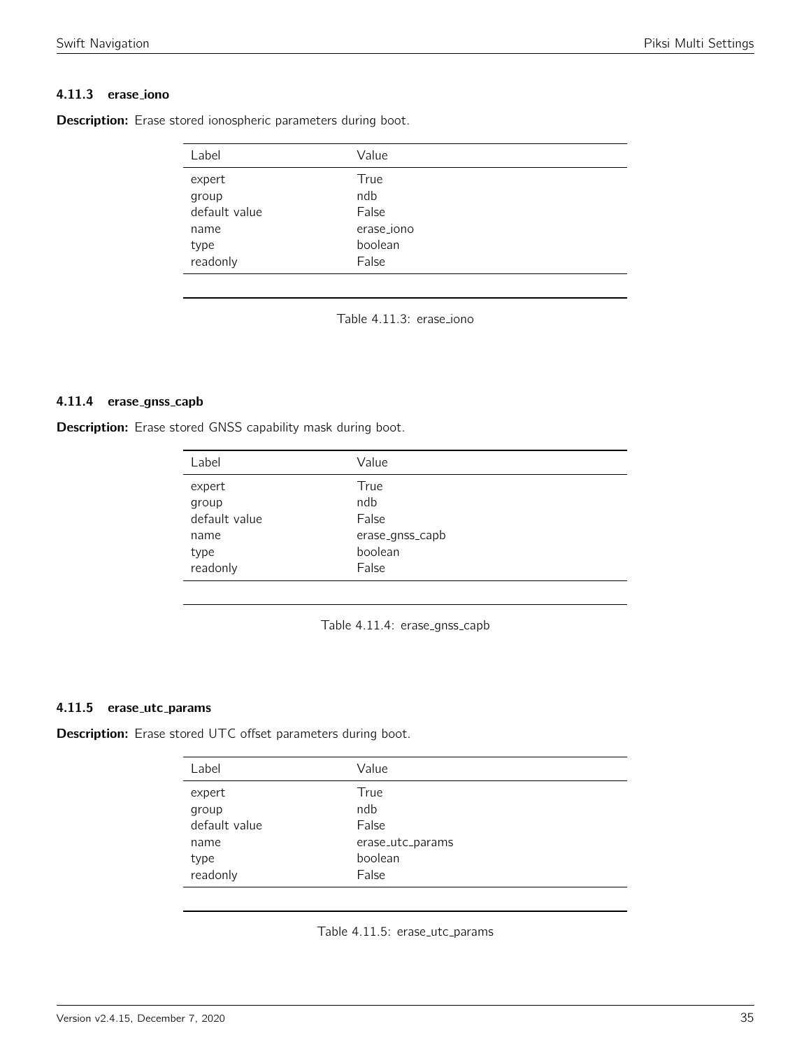#### 4.11.3 erase_iono

**Description:** Erase stored ionospheric parameters during boot.

| Label | Value |
|---|---|
| expert | True |
| group | ndb |
| default value | False |
| name | erase_iono |
| type | boolean |
| readonly | False |

Table 4.11.3: erase_iono

#### 4.11.4 erase_gnss_capb

**Description:** Erase stored GNSS capability mask during boot.

| Label | Value |
|---|---|
| expert | True |
| group | ndb |
| default value | False |
| name | erase_gnss_capb |
| type | boolean |
| readonly | False |

Table 4.11.4: erase_gnss_capb

#### 4.11.5 erase_utc_params

**Description:** Erase stored UTC offset parameters during boot.

| Label | Value |
|---|---|
| expert | True |
| group | ndb |
| default value | False |
| name | erase_utc_params |
| type | boolean |
| readonly | False |

Table 4.11.5: erase_utc_params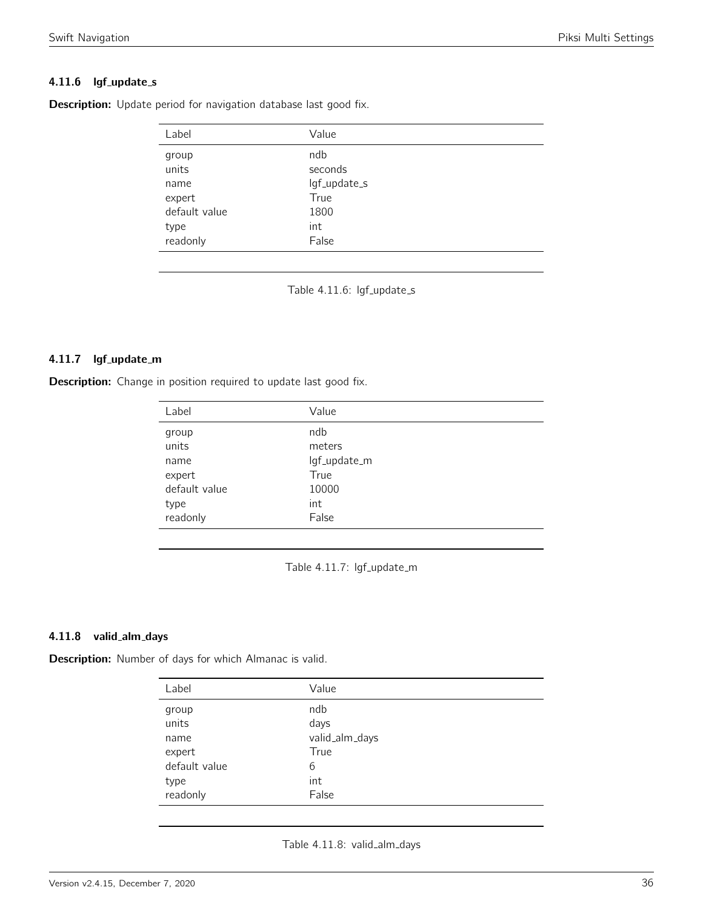#### 4.11.6 lgf_update_s

**Description:** Update period for navigation database last good fix.

| Label | Value |
|---|---|
| group | ndb |
| units | seconds |
| name | lgf_update_s |
| expert | True |
| default value | 1800 |
| type | int |
| readonly | False |

Table 4.11.6: lgf_update_s

#### 4.11.7 lgf_update_m

**Description:** Change in position required to update last good fix.

| Label | Value |
|---|---|
| group | ndb |
| units | meters |
| name | lgf_update_m |
| expert | True |
| default value | 10000 |
| type | int |
| readonly | False |

Table 4.11.7: lgf_update_m

#### 4.11.8 valid_alm_days

**Description:** Number of days for which Almanac is valid.

| Label | Value |
|---|---|
| group | ndb |
| units | days |
| name | valid_alm_days |
| expert | True |
| default value | 6 |
| type | int |
| readonly | False |

Table 4.11.8: valid_alm_days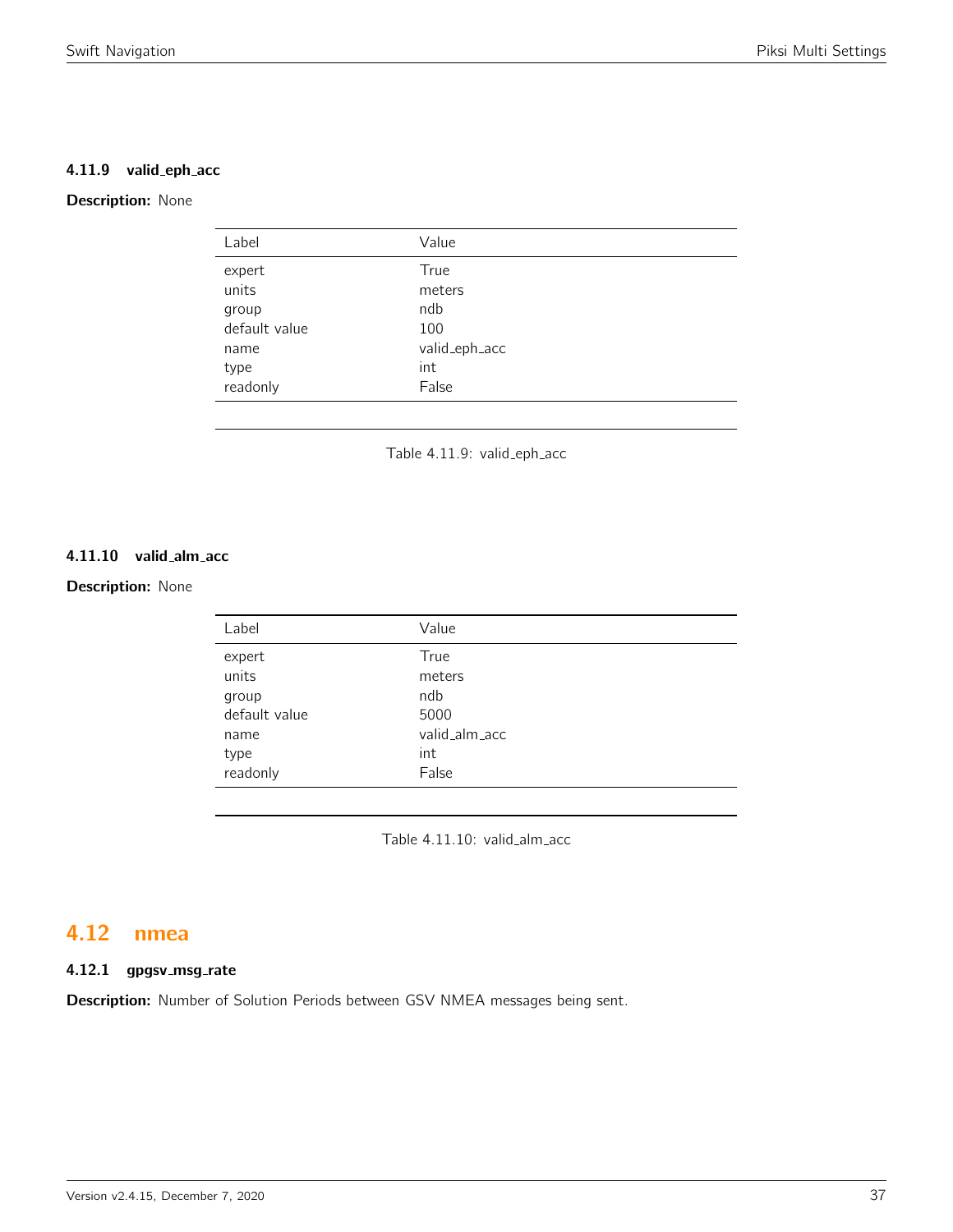#### 4.11.9 valid_eph_acc

**Description:** None

| Label | Value |
|---|---|
| expert | True |
| units | meters |
| group | ndb |
| default value | 100 |
| name | valid_eph_acc |
| type | int |
| readonly | False |

Table 4.11.9: valid_eph_acc

#### 4.11.10 valid_alm_acc

**Description:** None

| Label | Value |
|---|---|
| expert | True |
| units | meters |
| group | ndb |
| default value | 5000 |
| name | valid_alm_acc |
| type | int |
| readonly | False |

Table 4.11.10: valid_alm_acc

## 4.12 nmea

#### 4.12.1 gpgsv_msg_rate

**Description:** Number of Solution Periods between GSV NMEA messages being sent.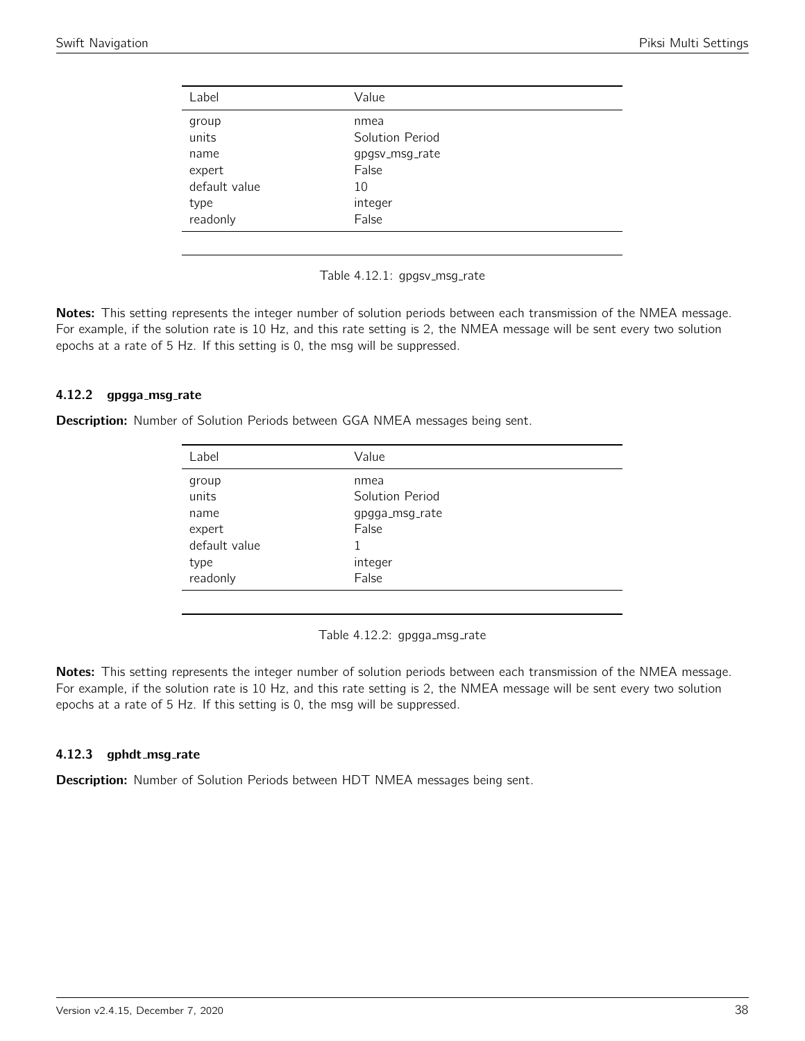| Label | Value |
|---|---|
| group | nmea |
| units | Solution Period |
| name | gpgsv_msg_rate |
| expert | False |
| default value | 10 |
| type | integer |
| readonly | False |

Table 4.12.1: gpgsv_msg_rate

**Notes:** This setting represents the integer number of solution periods between each transmission of the NMEA message. For example, if the solution rate is 10 Hz, and this rate setting is 2, the NMEA message will be sent every two solution epochs at a rate of 5 Hz. If this setting is 0, the msg will be suppressed.

#### 4.12.2 gpgga_msg_rate

**Description:** Number of Solution Periods between GGA NMEA messages being sent.

| Label | Value |
|---|---|
| group | nmea |
| units | Solution Period |
| name | gpgga_msg_rate |
| expert | False |
| default value | 1 |
| type | integer |
| readonly | False |

Table 4.12.2: gpgga_msg_rate

**Notes:** This setting represents the integer number of solution periods between each transmission of the NMEA message. For example, if the solution rate is 10 Hz, and this rate setting is 2, the NMEA message will be sent every two solution epochs at a rate of 5 Hz. If this setting is 0, the msg will be suppressed.

#### 4.12.3 gphdt_msg_rate

**Description:** Number of Solution Periods between HDT NMEA messages being sent.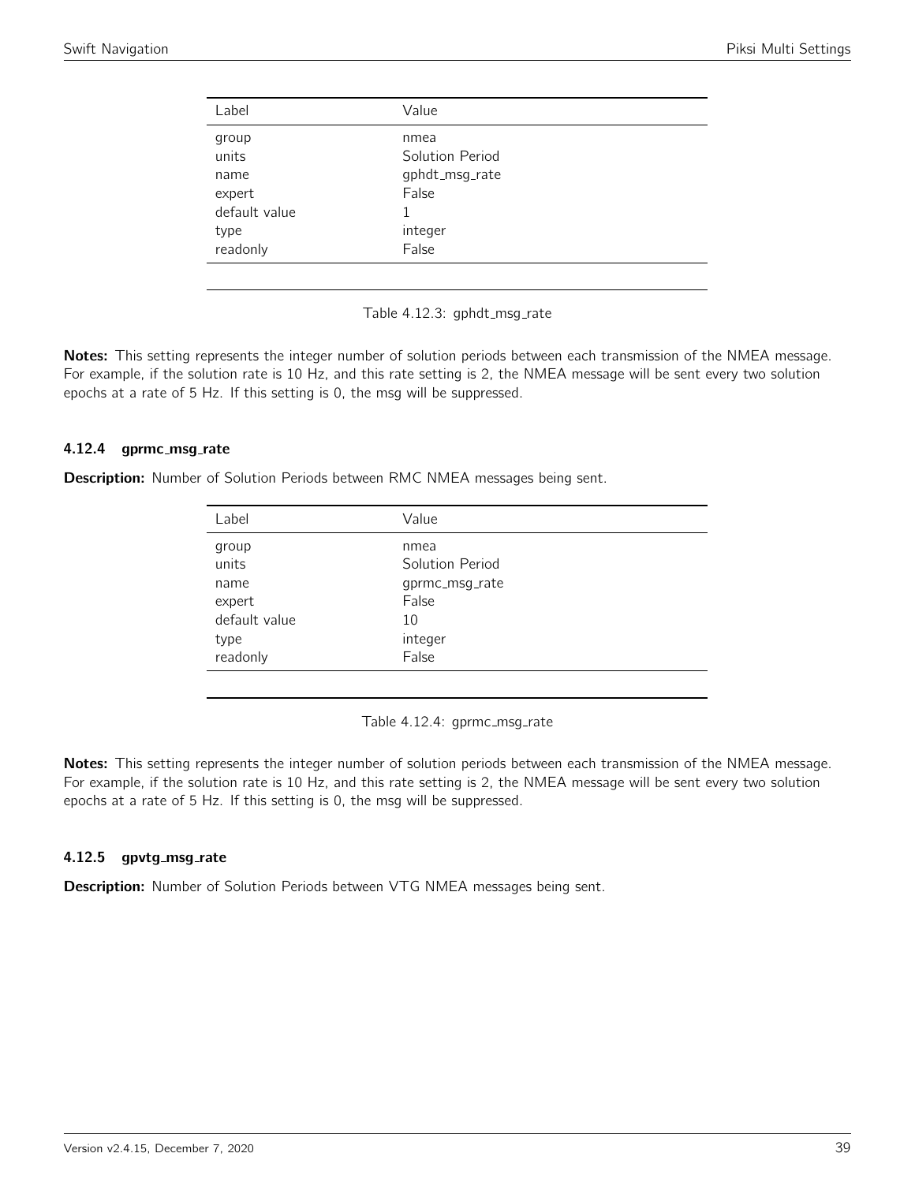| Label | Value |
|---|---|
| group | nmea |
| units | Solution Period |
| name | gphdt_msg_rate |
| expert | False |
| default value | 1 |
| type | integer |
| readonly | False |

Table 4.12.3: gphdt_msg_rate

**Notes:** This setting represents the integer number of solution periods between each transmission of the NMEA message. For example, if the solution rate is 10 Hz, and this rate setting is 2, the NMEA message will be sent every two solution epochs at a rate of 5 Hz. If this setting is 0, the msg will be suppressed.

#### 4.12.4 gprmc_msg_rate

**Description:** Number of Solution Periods between RMC NMEA messages being sent.

| Label | Value |
|---|---|
| group | nmea |
| units | Solution Period |
| name | gprmc_msg_rate |
| expert | False |
| default value | 10 |
| type | integer |
| readonly | False |

Table 4.12.4: gprmc_msg_rate

**Notes:** This setting represents the integer number of solution periods between each transmission of the NMEA message. For example, if the solution rate is 10 Hz, and this rate setting is 2, the NMEA message will be sent every two solution epochs at a rate of 5 Hz. If this setting is 0, the msg will be suppressed.

#### 4.12.5 gpvtg_msg_rate

**Description:** Number of Solution Periods between VTG NMEA messages being sent.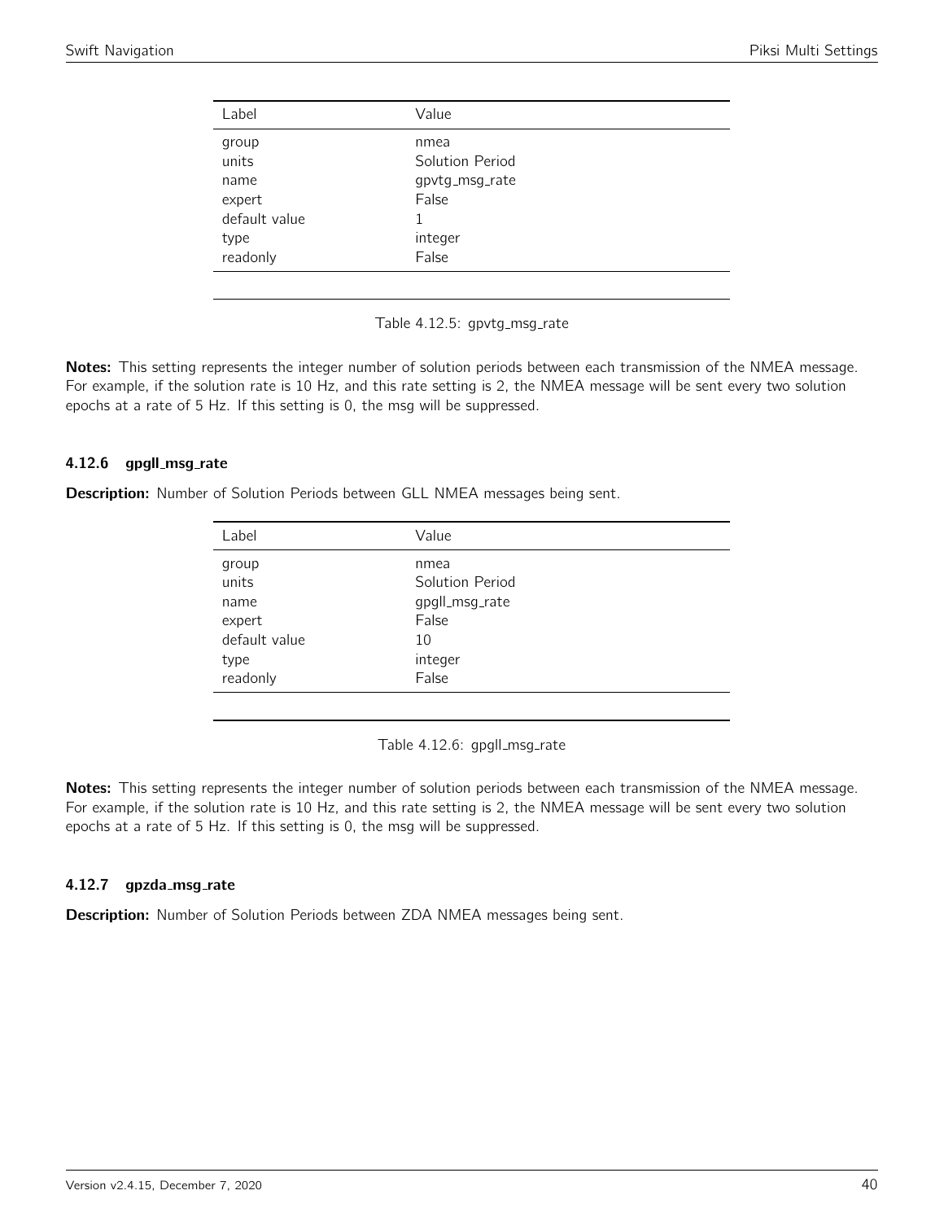| Label | Value |
| --- | --- |
| group | nmea |
| units | Solution Period |
| name | gpvtg_msg_rate |
| expert | False |
| default value | 1 |
| type | integer |
| readonly | False |

Table 4.12.5: gpvtg_msg_rate

**Notes:** This setting represents the integer number of solution periods between each transmission of the NMEA message. For example, if the solution rate is 10 Hz, and this rate setting is 2, the NMEA message will be sent every two solution epochs at a rate of 5 Hz. If this setting is 0, the msg will be suppressed.

### 4.12.6 gpgll_msg_rate

**Description:** Number of Solution Periods between GLL NMEA messages being sent.

| Label | Value |
| --- | --- |
| group | nmea |
| units | Solution Period |
| name | gpgll_msg_rate |
| expert | False |
| default value | 10 |
| type | integer |
| readonly | False |

Table 4.12.6: gpgll_msg_rate

**Notes:** This setting represents the integer number of solution periods between each transmission of the NMEA message. For example, if the solution rate is 10 Hz, and this rate setting is 2, the NMEA message will be sent every two solution epochs at a rate of 5 Hz. If this setting is 0, the msg will be suppressed.

### 4.12.7 gpzda_msg_rate

**Description:** Number of Solution Periods between ZDA NMEA messages being sent.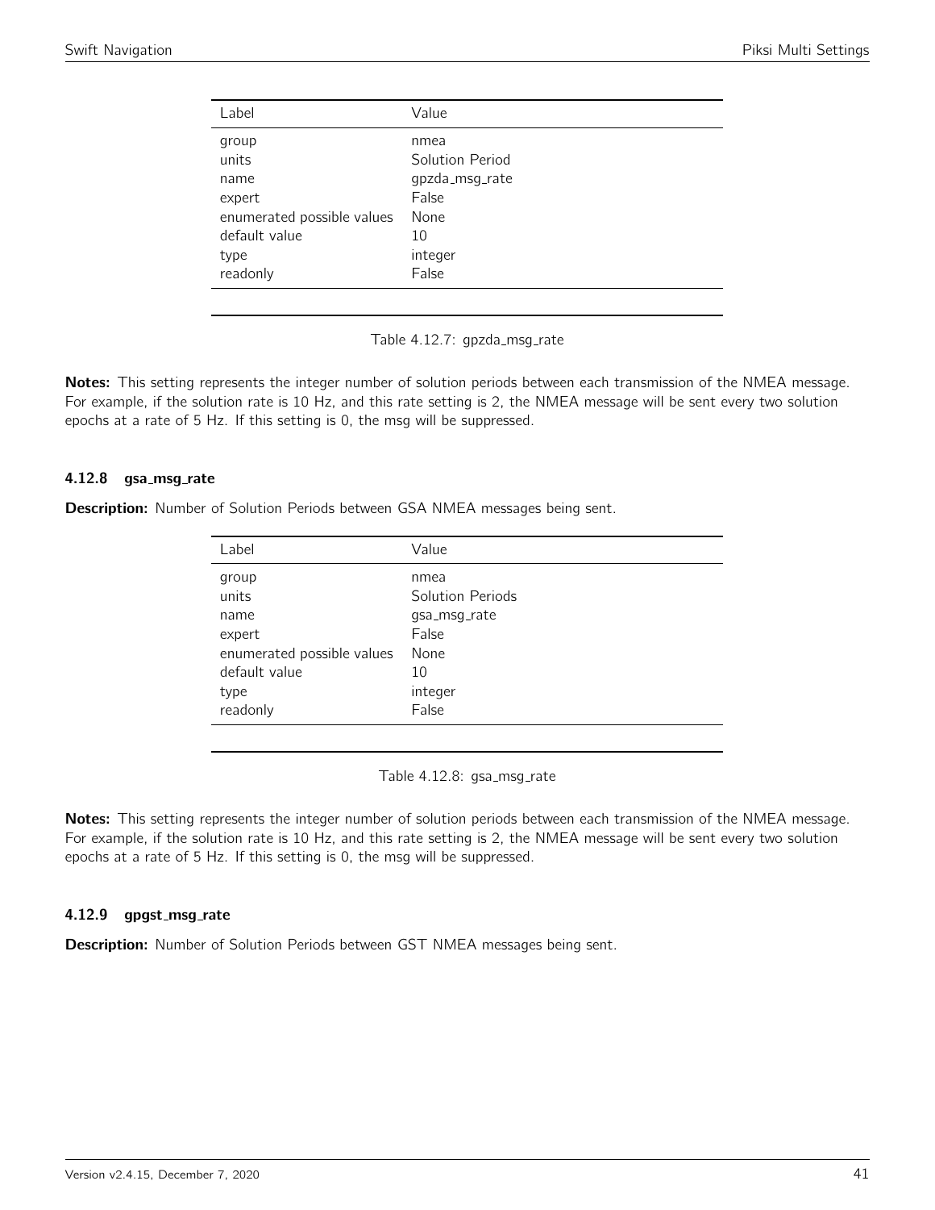| Label | Value |
|---|---|
| group | nmea |
| units | Solution Period |
| name | gpzda_msg_rate |
| expert | False |
| enumerated possible values | None |
| default value | 10 |
| type | integer |
| readonly | False |

Table 4.12.7: gpzda_msg_rate

**Notes:** This setting represents the integer number of solution periods between each transmission of the NMEA message. For example, if the solution rate is 10 Hz, and this rate setting is 2, the NMEA message will be sent every two solution epochs at a rate of 5 Hz. If this setting is 0, the msg will be suppressed.

#### 4.12.8 gsa_msg_rate

**Description:** Number of Solution Periods between GSA NMEA messages being sent.

| Label | Value |
|---|---|
| group | nmea |
| units | Solution Periods |
| name | gsa_msg_rate |
| expert | False |
| enumerated possible values | None |
| default value | 10 |
| type | integer |
| readonly | False |

Table 4.12.8: gsa_msg_rate

**Notes:** This setting represents the integer number of solution periods between each transmission of the NMEA message. For example, if the solution rate is 10 Hz, and this rate setting is 2, the NMEA message will be sent every two solution epochs at a rate of 5 Hz. If this setting is 0, the msg will be suppressed.

#### 4.12.9 gpgst_msg_rate

**Description:** Number of Solution Periods between GST NMEA messages being sent.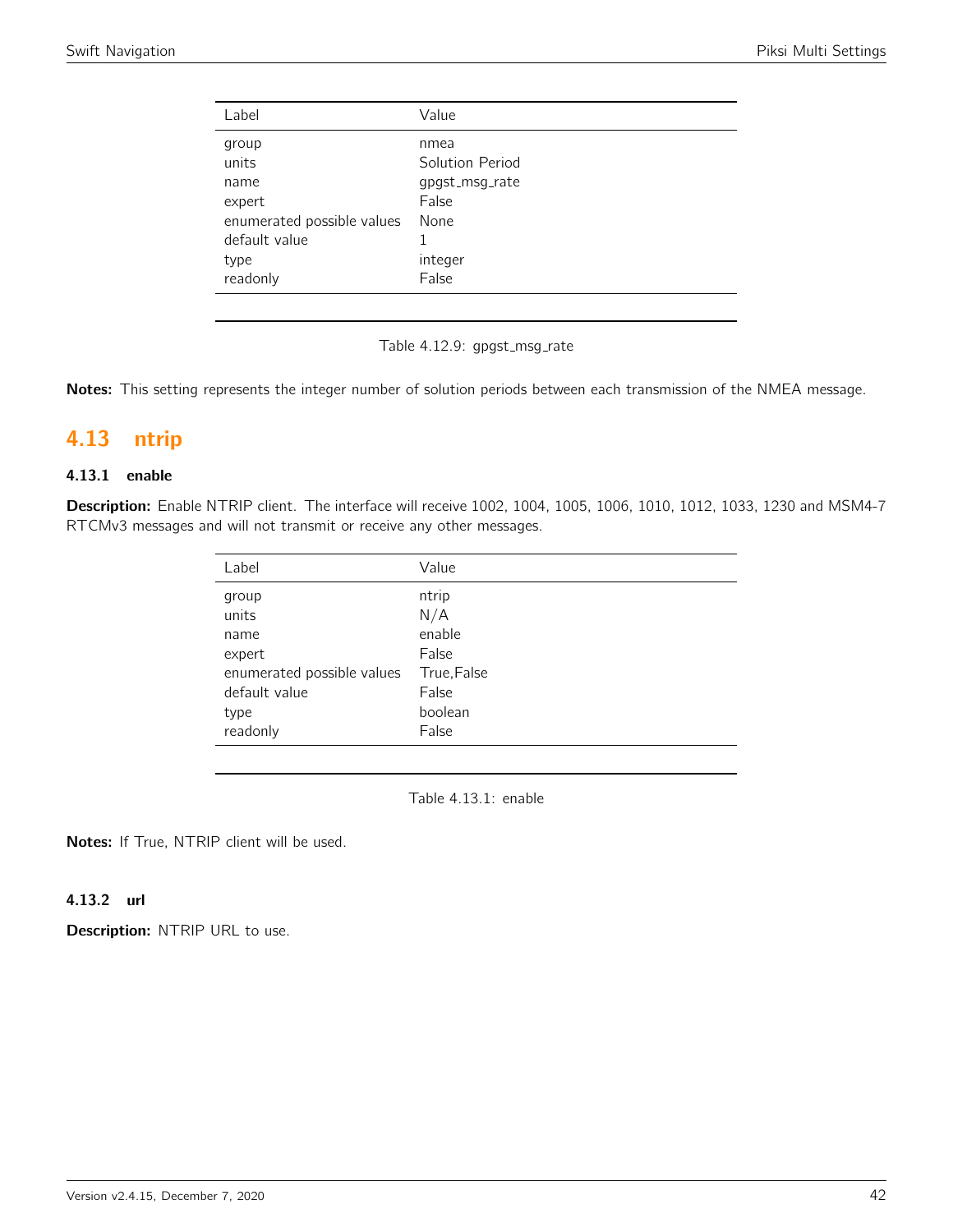| Label | Value |
|---|---|
| group | nmea |
| units | Solution Period |
| name | gpgst_msg_rate |
| expert | False |
| enumerated possible values | None |
| default value | 1 |
| type | integer |
| readonly | False |

Table 4.12.9: gpgst_msg_rate

**Notes:** This setting represents the integer number of solution periods between each transmission of the NMEA message.

## 4.13 ntrip

### 4.13.1 enable

**Description:** Enable NTRIP client. The interface will receive 1002, 1004, 1005, 1006, 1010, 1012, 1033, 1230 and MSM4-7 RTCMv3 messages and will not transmit or receive any other messages.

| Label | Value |
|---|---|
| group | ntrip |
| units | N/A |
| name | enable |
| expert | False |
| enumerated possible values | True,False |
| default value | False |
| type | boolean |
| readonly | False |

Table 4.13.1: enable

**Notes:** If True, NTRIP client will be used.

### 4.13.2 url

**Description:** NTRIP URL to use.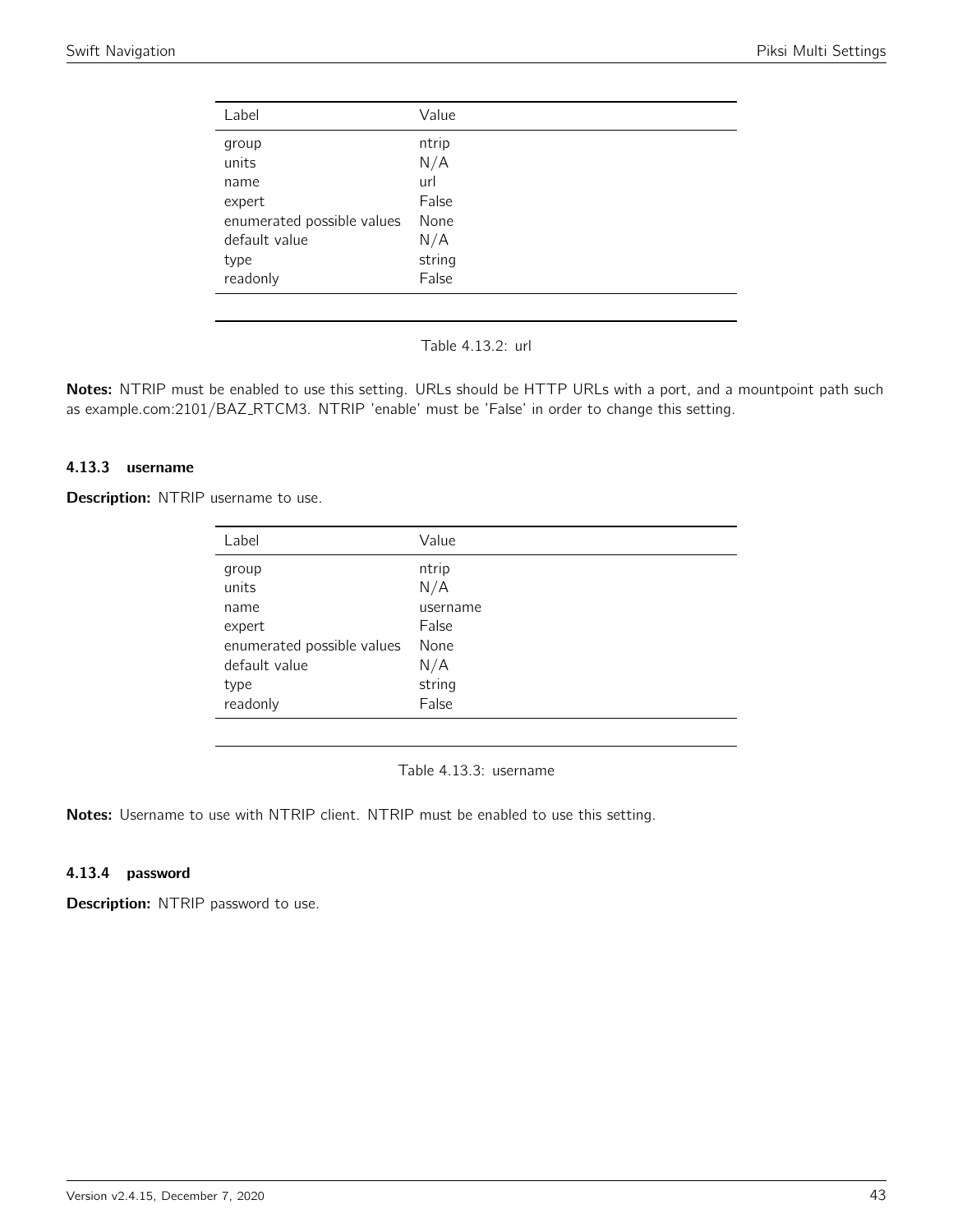| Label | Value |
| --- | --- |
| group | ntrip |
| units | N/A |
| name | url |
| expert | False |
| enumerated possible values | None |
| default value | N/A |
| type | string |
| readonly | False |

Table 4.13.2: url

**Notes:** NTRIP must be enabled to use this setting. URLs should be HTTP URLs with a port, and a mountpoint path such as example.com:2101/BAZ_RTCM3. NTRIP 'enable' must be 'False' in order to change this setting.

### 4.13.3 username

**Description:** NTRIP username to use.

| Label | Value |
| --- | --- |
| group | ntrip |
| units | N/A |
| name | username |
| expert | False |
| enumerated possible values | None |
| default value | N/A |
| type | string |
| readonly | False |

Table 4.13.3: username

**Notes:** Username to use with NTRIP client. NTRIP must be enabled to use this setting.

### 4.13.4 password

**Description:** NTRIP password to use.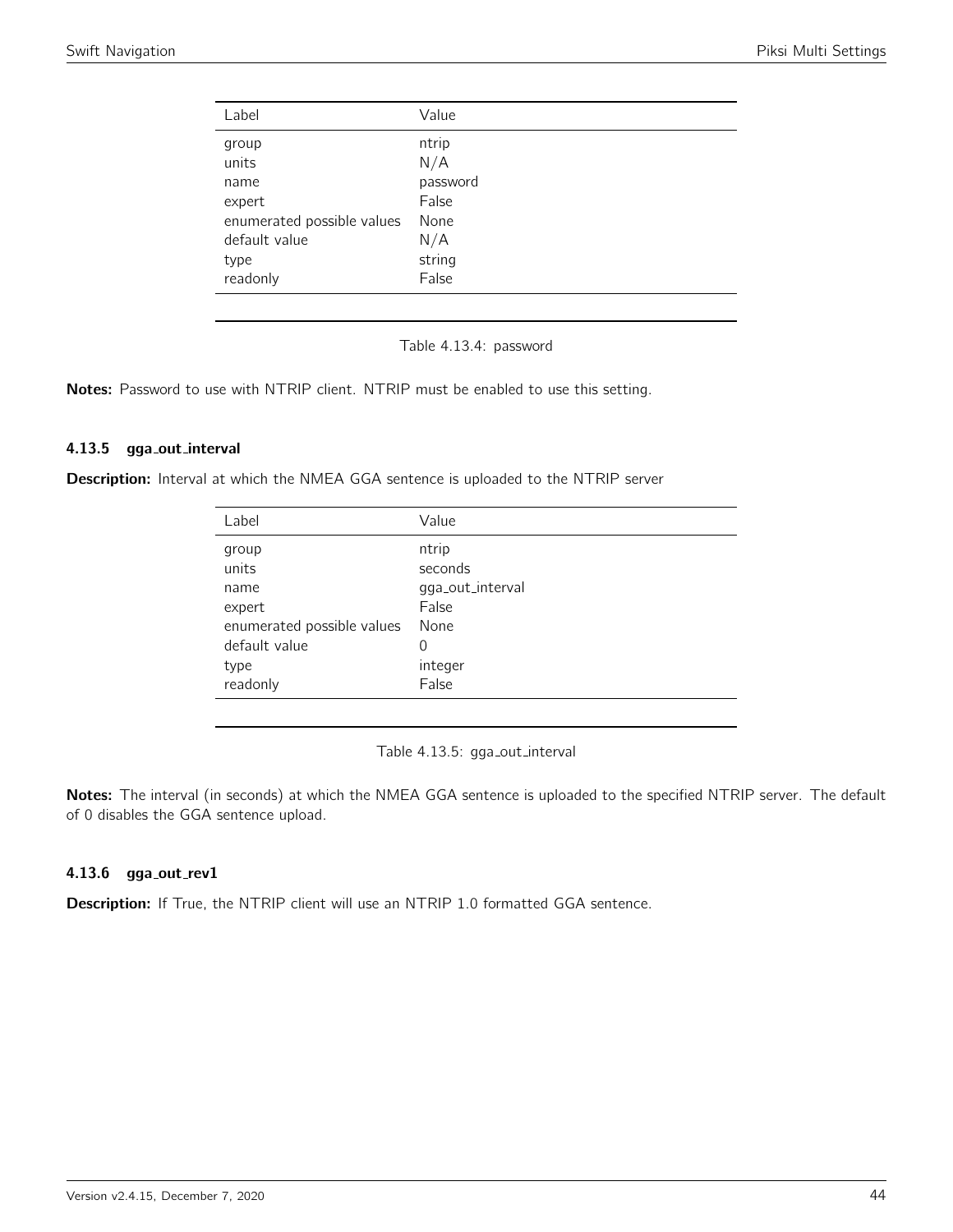| Label | Value |
|---|---|
| group | ntrip |
| units | N/A |
| name | password |
| expert | False |
| enumerated possible values | None |
| default value | N/A |
| type | string |
| readonly | False |

Table 4.13.4: password

**Notes:** Password to use with NTRIP client. NTRIP must be enabled to use this setting.

### 4.13.5 gga_out_interval

**Description:** Interval at which the NMEA GGA sentence is uploaded to the NTRIP server

| Label | Value |
|---|---|
| group | ntrip |
| units | seconds |
| name | gga_out_interval |
| expert | False |
| enumerated possible values | None |
| default value | 0 |
| type | integer |
| readonly | False |

Table 4.13.5: gga_out_interval

**Notes:** The interval (in seconds) at which the NMEA GGA sentence is uploaded to the specified NTRIP server. The default of 0 disables the GGA sentence upload.

### 4.13.6 gga_out_rev1

**Description:** If True, the NTRIP client will use an NTRIP 1.0 formatted GGA sentence.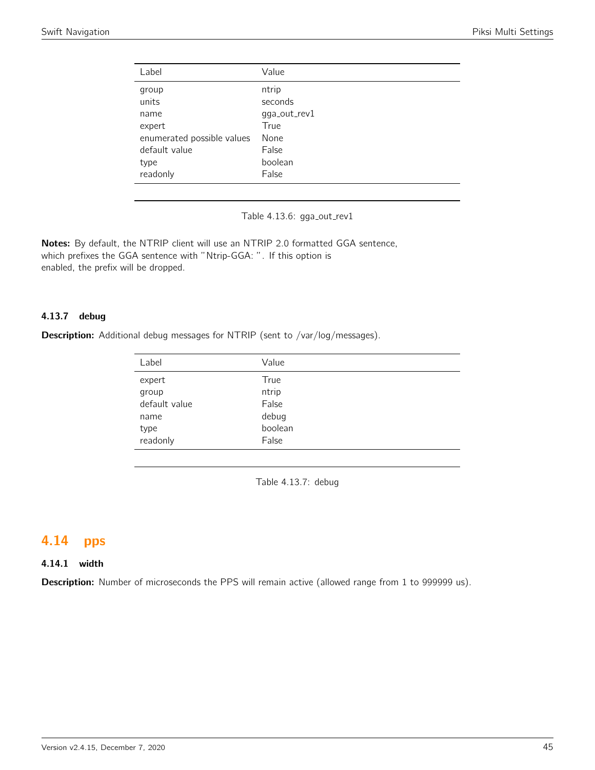| Label | Value |
|---|---|
| group | ntrip |
| units | seconds |
| name | gga_out_rev1 |
| expert | True |
| enumerated possible values | None |
| default value | False |
| type | boolean |
| readonly | False |

Table 4.13.6: gga_out_rev1

**Notes:** By default, the NTRIP client will use an NTRIP 2.0 formatted GGA sentence, which prefixes the GGA sentence with "Ntrip-GGA: ". If this option is enabled, the prefix will be dropped.

### 4.13.7 debug

**Description:** Additional debug messages for NTRIP (sent to /var/log/messages).

| Label | Value |
|---|---|
| expert | True |
| group | ntrip |
| default value | False |
| name | debug |
| type | boolean |
| readonly | False |

Table 4.13.7: debug

## 4.14 pps

### 4.14.1 width

**Description:** Number of microseconds the PPS will remain active (allowed range from 1 to 999999 us).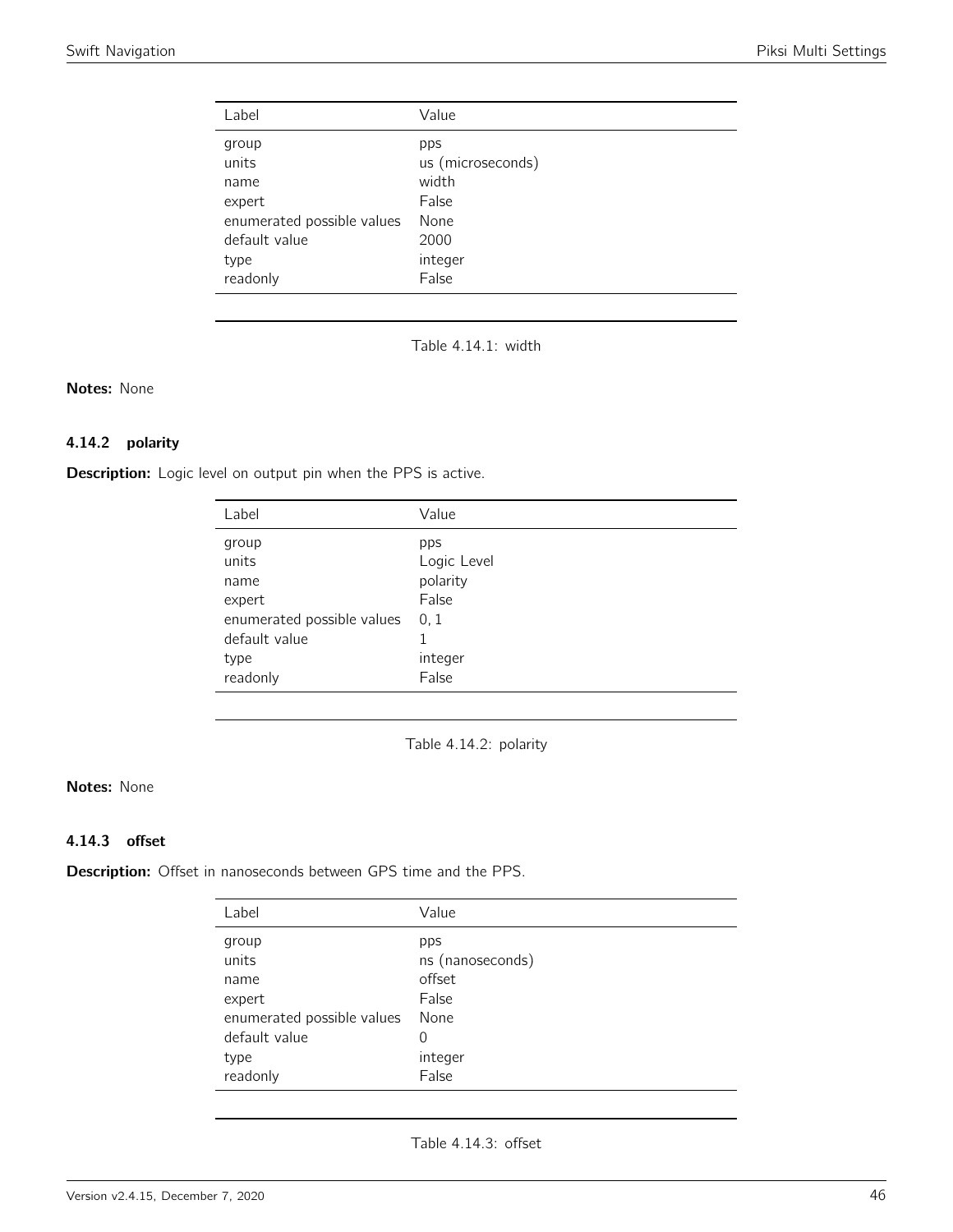| Label | Value |
|---|---|
| group | pps |
| units | us (microseconds) |
| name | width |
| expert | False |
| enumerated possible values | None |
| default value | 2000 |
| type | integer |
| readonly | False |

Table 4.14.1: width

**Notes:** None

### 4.14.2 polarity

**Description:** Logic level on output pin when the PPS is active.

| Label | Value |
|---|---|
| group | pps |
| units | Logic Level |
| name | polarity |
| expert | False |
| enumerated possible values | 0, 1 |
| default value | 1 |
| type | integer |
| readonly | False |

Table 4.14.2: polarity

**Notes:** None

### 4.14.3 offset

**Description:** Offset in nanoseconds between GPS time and the PPS.

| Label | Value |
|---|---|
| group | pps |
| units | ns (nanoseconds) |
| name | offset |
| expert | False |
| enumerated possible values | None |
| default value | 0 |
| type | integer |
| readonly | False |

Table 4.14.3: offset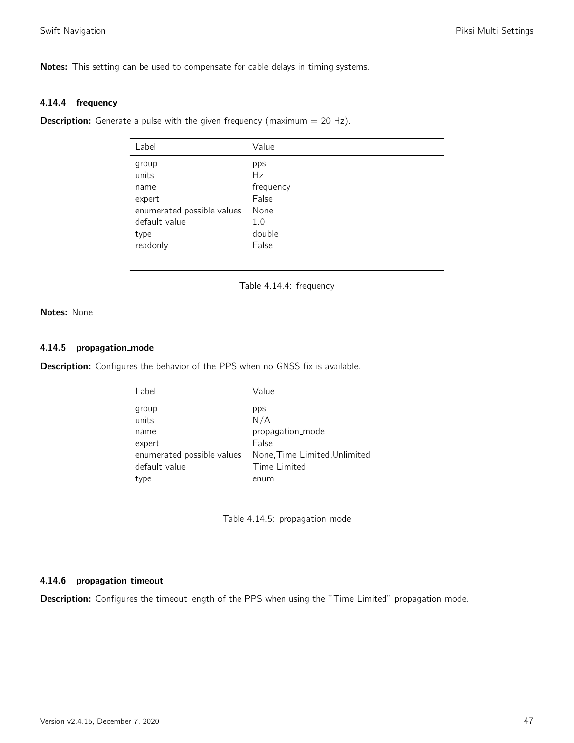**Notes:** This setting can be used to compensate for cable delays in timing systems.

#### 4.14.4 frequency

**Description:** Generate a pulse with the given frequency (maximum = 20 Hz).

| Label | Value |
|---|---|
| group | pps |
| units | Hz |
| name | frequency |
| expert | False |
| enumerated possible values | None |
| default value | 1.0 |
| type | double |
| readonly | False |

Table 4.14.4: frequency

**Notes:** None

#### 4.14.5 propagation_mode

**Description:** Configures the behavior of the PPS when no GNSS fix is available.

| Label | Value |
|---|---|
| group | pps |
| units | N/A |
| name | propagation_mode |
| expert | False |
| enumerated possible values | None,Time Limited,Unlimited |
| default value | Time Limited |
| type | enum |

Table 4.14.5: propagation_mode

#### 4.14.6 propagation_timeout

**Description:** Configures the timeout length of the PPS when using the "Time Limited" propagation mode.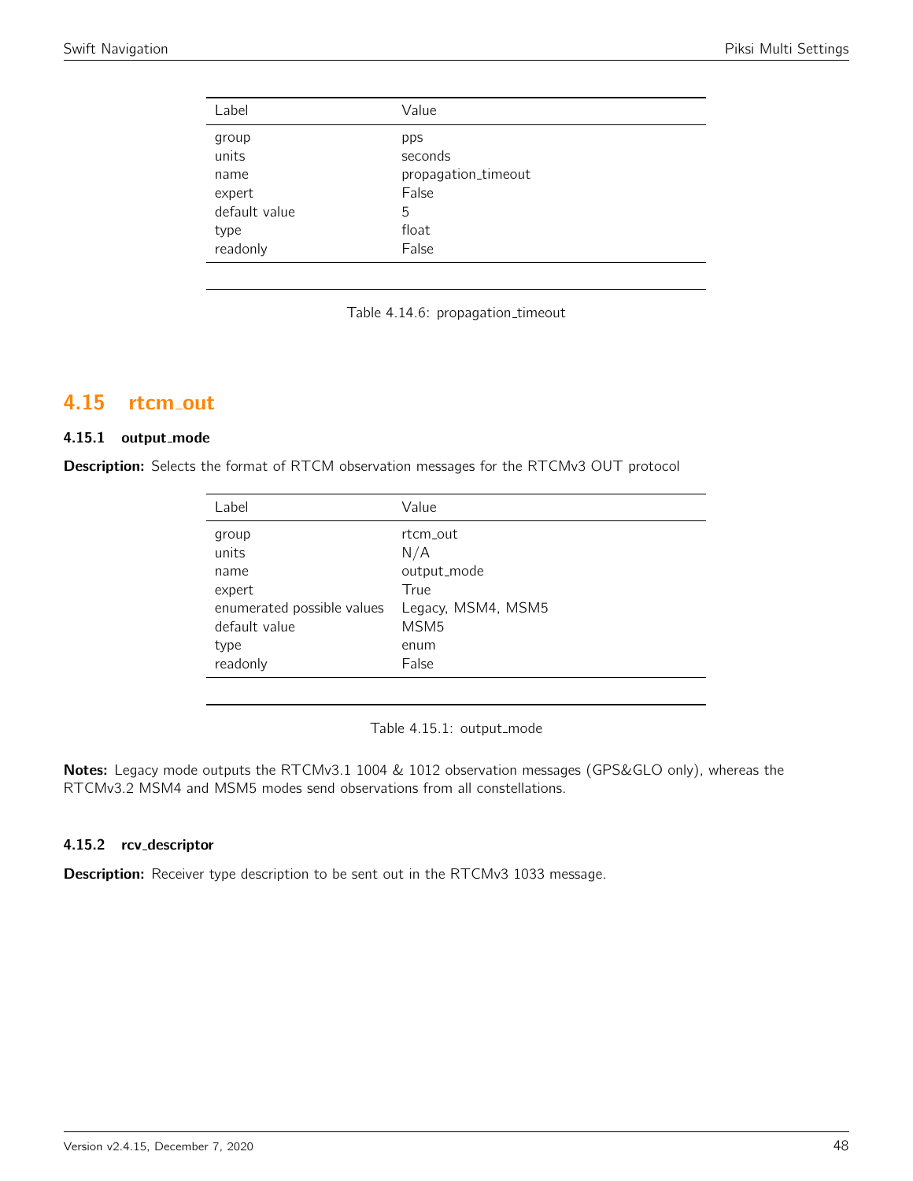| Label | Value |
|---|---|
| group | pps |
| units | seconds |
| name | propagation_timeout |
| expert | False |
| default value | 5 |
| type | float |
| readonly | False |

Table 4.14.6: propagation_timeout

## 4.15 rtcm_out

### 4.15.1 output_mode

**Description:** Selects the format of RTCM observation messages for the RTCMv3 OUT protocol

| Label | Value |
|---|---|
| group | rtcm_out |
| units | N/A |
| name | output_mode |
| expert | True |
| enumerated possible values | Legacy, MSM4, MSM5 |
| default value | MSM5 |
| type | enum |
| readonly | False |

Table 4.15.1: output_mode

**Notes:** Legacy mode outputs the RTCMv3.1 1004 & 1012 observation messages (GPS&GLO only), whereas the RTCMv3.2 MSM4 and MSM5 modes send observations from all constellations.

### 4.15.2 rcv_descriptor

**Description:** Receiver type description to be sent out in the RTCMv3 1033 message.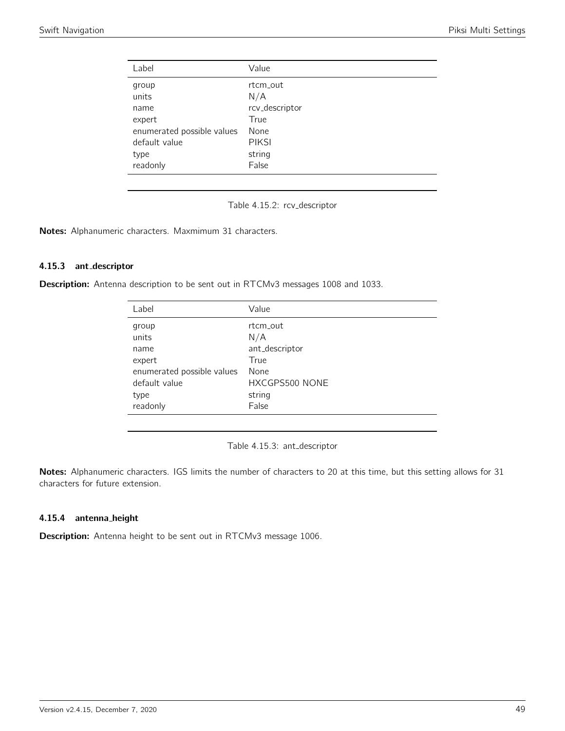| Label | Value |
|---|---|
| group | rtcm_out |
| units | N/A |
| name | rcv_descriptor |
| expert | True |
| enumerated possible values | None |
| default value | PIKSI |
| type | string |
| readonly | False |

Table 4.15.2: rcv_descriptor

**Notes:** Alphanumeric characters. Maxmimum 31 characters.

### 4.15.3 ant_descriptor

**Description:** Antenna description to be sent out in RTCMv3 messages 1008 and 1033.

| Label | Value |
|---|---|
| group | rtcm_out |
| units | N/A |
| name | ant_descriptor |
| expert | True |
| enumerated possible values | None |
| default value | HXCGPS500 NONE |
| type | string |
| readonly | False |

Table 4.15.3: ant_descriptor

**Notes:** Alphanumeric characters. IGS limits the number of characters to 20 at this time, but this setting allows for 31 characters for future extension.

### 4.15.4 antenna_height

**Description:** Antenna height to be sent out in RTCMv3 message 1006.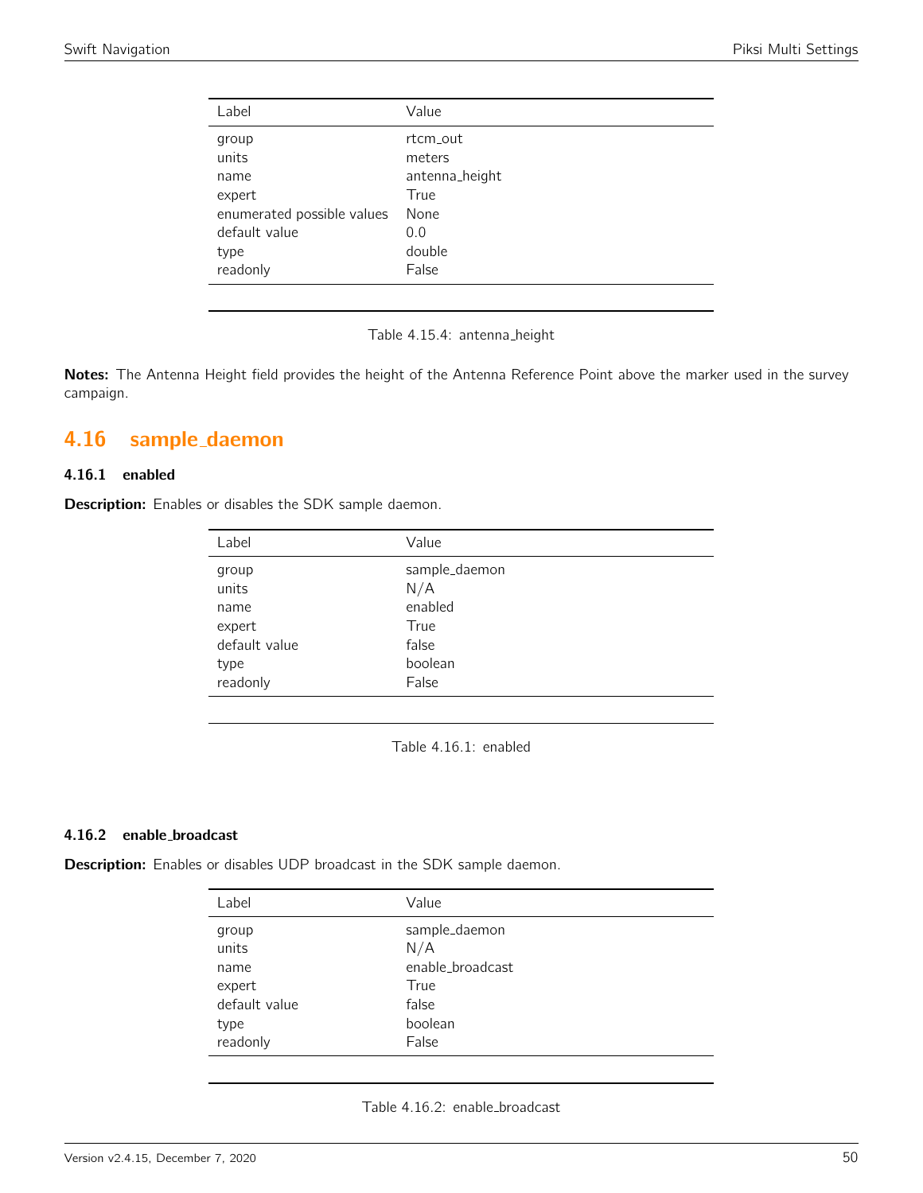| Label | Value |
|---|---|
| group | rtcm_out |
| units | meters |
| name | antenna_height |
| expert | True |
| enumerated possible values | None |
| default value | 0.0 |
| type | double |
| readonly | False |

Table 4.15.4: antenna_height

**Notes:** The Antenna Height field provides the height of the Antenna Reference Point above the marker used in the survey campaign.

## 4.16 sample_daemon

### 4.16.1 enabled

**Description:** Enables or disables the SDK sample daemon.

| Label | Value |
|---|---|
| group | sample_daemon |
| units | N/A |
| name | enabled |
| expert | True |
| default value | false |
| type | boolean |
| readonly | False |

Table 4.16.1: enabled

### 4.16.2 enable_broadcast

**Description:** Enables or disables UDP broadcast in the SDK sample daemon.

| Label | Value |
|---|---|
| group | sample_daemon |
| units | N/A |
| name | enable_broadcast |
| expert | True |
| default value | false |
| type | boolean |
| readonly | False |

Table 4.16.2: enable_broadcast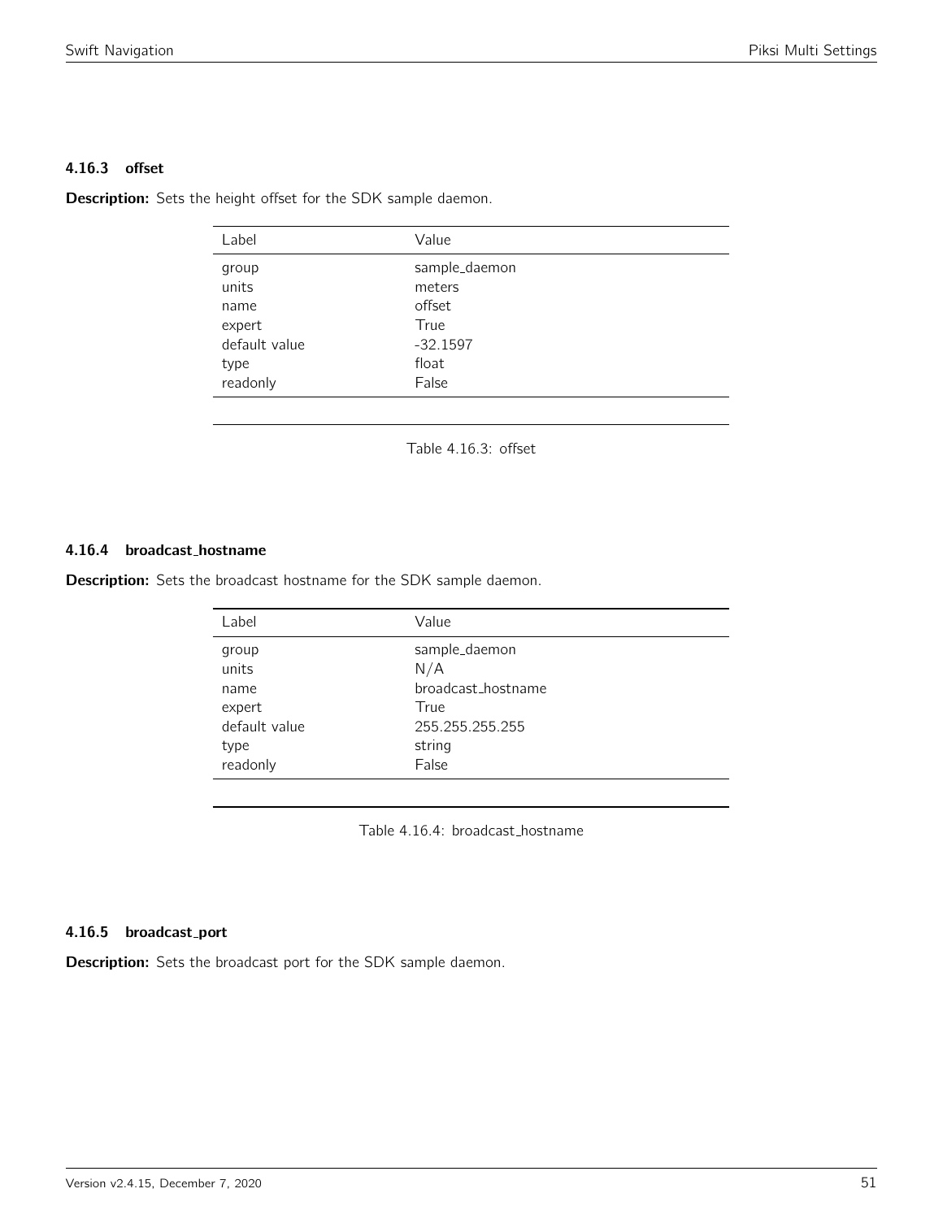#### 4.16.3 offset

**Description:** Sets the height offset for the SDK sample daemon.

| Label | Value |
| --- | --- |
| group | sample_daemon |
| units | meters |
| name | offset |
| expert | True |
| default value | -32.1597 |
| type | float |
| readonly | False |

Table 4.16.3: offset

#### 4.16.4 broadcast_hostname

**Description:** Sets the broadcast hostname for the SDK sample daemon.

| Label | Value |
| --- | --- |
| group | sample_daemon |
| units | N/A |
| name | broadcast_hostname |
| expert | True |
| default value | 255.255.255.255 |
| type | string |
| readonly | False |

Table 4.16.4: broadcast_hostname

#### 4.16.5 broadcast_port

**Description:** Sets the broadcast port for the SDK sample daemon.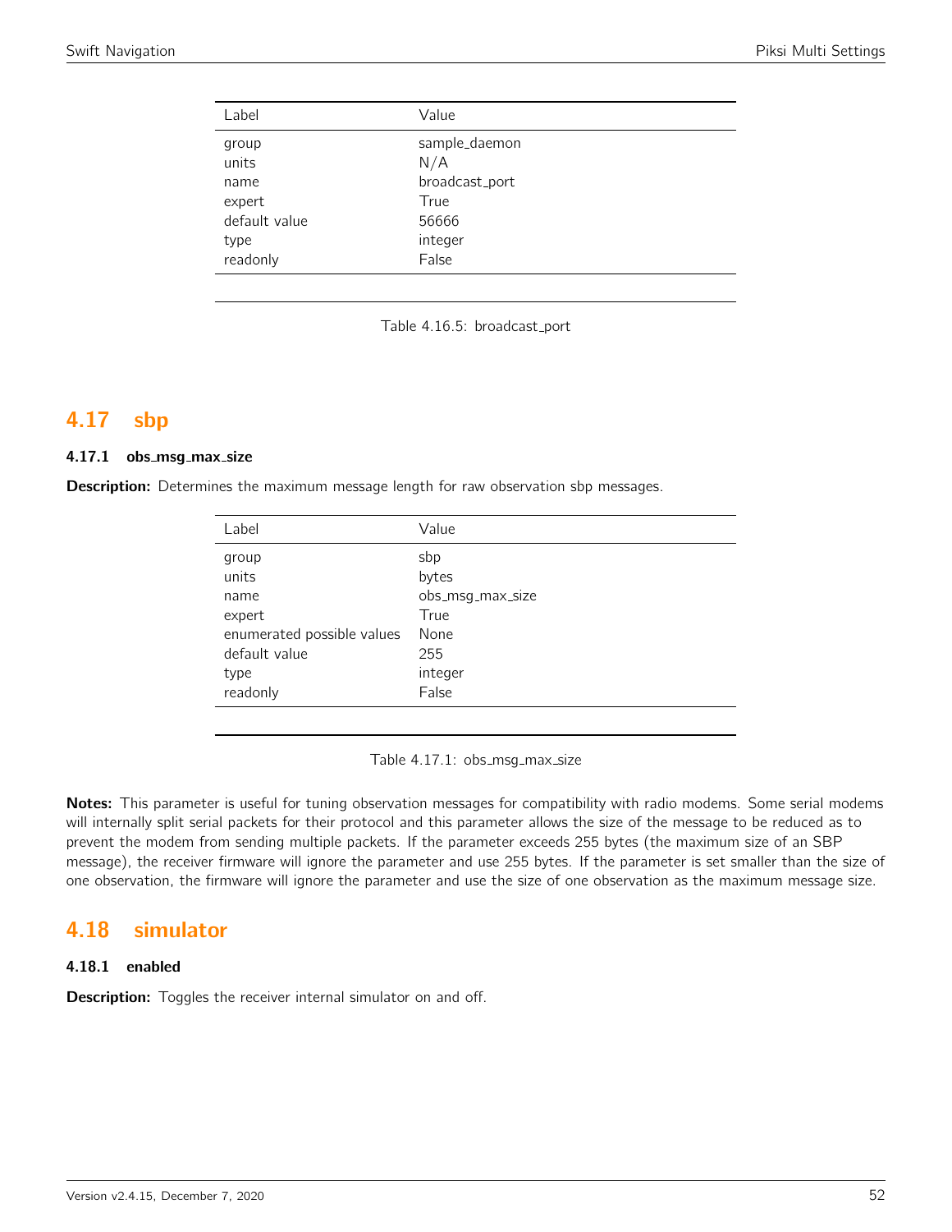| Label | Value |
|---|---|
| group | sample_daemon |
| units | N/A |
| name | broadcast_port |
| expert | True |
| default value | 56666 |
| type | integer |
| readonly | False |

Table 4.16.5: broadcast_port

## 4.17 sbp

### 4.17.1 obs_msg_max_size

**Description:** Determines the maximum message length for raw observation sbp messages.

| Label | Value |
|---|---|
| group | sbp |
| units | bytes |
| name | obs_msg_max_size |
| expert | True |
| enumerated possible values | None |
| default value | 255 |
| type | integer |
| readonly | False |

Table 4.17.1: obs_msg_max_size

**Notes:** This parameter is useful for tuning observation messages for compatibility with radio modems. Some serial modems will internally split serial packets for their protocol and this parameter allows the size of the message to be reduced as to prevent the modem from sending multiple packets. If the parameter exceeds 255 bytes (the maximum size of an SBP message), the receiver firmware will ignore the parameter and use 255 bytes. If the parameter is set smaller than the size of one observation, the firmware will ignore the parameter and use the size of one observation as the maximum message size.

## 4.18 simulator

### 4.18.1 enabled

**Description:** Toggles the receiver internal simulator on and off.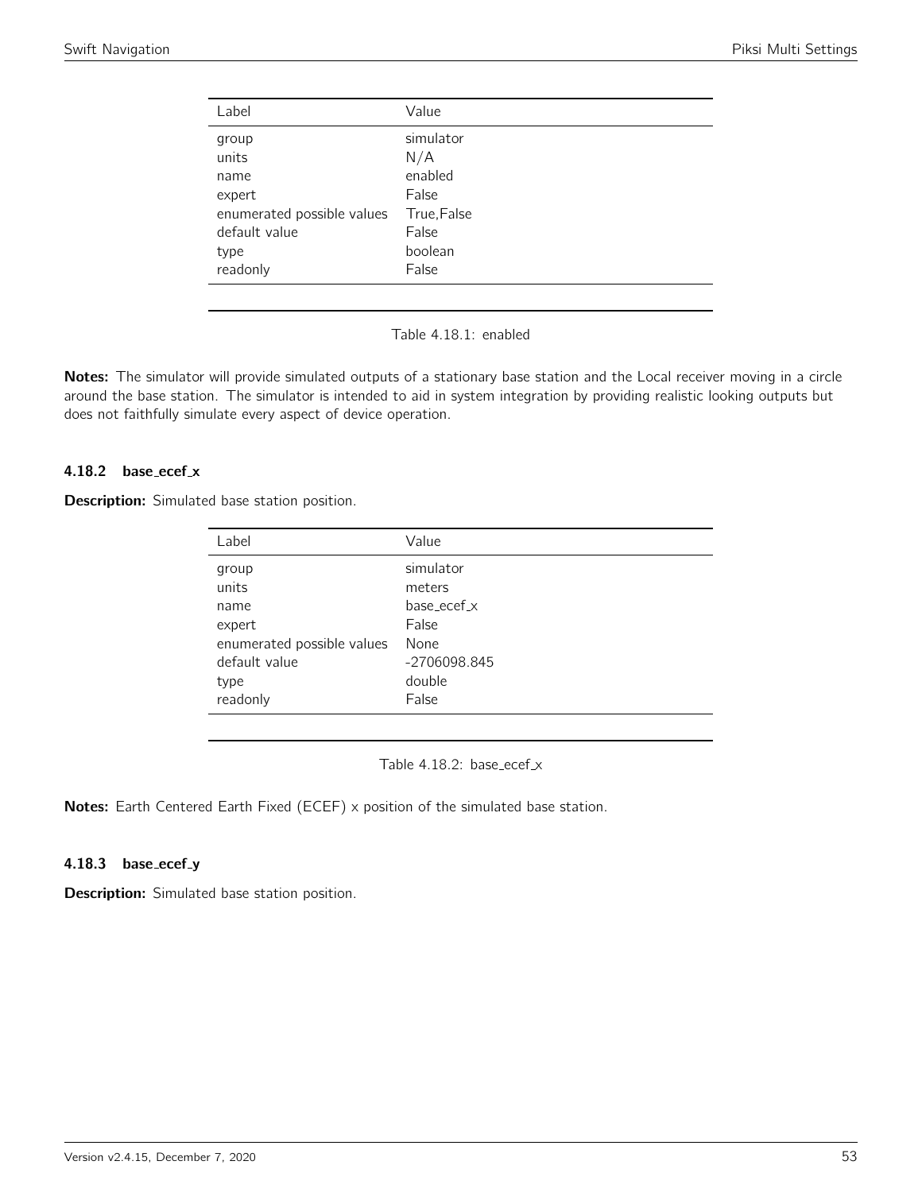| Label | Value |
| --- | --- |
| group | simulator |
| units | N/A |
| name | enabled |
| expert | False |
| enumerated possible values | True,False |
| default value | False |
| type | boolean |
| readonly | False |

Table 4.18.1: enabled

**Notes:** The simulator will provide simulated outputs of a stationary base station and the Local receiver moving in a circle around the base station. The simulator is intended to aid in system integration by providing realistic looking outputs but does not faithfully simulate every aspect of device operation.

#### 4.18.2 base_ecef_x

**Description:** Simulated base station position.

| Label | Value |
| --- | --- |
| group | simulator |
| units | meters |
| name | base_ecef_x |
| expert | False |
| enumerated possible values | None |
| default value | -2706098.845 |
| type | double |
| readonly | False |

Table 4.18.2: base_ecef_x

**Notes:** Earth Centered Earth Fixed (ECEF) x position of the simulated base station.

#### 4.18.3 base_ecef_y

**Description:** Simulated base station position.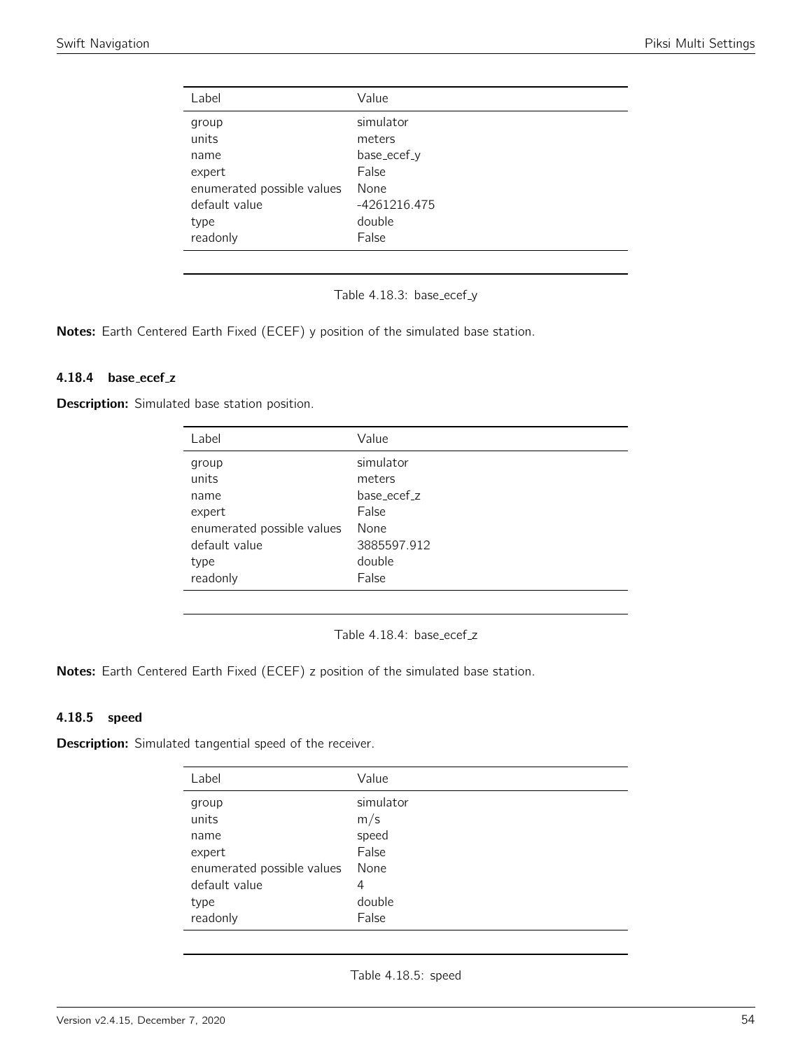| Label | Value |
|---|---|
| group | simulator |
| units | meters |
| name | base_ecef_y |
| expert | False |
| enumerated possible values | None |
| default value | -4261216.475 |
| type | double |
| readonly | False |

Table 4.18.3: base_ecef_y

**Notes:** Earth Centered Earth Fixed (ECEF) y position of the simulated base station.

#### 4.18.4 base_ecef_z

**Description:** Simulated base station position.

| Label | Value |
|---|---|
| group | simulator |
| units | meters |
| name | base_ecef_z |
| expert | False |
| enumerated possible values | None |
| default value | 3885597.912 |
| type | double |
| readonly | False |

Table 4.18.4: base_ecef_z

**Notes:** Earth Centered Earth Fixed (ECEF) z position of the simulated base station.

#### 4.18.5 speed

**Description:** Simulated tangential speed of the receiver.

| Label | Value |
|---|---|
| group | simulator |
| units | m/s |
| name | speed |
| expert | False |
| enumerated possible values | None |
| default value | 4 |
| type | double |
| readonly | False |

Table 4.18.5: speed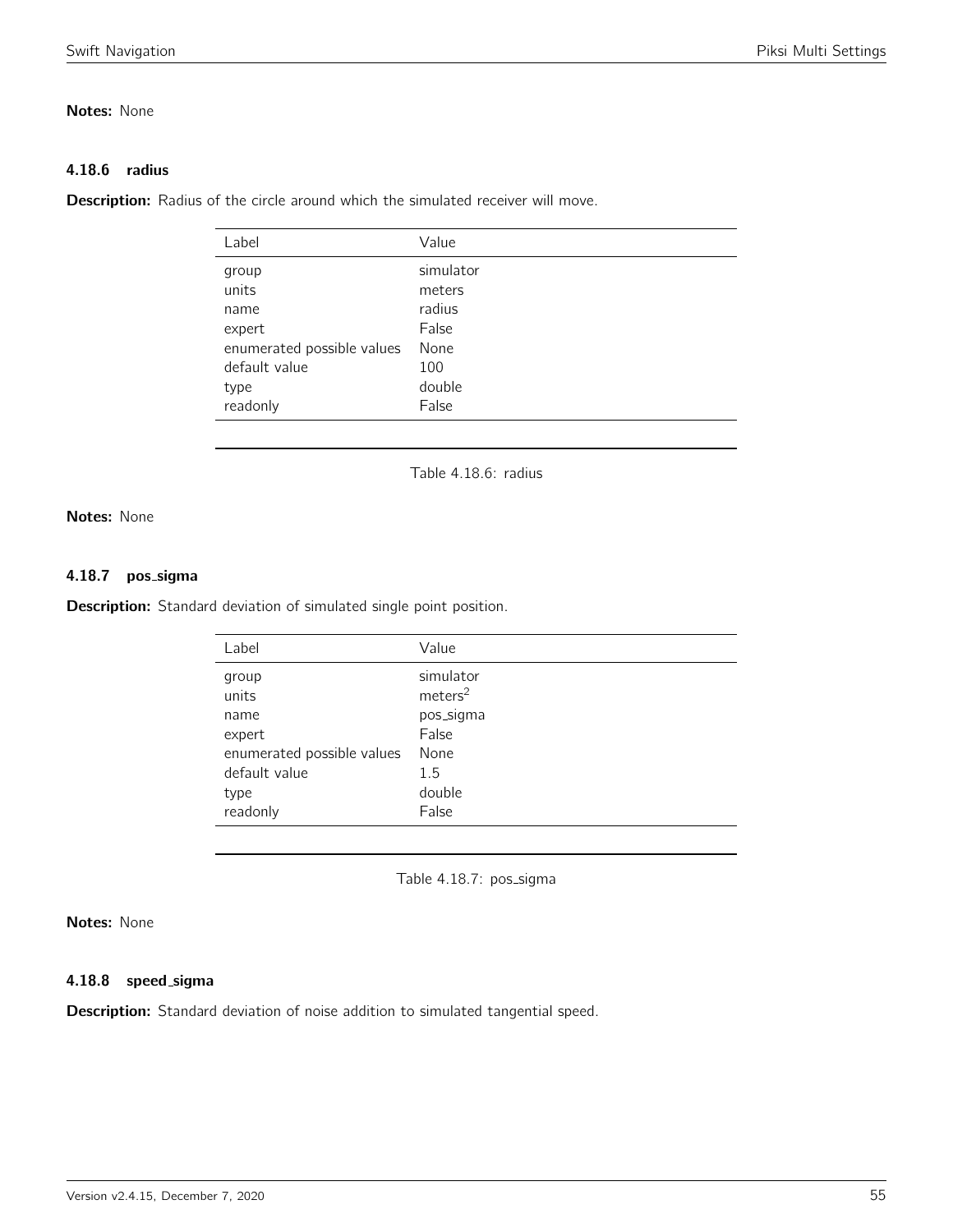**Notes:** None

#### 4.18.6 radius

**Description:** Radius of the circle around which the simulated receiver will move.

| Label | Value |
|---|---|
| group | simulator |
| units | meters |
| name | radius |
| expert | False |
| enumerated possible values | None |
| default value | 100 |
| type | double |
| readonly | False |

Table 4.18.6: radius

**Notes:** None

#### 4.18.7 pos_sigma

**Description:** Standard deviation of simulated single point position.

| Label | Value |
|---|---|
| group | simulator |
| units | $meters^2$ |
| name | pos_sigma |
| expert | False |
| enumerated possible values | None |
| default value | 1.5 |
| type | double |
| readonly | False |

Table 4.18.7: pos_sigma

**Notes:** None

#### 4.18.8 speed_sigma

**Description:** Standard deviation of noise addition to simulated tangential speed.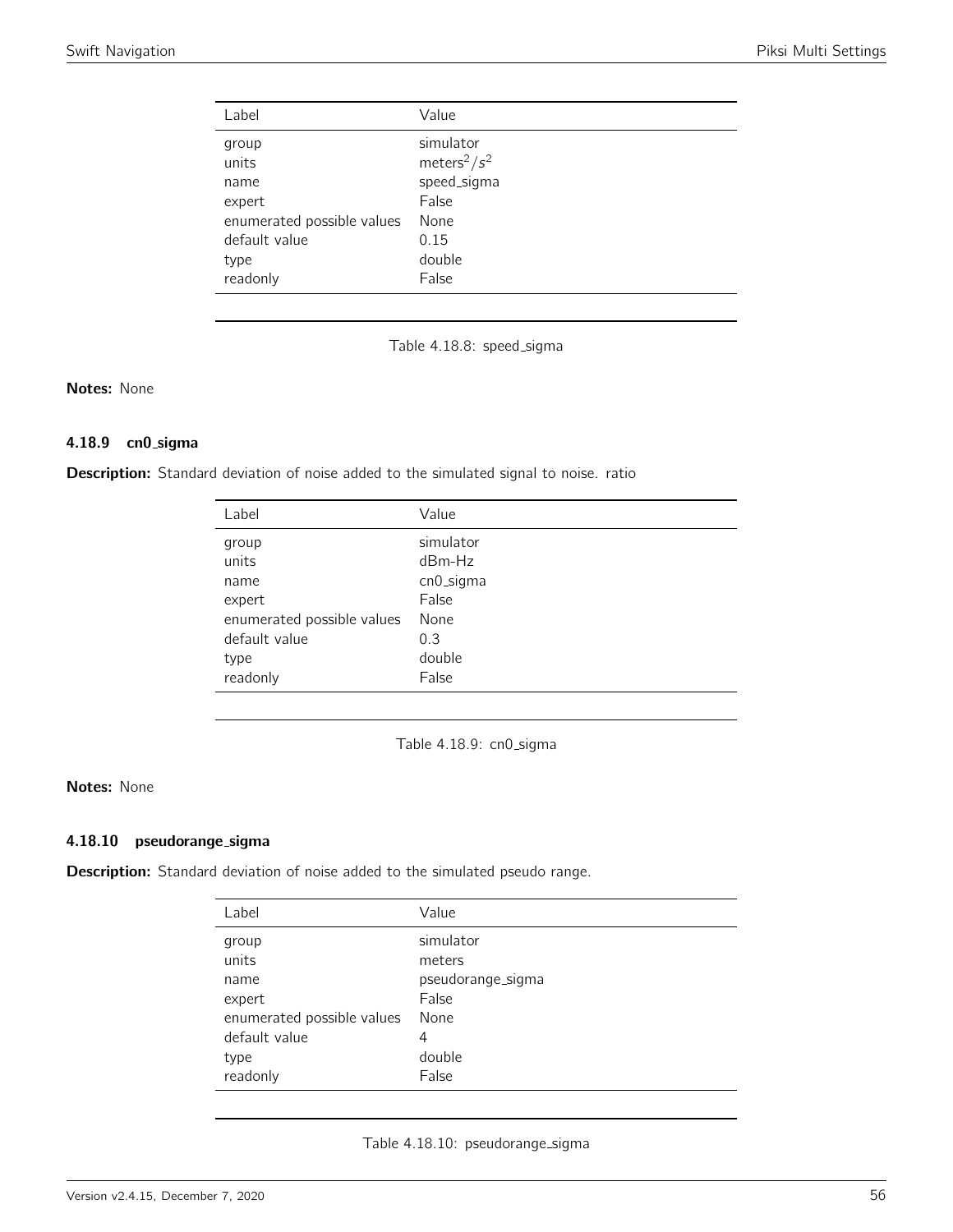| Label | Value |
|---|---|
| group | simulator |
| units | $meters^2/s^2$ |
| name | speed_sigma |
| expert | False |
| enumerated possible values | None |
| default value | 0.15 |
| type | double |
| readonly | False |

Table 4.18.8: speed_sigma

**Notes:** None

### 4.18.9 cn0_sigma

**Description:** Standard deviation of noise added to the simulated signal to noise. ratio

| Label | Value |
|---|---|
| group | simulator |
| units | dBm-Hz |
| name | cn0_sigma |
| expert | False |
| enumerated possible values | None |
| default value | 0.3 |
| type | double |
| readonly | False |

Table 4.18.9: cn0_sigma

**Notes:** None

### 4.18.10 pseudorange_sigma

**Description:** Standard deviation of noise added to the simulated pseudo range.

| Label | Value |
|---|---|
| group | simulator |
| units | meters |
| name | pseudorange_sigma |
| expert | False |
| enumerated possible values | None |
| default value | 4 |
| type | double |
| readonly | False |

Table 4.18.10: pseudorange_sigma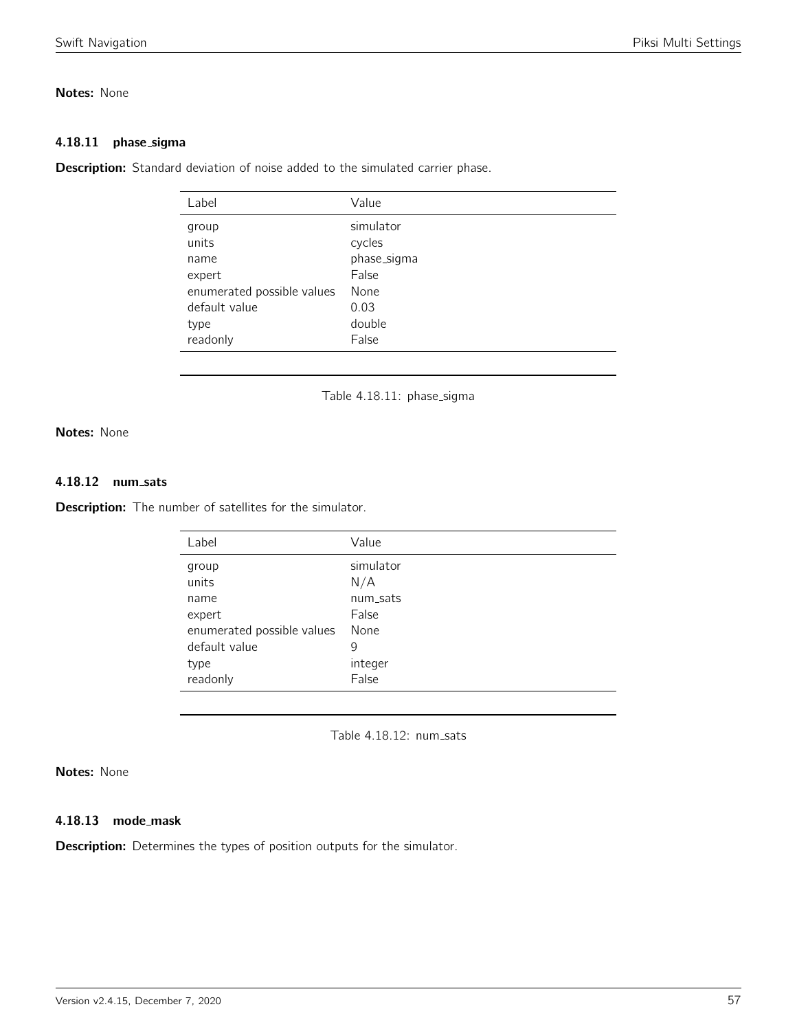**Notes:** None

### 4.18.11 phase_sigma

**Description:** Standard deviation of noise added to the simulated carrier phase.

| Label | Value |
|---|---|
| group | simulator |
| units | cycles |
| name | phase_sigma |
| expert | False |
| enumerated possible values | None |
| default value | 0.03 |
| type | double |
| readonly | False |

Table 4.18.11: phase_sigma

**Notes:** None

### 4.18.12 num_sats

**Description:** The number of satellites for the simulator.

| Label | Value |
|---|---|
| group | simulator |
| units | N/A |
| name | num_sats |
| expert | False |
| enumerated possible values | None |
| default value | 9 |
| type | integer |
| readonly | False |

Table 4.18.12: num_sats

**Notes:** None

### 4.18.13 mode_mask

**Description:** Determines the types of position outputs for the simulator.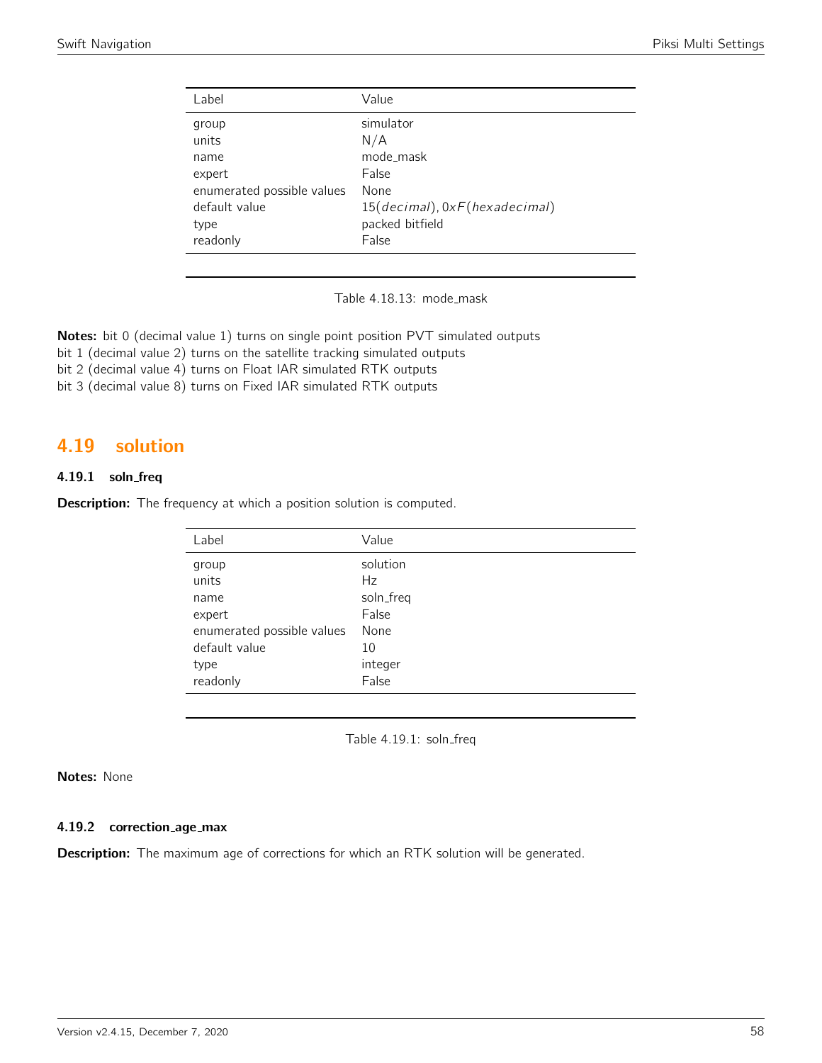| Label | Value |
|---|---|
| group | simulator |
| units | N/A |
| name | mode_mask |
| expert | False |
| enumerated possible values | None |
| default value | $15(decimal), 0xF(hexadecimal)$ |
| type | packed bitfield |
| readonly | False |

Table 4.18.13: mode_mask

**Notes:** bit 0 (decimal value 1) turns on single point position PVT simulated outputs
bit 1 (decimal value 2) turns on the satellite tracking simulated outputs
bit 2 (decimal value 4) turns on Float IAR simulated RTK outputs
bit 3 (decimal value 8) turns on Fixed IAR simulated RTK outputs

## 4.19 solution

### 4.19.1 soln_freq

**Description:** The frequency at which a position solution is computed.

| Label | Value |
|---|---|
| group | solution |
| units | Hz |
| name | soln_freq |
| expert | False |
| enumerated possible values | None |
| default value | 10 |
| type | integer |
| readonly | False |

Table 4.19.1: soln_freq

**Notes:** None

### 4.19.2 correction_age_max

**Description:** The maximum age of corrections for which an RTK solution will be generated.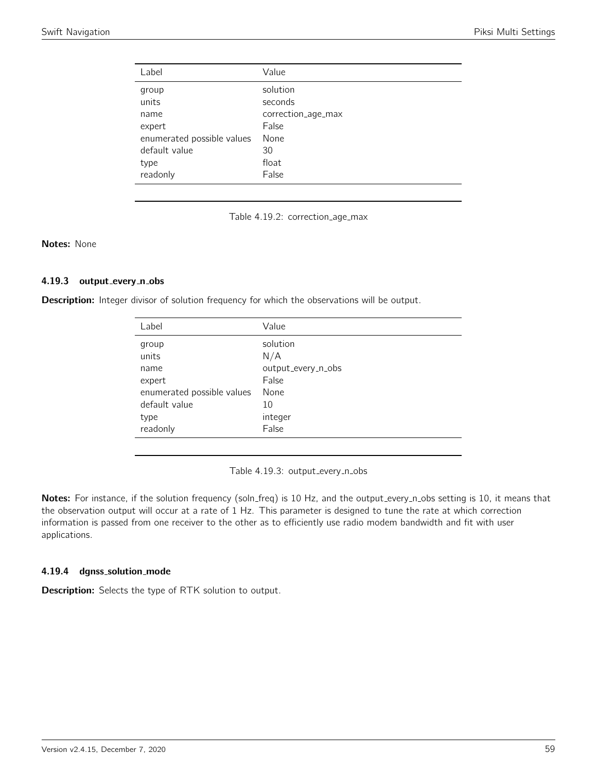| Label | Value |
|---|---|
| group | solution |
| units | seconds |
| name | correction_age_max |
| expert | False |
| enumerated possible values | None |
| default value | 30 |
| type | float |
| readonly | False |

Table 4.19.2: correction_age_max

**Notes:** None

### 4.19.3 output_every_n_obs

**Description:** Integer divisor of solution frequency for which the observations will be output.

| Label | Value |
|---|---|
| group | solution |
| units | N/A |
| name | output_every_n_obs |
| expert | False |
| enumerated possible values | None |
| default value | 10 |
| type | integer |
| readonly | False |

Table 4.19.3: output_every_n_obs

**Notes:** For instance, if the solution frequency (soln_freq) is 10 Hz, and the output_every_n_obs setting is 10, it means that the observation output will occur at a rate of 1 Hz. This parameter is designed to tune the rate at which correction information is passed from one receiver to the other as to efficiently use radio modem bandwidth and fit with user applications.

### 4.19.4 dgnss_solution_mode

**Description:** Selects the type of RTK solution to output.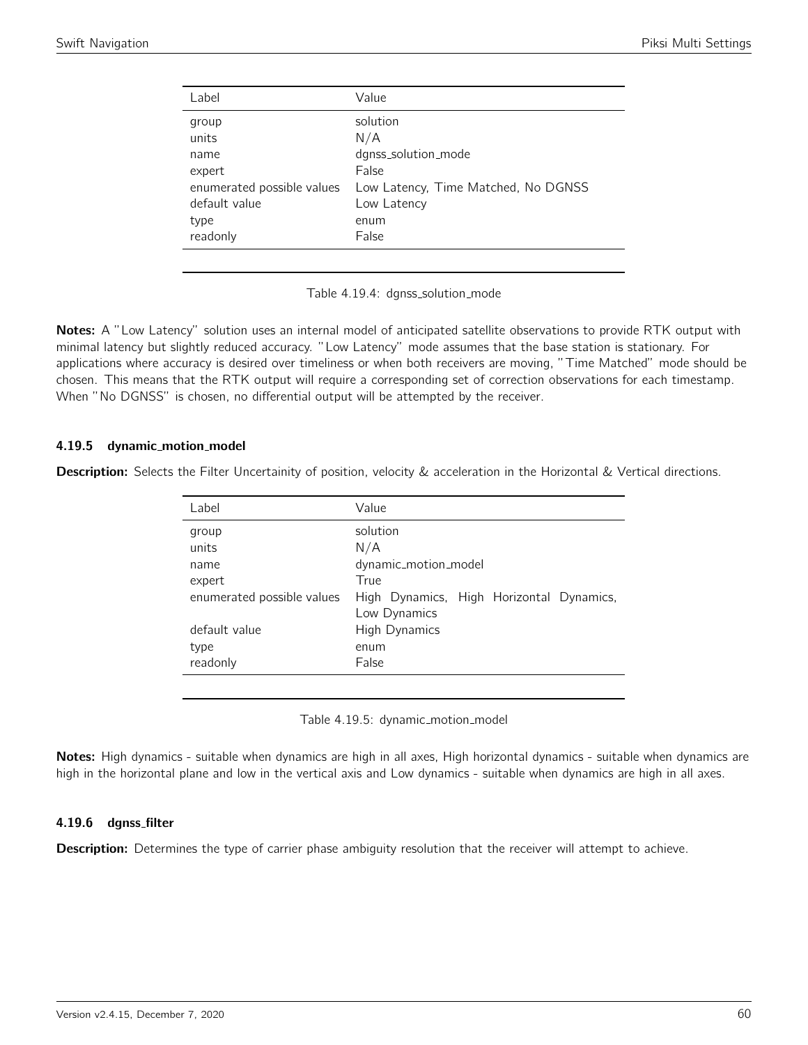| Label | Value |
| --- | --- |
| group | solution |
| units | N/A |
| name | dgnss_solution_mode |
| expert | False |
| enumerated possible values | Low Latency, Time Matched, No DGNSS |
| default value | Low Latency |
| type | enum |
| readonly | False |

Table 4.19.4: dgnss_solution_mode

**Notes:** A "Low Latency" solution uses an internal model of anticipated satellite observations to provide RTK output with minimal latency but slightly reduced accuracy. "Low Latency" mode assumes that the base station is stationary. For applications where accuracy is desired over timeliness or when both receivers are moving, "Time Matched" mode should be chosen. This means that the RTK output will require a corresponding set of correction observations for each timestamp. When "No DGNSS" is chosen, no differential output will be attempted by the receiver.

### 4.19.5 dynamic_motion_model

**Description:** Selects the Filter Uncertainity of position, velocity & acceleration in the Horizontal & Vertical directions.

| Label | Value |
| --- | --- |
| group | solution |
| units | N/A |
| name | dynamic_motion_model |
| expert | True |
| enumerated possible values | High Dynamics, High Horizontal Dynamics, Low Dynamics |
| default value | High Dynamics |
| type | enum |
| readonly | False |

Table 4.19.5: dynamic_motion_model

**Notes:** High dynamics - suitable when dynamics are high in all axes, High horizontal dynamics - suitable when dynamics are high in the horizontal plane and low in the vertical axis and Low dynamics - suitable when dynamics are high in all axes.

### 4.19.6 dgnss_filter

**Description:** Determines the type of carrier phase ambiguity resolution that the receiver will attempt to achieve.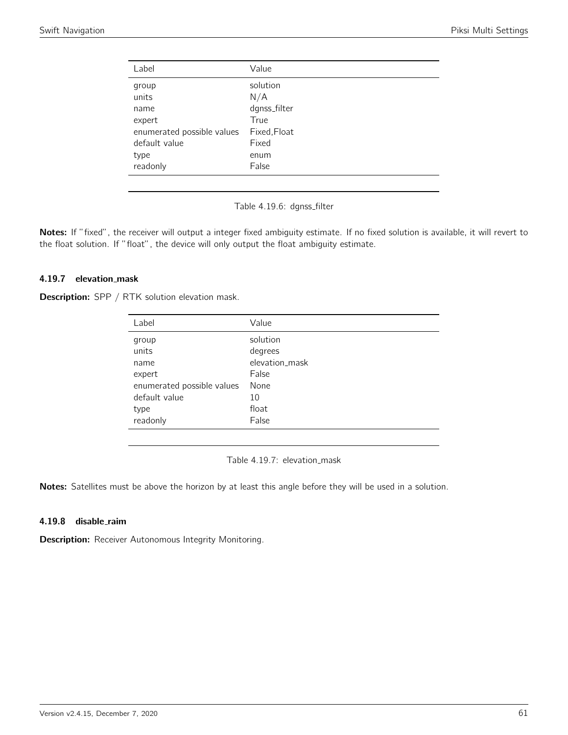| Label | Value |
| --- | --- |
| group | solution |
| units | N/A |
| name | dgnss_filter |
| expert | True |
| enumerated possible values | Fixed,Float |
| default value | Fixed |
| type | enum |
| readonly | False |

Table 4.19.6: dgnss_filter

**Notes:** If "fixed", the receiver will output a integer fixed ambiguity estimate. If no fixed solution is available, it will revert to the float solution. If "float", the device will only output the float ambiguity estimate.

### 4.19.7 elevation_mask

**Description:** SPP / RTK solution elevation mask.

| Label | Value |
| --- | --- |
| group | solution |
| units | degrees |
| name | elevation_mask |
| expert | False |
| enumerated possible values | None |
| default value | 10 |
| type | float |
| readonly | False |

Table 4.19.7: elevation_mask

**Notes:** Satellites must be above the horizon by at least this angle before they will be used in a solution.

### 4.19.8 disable_raim

**Description:** Receiver Autonomous Integrity Monitoring.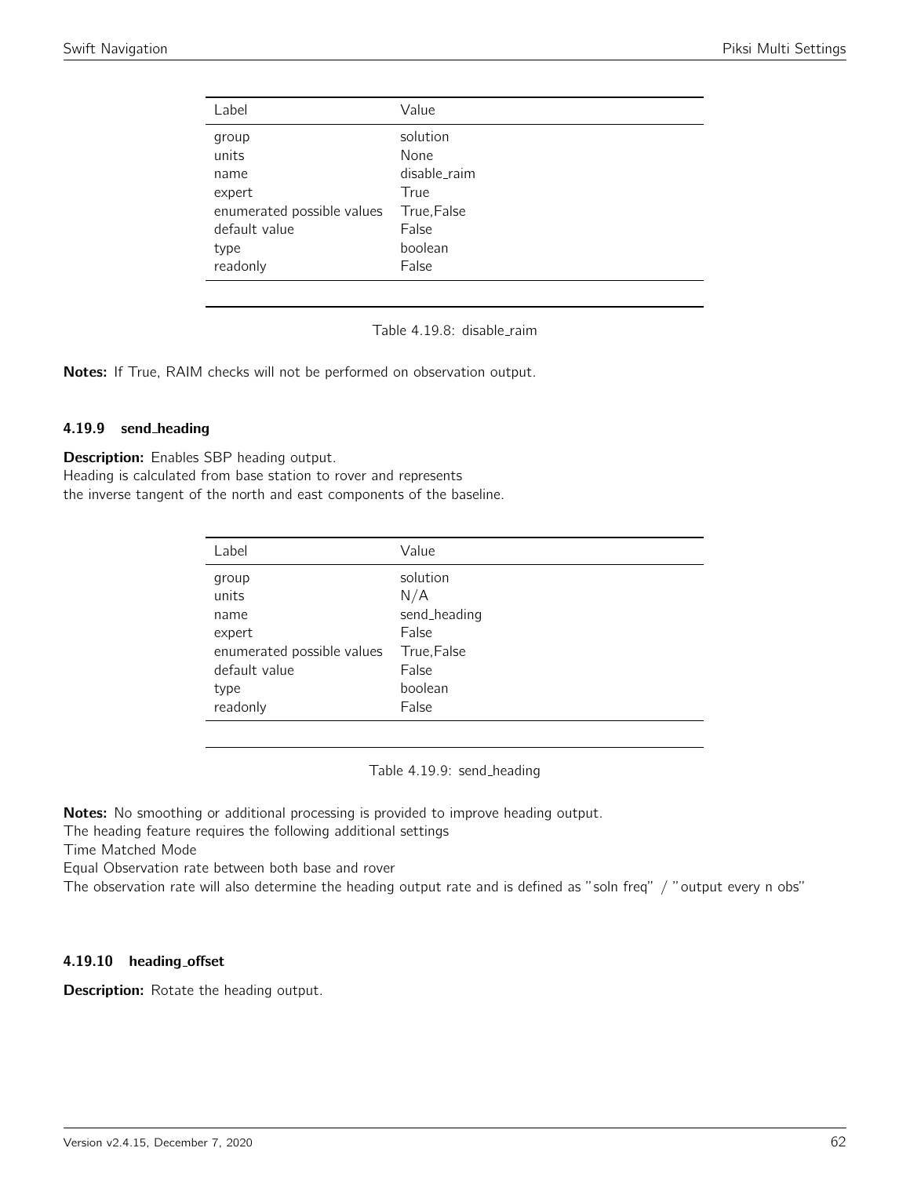| Label | Value |
|---|---|
| group | solution |
| units | None |
| name | disable_raim |
| expert | True |
| enumerated possible values | True,False |
| default value | False |
| type | boolean |
| readonly | False |

Table 4.19.8: disable_raim

**Notes:** If True, RAIM checks will not be performed on observation output.

### 4.19.9 send_heading

**Description:** Enables SBP heading output.
Heading is calculated from base station to rover and represents
the inverse tangent of the north and east components of the baseline.

| Label | Value |
|---|---|
| group | solution |
| units | N/A |
| name | send_heading |
| expert | False |
| enumerated possible values | True,False |
| default value | False |
| type | boolean |
| readonly | False |

Table 4.19.9: send_heading

**Notes:** No smoothing or additional processing is provided to improve heading output.
The heading feature requires the following additional settings
Time Matched Mode
Equal Observation rate between both base and rover
The observation rate will also determine the heading output rate and is defined as "soln freq" / "output every n obs"

### 4.19.10 heading_offset

**Description:** Rotate the heading output.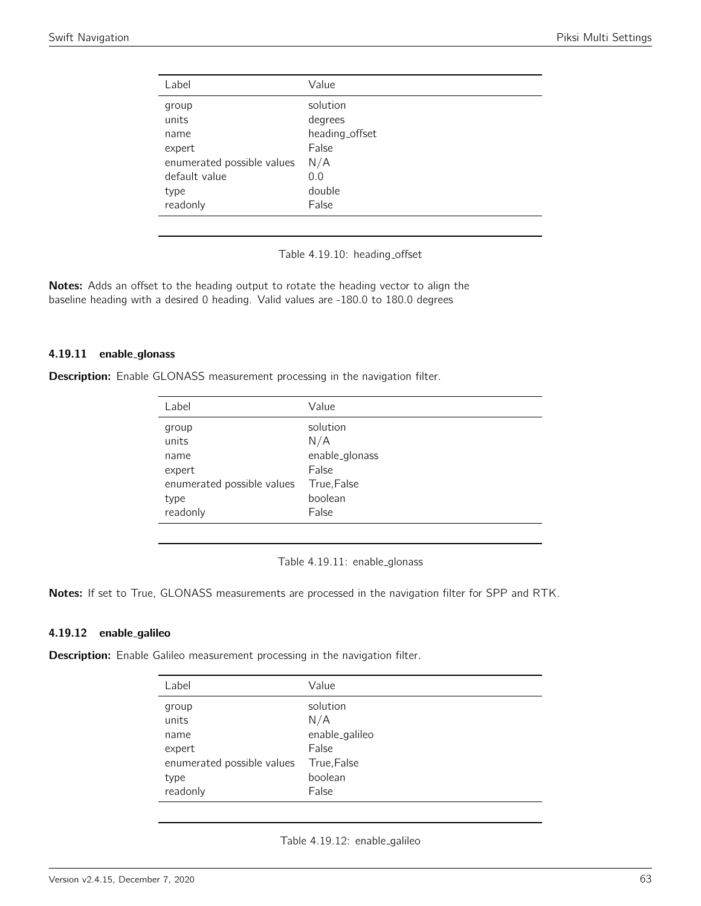| Label | Value |
| --- | --- |
| group | solution |
| units | degrees |
| name | heading_offset |
| expert | False |
| enumerated possible values | N/A |
| default value | 0.0 |
| type | double |
| readonly | False |

Table 4.19.10: heading_offset

**Notes:** Adds an offset to the heading output to rotate the heading vector to align the baseline heading with a desired 0 heading. Valid values are -180.0 to 180.0 degrees

### 4.19.11 enable_glonass

**Description:** Enable GLONASS measurement processing in the navigation filter.

| Label | Value |
| --- | --- |
| group | solution |
| units | N/A |
| name | enable_glonass |
| expert | False |
| enumerated possible values | True,False |
| type | boolean |
| readonly | False |

Table 4.19.11: enable_glonass

**Notes:** If set to True, GLONASS measurements are processed in the navigation filter for SPP and RTK.

### 4.19.12 enable_galileo

**Description:** Enable Galileo measurement processing in the navigation filter.

| Label | Value |
| --- | --- |
| group | solution |
| units | N/A |
| name | enable_galileo |
| expert | False |
| enumerated possible values | True,False |
| type | boolean |
| readonly | False |

Table 4.19.12: enable_galileo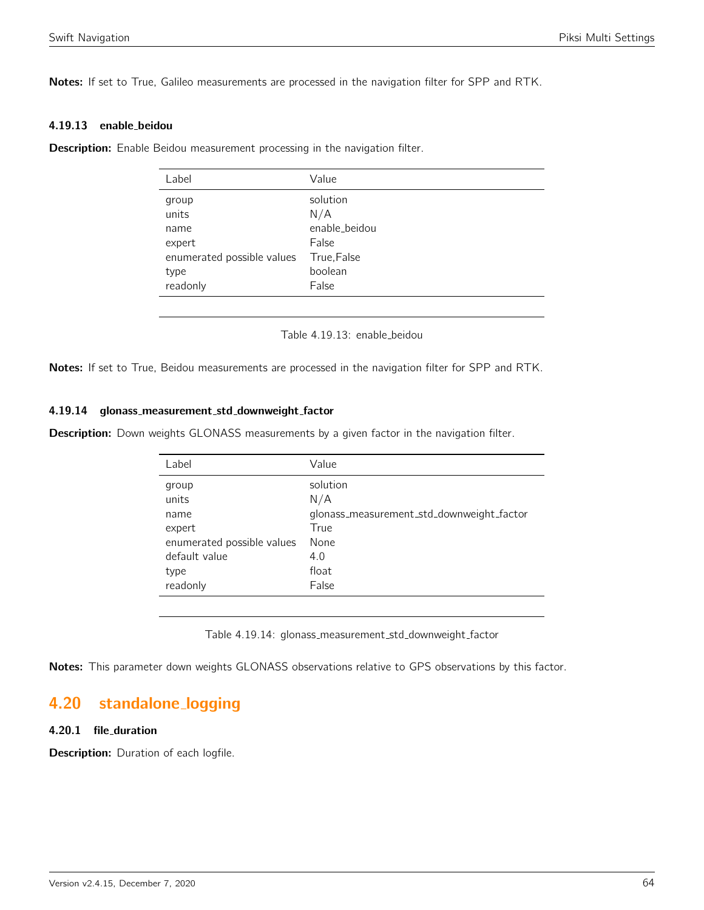**Notes:** If set to True, Galileo measurements are processed in the navigation filter for SPP and RTK.

#### 4.19.13 enable_beidou

**Description:** Enable Beidou measurement processing in the navigation filter.

| Label | Value |
|---|---|
| group | solution |
| units | N/A |
| name | enable_beidou |
| expert | False |
| enumerated possible values | True,False |
| type | boolean |
| readonly | False |

Table 4.19.13: enable_beidou

**Notes:** If set to True, Beidou measurements are processed in the navigation filter for SPP and RTK.

#### 4.19.14 glonass_measurement_std_downweight_factor

**Description:** Down weights GLONASS measurements by a given factor in the navigation filter.

| Label | Value |
|---|---|
| group | solution |
| units | N/A |
| name | glonass_measurement_std_downweight_factor |
| expert | True |
| enumerated possible values | None |
| default value | 4.0 |
| type | float |
| readonly | False |

Table 4.19.14: glonass_measurement_std_downweight_factor

**Notes:** This parameter down weights GLONASS observations relative to GPS observations by this factor.

## 4.20 standalone_logging

#### 4.20.1 file_duration

**Description:** Duration of each logfile.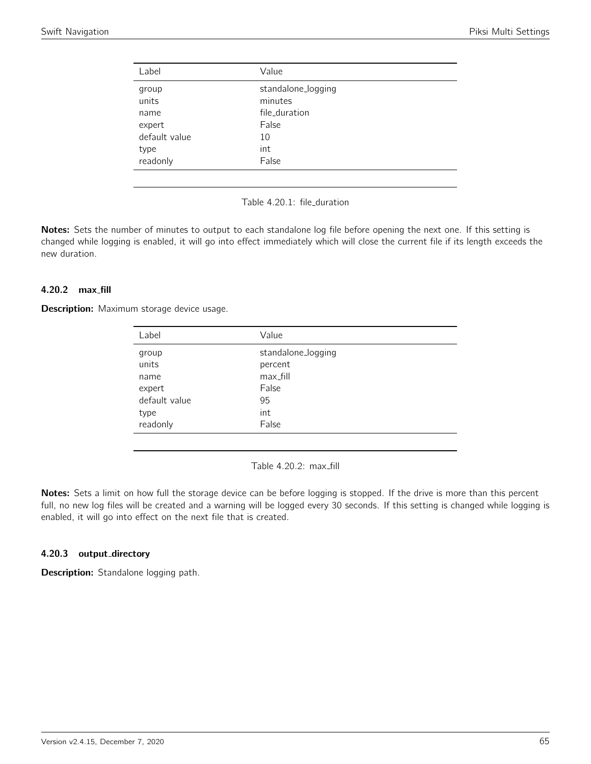| Label | Value |
|---|---|
| group | standalone_logging |
| units | minutes |
| name | file_duration |
| expert | False |
| default value | 10 |
| type | int |
| readonly | False |

Table 4.20.1: file_duration

**Notes:** Sets the number of minutes to output to each standalone log file before opening the next one. If this setting is changed while logging is enabled, it will go into effect immediately which will close the current file if its length exceeds the new duration.

#### 4.20.2 max_fill

**Description:** Maximum storage device usage.

| Label | Value |
|---|---|
| group | standalone_logging |
| units | percent |
| name | max_fill |
| expert | False |
| default value | 95 |
| type | int |
| readonly | False |

Table 4.20.2: max_fill

**Notes:** Sets a limit on how full the storage device can be before logging is stopped. If the drive is more than this percent full, no new log files will be created and a warning will be logged every 30 seconds. If this setting is changed while logging is enabled, it will go into effect on the next file that is created.

#### 4.20.3 output_directory

**Description:** Standalone logging path.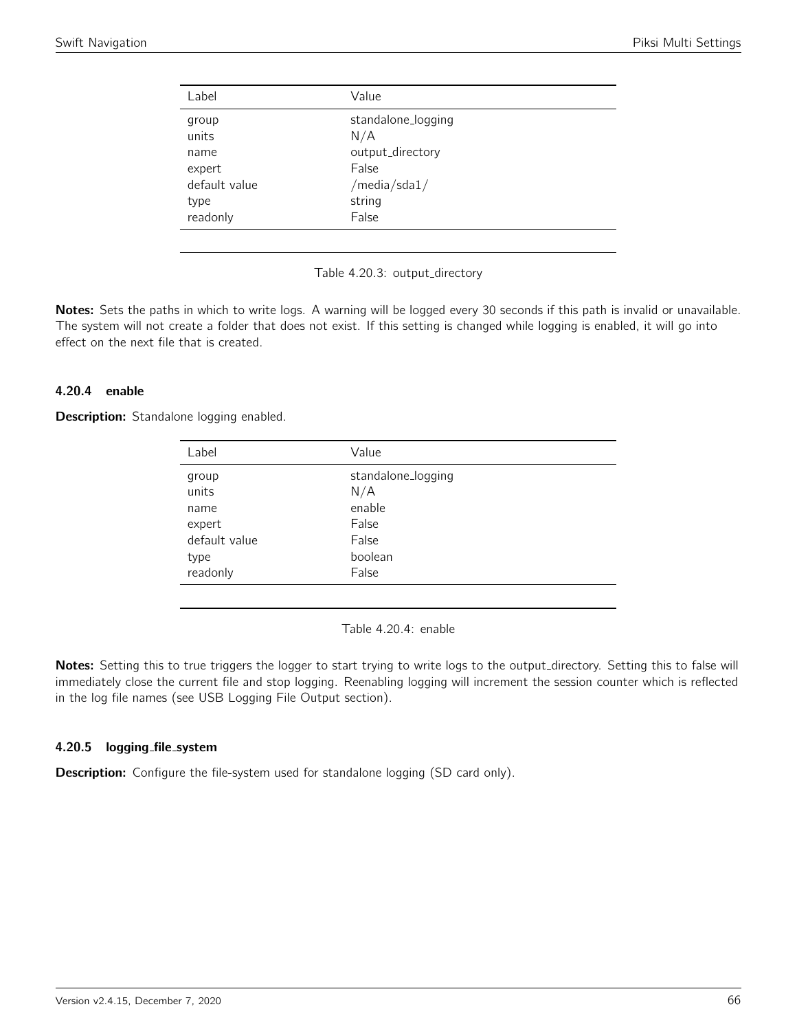| Label | Value |
|---|---|
| group | standalone_logging |
| units | N/A |
| name | output_directory |
| expert | False |
| default value | /media/sda1/ |
| type | string |
| readonly | False |

Table 4.20.3: output_directory

**Notes:** Sets the paths in which to write logs. A warning will be logged every 30 seconds if this path is invalid or unavailable. The system will not create a folder that does not exist. If this setting is changed while logging is enabled, it will go into effect on the next file that is created.

### 4.20.4 enable

**Description:** Standalone logging enabled.

| Label | Value |
|---|---|
| group | standalone_logging |
| units | N/A |
| name | enable |
| expert | False |
| default value | False |
| type | boolean |
| readonly | False |

Table 4.20.4: enable

**Notes:** Setting this to true triggers the logger to start trying to write logs to the output_directory. Setting this to false will immediately close the current file and stop logging. Reenabling logging will increment the session counter which is reflected in the log file names (see USB Logging File Output section).

### 4.20.5 logging_file_system

**Description:** Configure the file-system used for standalone logging (SD card only).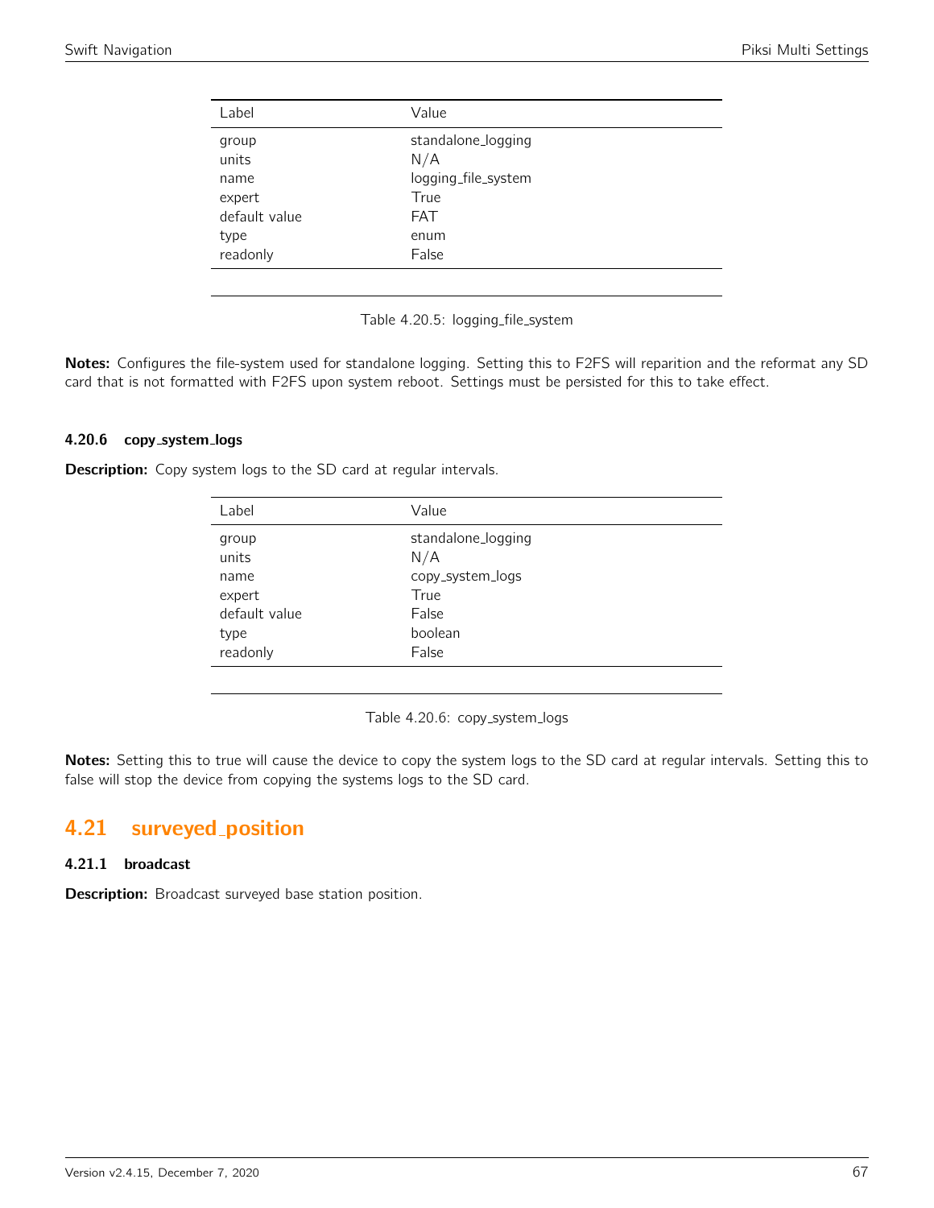| Label | Value |
|---|---|
| group | standalone_logging |
| units | N/A |
| name | logging_file_system |
| expert | True |
| default value | FAT |
| type | enum |
| readonly | False |

Table 4.20.5: logging_file_system

**Notes:** Configures the file-system used for standalone logging. Setting this to F2FS will reparition and the reformat any SD card that is not formatted with F2FS upon system reboot. Settings must be persisted for this to take effect.

### 4.20.6 copy_system_logs

**Description:** Copy system logs to the SD card at regular intervals.

| Label | Value |
|---|---|
| group | standalone_logging |
| units | N/A |
| name | copy_system_logs |
| expert | True |
| default value | False |
| type | boolean |
| readonly | False |

Table 4.20.6: copy_system_logs

**Notes:** Setting this to true will cause the device to copy the system logs to the SD card at regular intervals. Setting this to false will stop the device from copying the systems logs to the SD card.

## 4.21 surveyed_position

### 4.21.1 broadcast

**Description:** Broadcast surveyed base station position.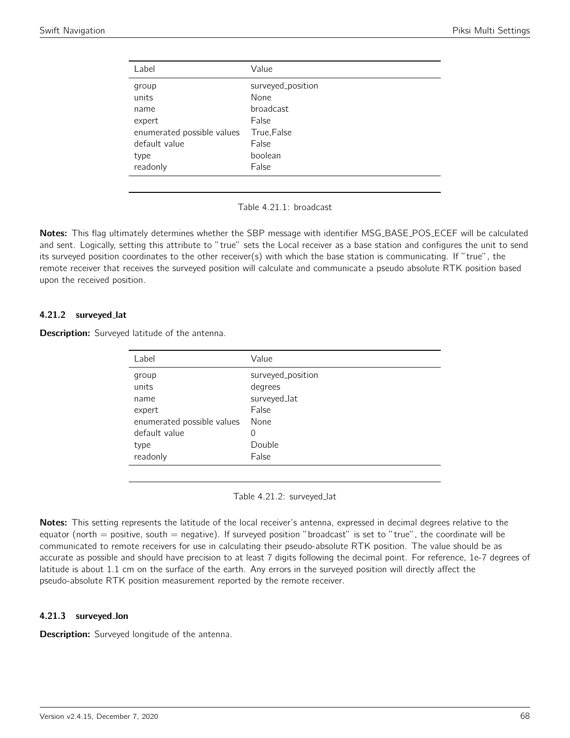| Label | Value |
|---|---|
| group | surveyed_position |
| units | None |
| name | broadcast |
| expert | False |
| enumerated possible values | True,False |
| default value | False |
| type | boolean |
| readonly | False |

Table 4.21.1: broadcast

**Notes:** This flag ultimately determines whether the SBP message with identifier MSG_BASE_POS_ECEF will be calculated and sent. Logically, setting this attribute to "true" sets the Local receiver as a base station and configures the unit to send its surveyed position coordinates to the other receiver(s) with which the base station is communicating. If "true", the remote receiver that receives the surveyed position will calculate and communicate a pseudo absolute RTK position based upon the received position.

### 4.21.2 surveyed_lat

**Description:** Surveyed latitude of the antenna.

| Label | Value |
|---|---|
| group | surveyed_position |
| units | degrees |
| name | surveyed_lat |
| expert | False |
| enumerated possible values | None |
| default value | 0 |
| type | Double |
| readonly | False |

Table 4.21.2: surveyed_lat

**Notes:** This setting represents the latitude of the local receiver's antenna, expressed in decimal degrees relative to the equator (north = positive, south = negative). If surveyed position "broadcast" is set to "true", the coordinate will be communicated to remote receivers for use in calculating their pseudo-absolute RTK position. The value should be as accurate as possible and should have precision to at least 7 digits following the decimal point. For reference, 1e-7 degrees of latitude is about 1.1 cm on the surface of the earth. Any errors in the surveyed position will directly affect the pseudo-absolute RTK position measurement reported by the remote receiver.

### 4.21.3 surveyed_lon

**Description:** Surveyed longitude of the antenna.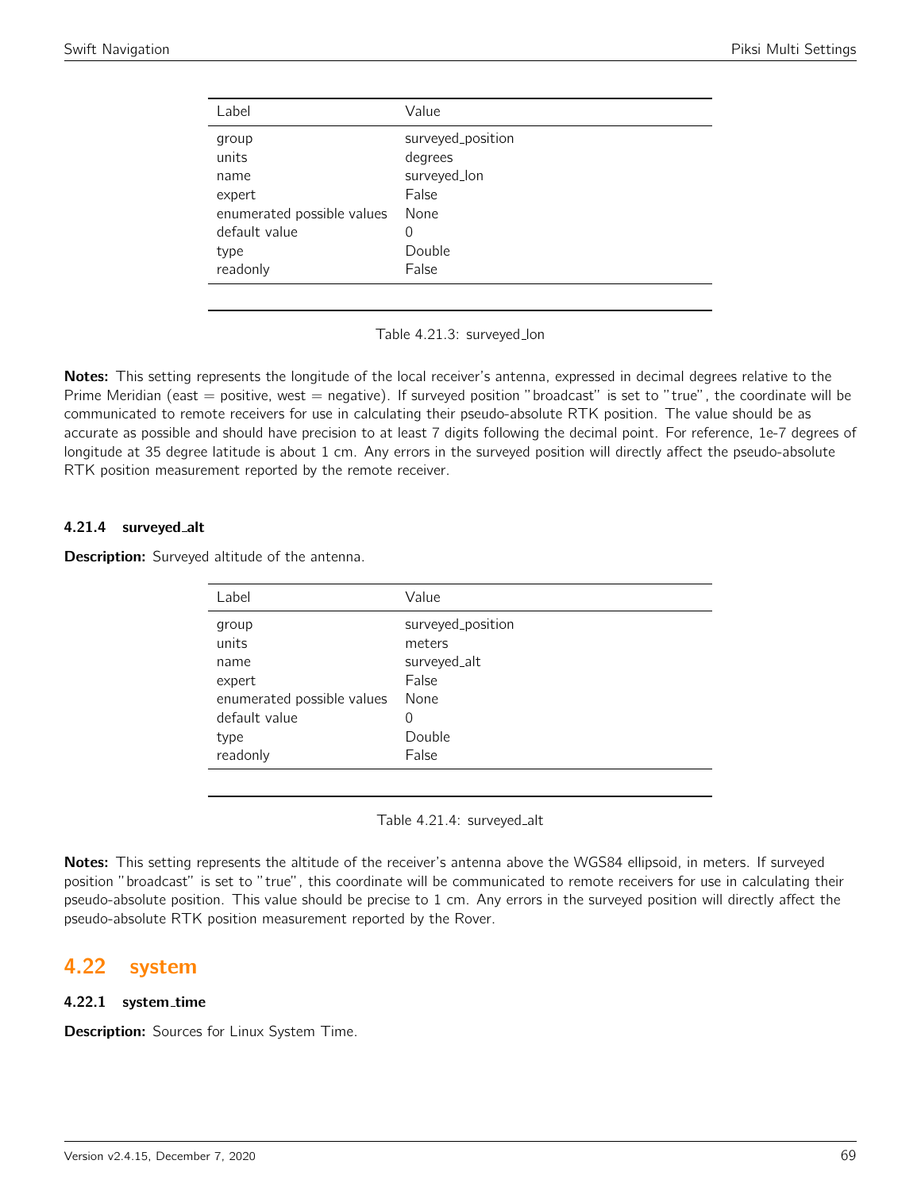| Label | Value |
|---|---|
| group | surveyed_position |
| units | degrees |
| name | surveyed_lon |
| expert | False |
| enumerated possible values | None |
| default value | 0 |
| type | Double |
| readonly | False |

Table 4.21.3: surveyed_lon

**Notes:** This setting represents the longitude of the local receiver's antenna, expressed in decimal degrees relative to the Prime Meridian (east = positive, west = negative). If surveyed position "broadcast" is set to "true", the coordinate will be communicated to remote receivers for use in calculating their pseudo-absolute RTK position. The value should be as accurate as possible and should have precision to at least 7 digits following the decimal point. For reference, 1e-7 degrees of longitude at 35 degree latitude is about 1 cm. Any errors in the surveyed position will directly affect the pseudo-absolute RTK position measurement reported by the remote receiver.

### 4.21.4 surveyed_alt

**Description:** Surveyed altitude of the antenna.

| Label | Value |
|---|---|
| group | surveyed_position |
| units | meters |
| name | surveyed_alt |
| expert | False |
| enumerated possible values | None |
| default value | 0 |
| type | Double |
| readonly | False |

Table 4.21.4: surveyed_alt

**Notes:** This setting represents the altitude of the receiver's antenna above the WGS84 ellipsoid, in meters. If surveyed position "broadcast" is set to "true", this coordinate will be communicated to remote receivers for use in calculating their pseudo-absolute position. This value should be precise to 1 cm. Any errors in the surveyed position will directly affect the pseudo-absolute RTK position measurement reported by the Rover.

## 4.22 system

### 4.22.1 system_time

**Description:** Sources for Linux System Time.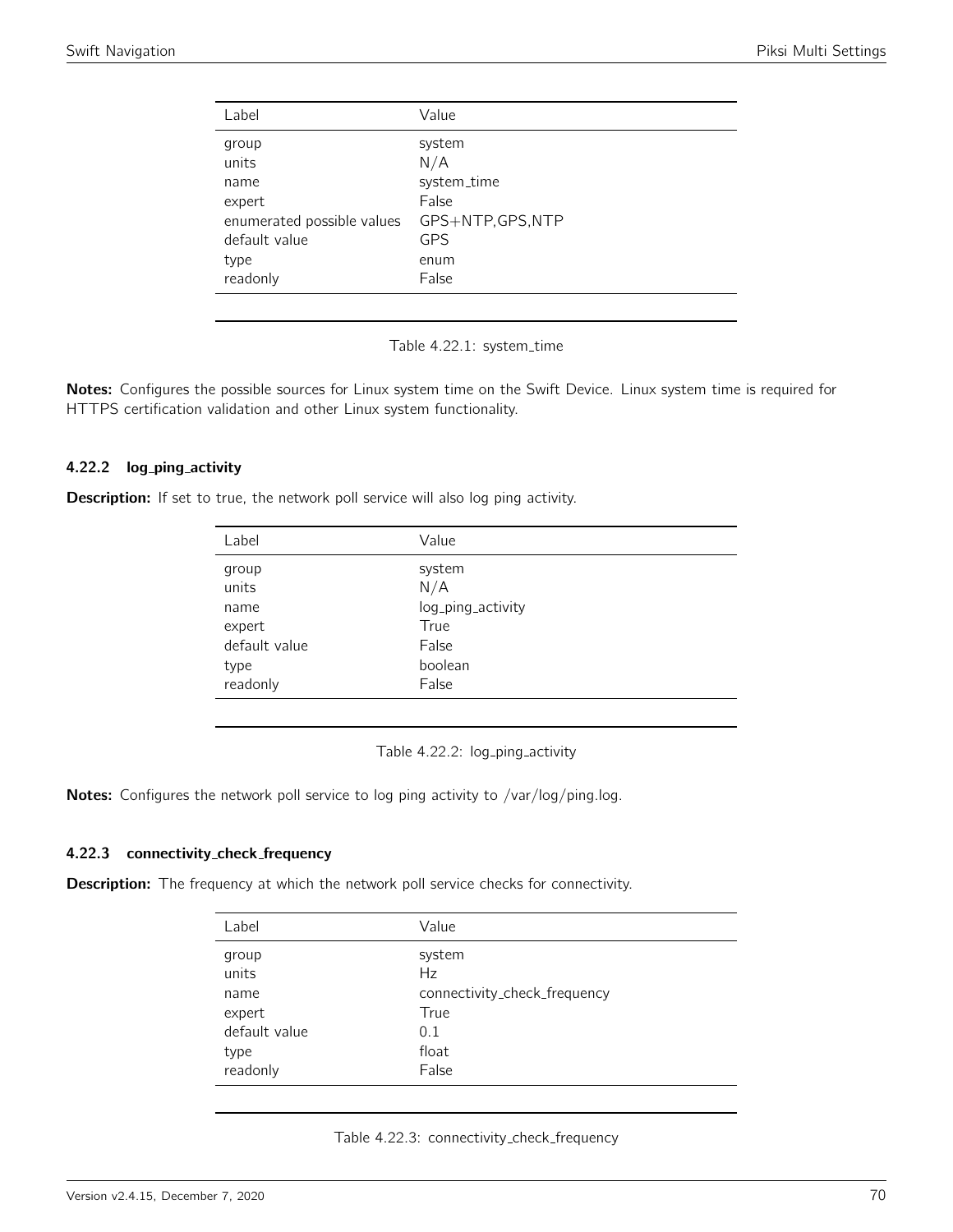| Label | Value |
|---|---|
| group | system |
| units | N/A |
| name | system_time |
| expert | False |
| enumerated possible values | GPS+NTP,GPS,NTP |
| default value | GPS |
| type | enum |
| readonly | False |

Table 4.22.1: system_time

**Notes:** Configures the possible sources for Linux system time on the Swift Device. Linux system time is required for HTTPS certification validation and other Linux system functionality.

#### 4.22.2 log_ping_activity

**Description:** If set to true, the network poll service will also log ping activity.

| Label | Value |
|---|---|
| group | system |
| units | N/A |
| name | log_ping_activity |
| expert | True |
| default value | False |
| type | boolean |
| readonly | False |

Table 4.22.2: log_ping_activity

**Notes:** Configures the network poll service to log ping activity to /var/log/ping.log.

#### 4.22.3 connectivity_check_frequency

**Description:** The frequency at which the network poll service checks for connectivity.

| Label | Value |
|---|---|
| group | system |
| units | Hz |
| name | connectivity_check_frequency |
| expert | True |
| default value | 0.1 |
| type | float |
| readonly | False |

Table 4.22.3: connectivity_check_frequency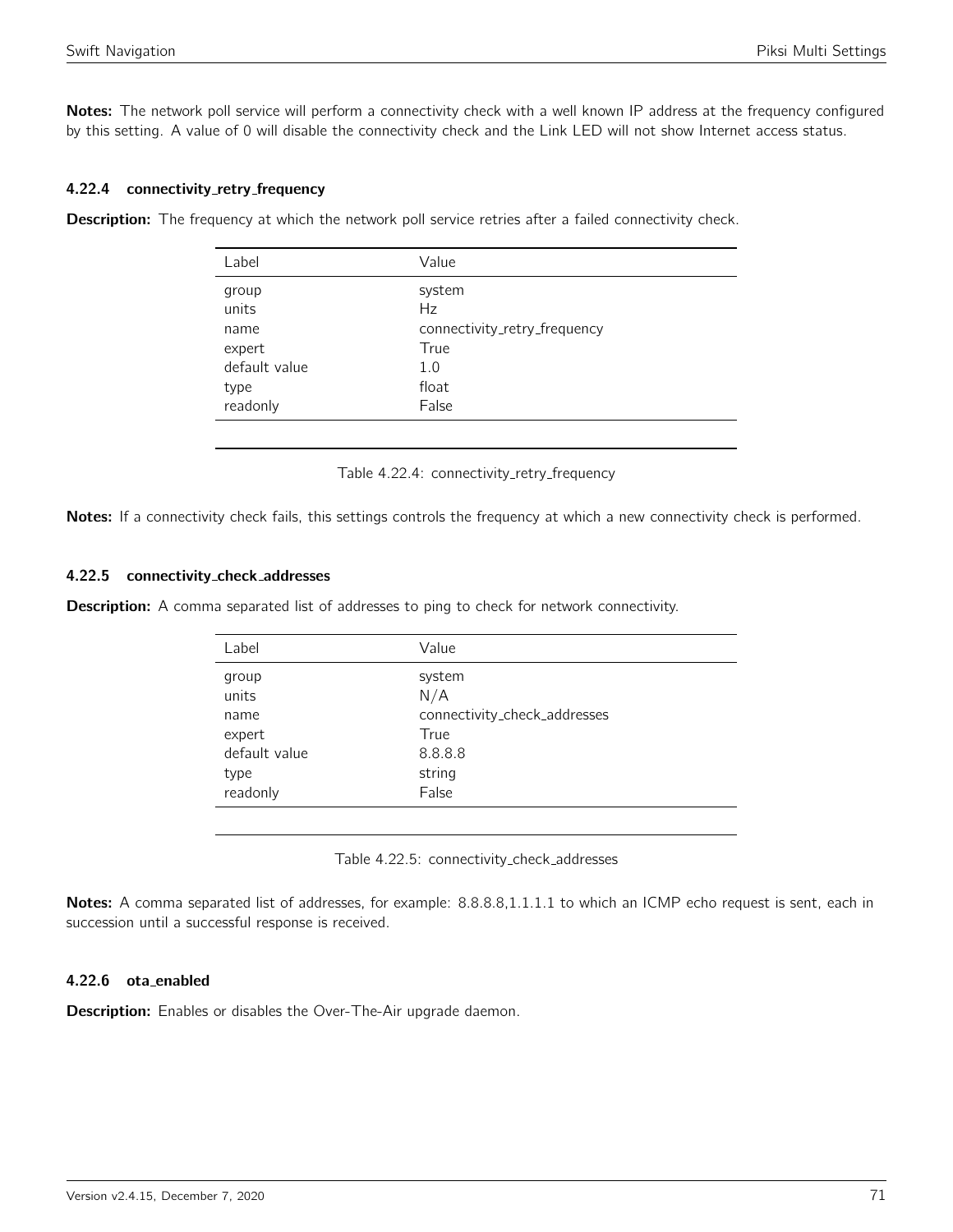**Notes:** The network poll service will perform a connectivity check with a well known IP address at the frequency configured by this setting. A value of 0 will disable the connectivity check and the Link LED will not show Internet access status.

#### 4.22.4 connectivity_retry_frequency

**Description:** The frequency at which the network poll service retries after a failed connectivity check.

| Label | Value |
|---|---|
| group | system |
| units | Hz |
| name | connectivity_retry_frequency |
| expert | True |
| default value | 1.0 |
| type | float |
| readonly | False |

Table 4.22.4: connectivity_retry_frequency

**Notes:** If a connectivity check fails, this settings controls the frequency at which a new connectivity check is performed.

#### 4.22.5 connectivity_check_addresses

**Description:** A comma separated list of addresses to ping to check for network connectivity.

| Label | Value |
|---|---|
| group | system |
| units | N/A |
| name | connectivity_check_addresses |
| expert | True |
| default value | 8.8.8.8 |
| type | string |
| readonly | False |

Table 4.22.5: connectivity_check_addresses

**Notes:** A comma separated list of addresses, for example: 8.8.8.8,1.1.1.1 to which an ICMP echo request is sent, each in succession until a successful response is received.

#### 4.22.6 ota_enabled

**Description:** Enables or disables the Over-The-Air upgrade daemon.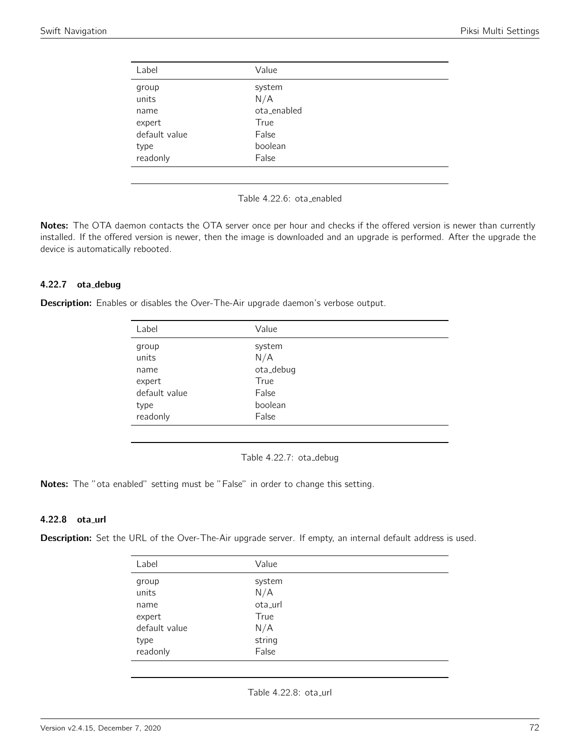| Label | Value |
|---|---|
| group | system |
| units | N/A |
| name | ota_enabled |
| expert | True |
| default value | False |
| type | boolean |
| readonly | False |

Table 4.22.6: ota_enabled

**Notes:** The OTA daemon contacts the OTA server once per hour and checks if the offered version is newer than currently installed. If the offered version is newer, then the image is downloaded and an upgrade is performed. After the upgrade the device is automatically rebooted.

### 4.22.7 ota_debug

**Description:** Enables or disables the Over-The-Air upgrade daemon's verbose output.

| Label | Value |
|---|---|
| group | system |
| units | N/A |
| name | ota_debug |
| expert | True |
| default value | False |
| type | boolean |
| readonly | False |

Table 4.22.7: ota_debug

**Notes:** The "ota enabled" setting must be "False" in order to change this setting.

### 4.22.8 ota_url

**Description:** Set the URL of the Over-The-Air upgrade server. If empty, an internal default address is used.

| Label | Value |
|---|---|
| group | system |
| units | N/A |
| name | ota_url |
| expert | True |
| default value | N/A |
| type | string |
| readonly | False |

Table 4.22.8: ota_url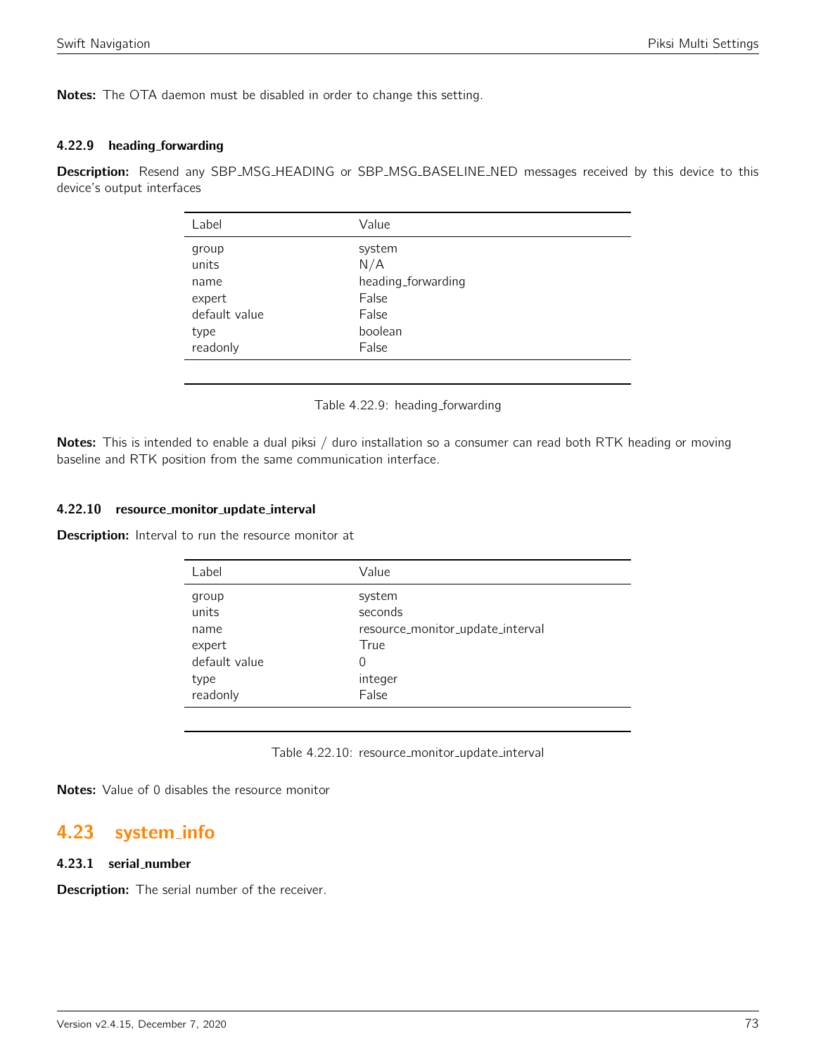**Notes:** The OTA daemon must be disabled in order to change this setting.

#### 4.22.9 heading_forwarding

**Description:** Resend any SBP_MSG_HEADING or SBP_MSG_BASELINE_NED messages received by this device to this device's output interfaces

| Label | Value |
|---|---|
| group | system |
| units | N/A |
| name | heading_forwarding |
| expert | False |
| default value | False |
| type | boolean |
| readonly | False |

Table 4.22.9: heading_forwarding

**Notes:** This is intended to enable a dual piksi / duro installation so a consumer can read both RTK heading or moving baseline and RTK position from the same communication interface.

#### 4.22.10 resource_monitor_update_interval

**Description:** Interval to run the resource monitor at

| Label | Value |
|---|---|
| group | system |
| units | seconds |
| name | resource_monitor_update_interval |
| expert | True |
| default value | 0 |
| type | integer |
| readonly | False |

Table 4.22.10: resource_monitor_update_interval

**Notes:** Value of 0 disables the resource monitor

## 4.23 system_info

#### 4.23.1 serial_number

**Description:** The serial number of the receiver.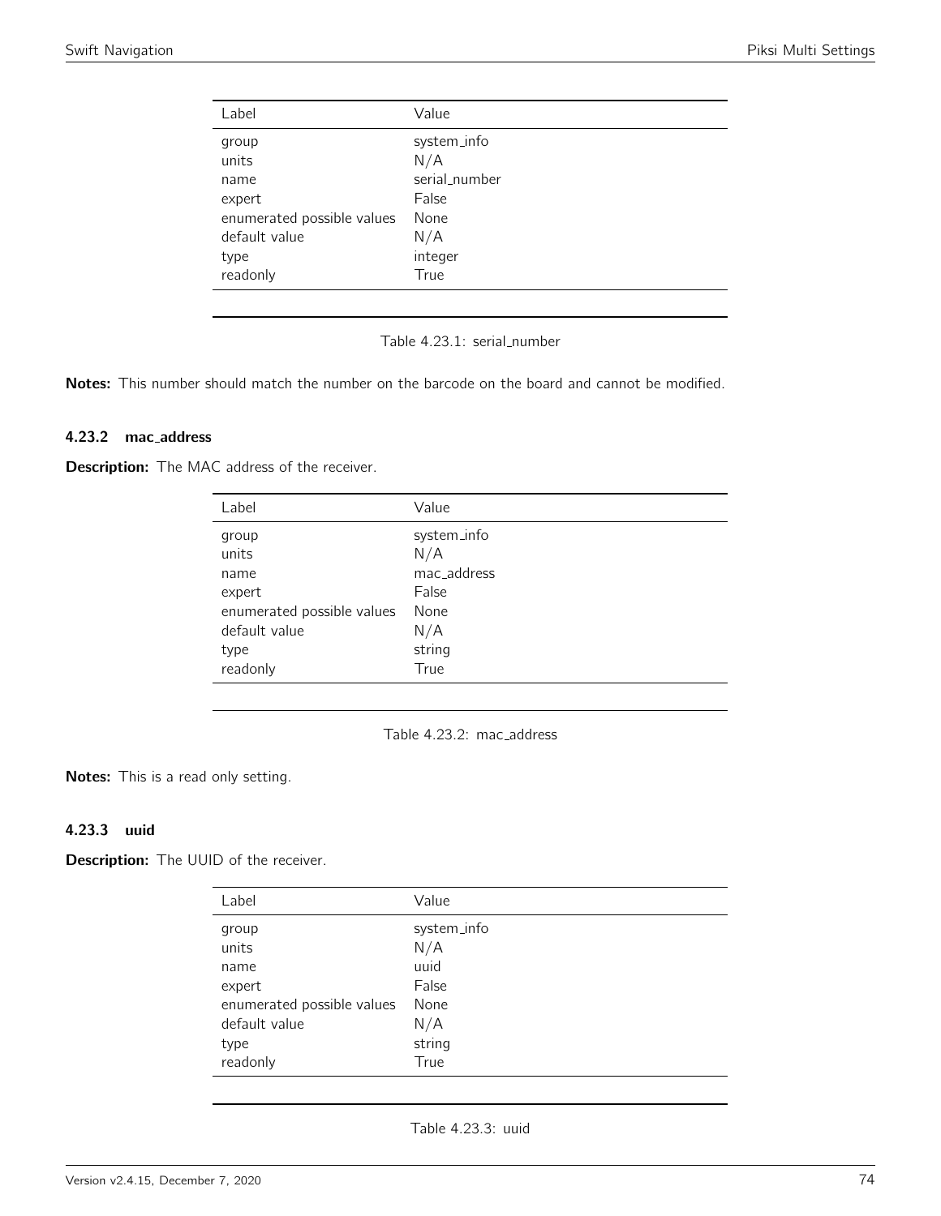| Label | Value |
|---|---|
| group | system_info |
| units | N/A |
| name | serial_number |
| expert | False |
| enumerated possible values | None |
| default value | N/A |
| type | integer |
| readonly | True |

Table 4.23.1: serial_number

**Notes:** This number should match the number on the barcode on the board and cannot be modified.

#### 4.23.2 mac_address

**Description:** The MAC address of the receiver.

| Label | Value |
|---|---|
| group | system_info |
| units | N/A |
| name | mac_address |
| expert | False |
| enumerated possible values | None |
| default value | N/A |
| type | string |
| readonly | True |

Table 4.23.2: mac_address

**Notes:** This is a read only setting.

#### 4.23.3 uuid

**Description:** The UUID of the receiver.

| Label | Value |
|---|---|
| group | system_info |
| units | N/A |
| name | uuid |
| expert | False |
| enumerated possible values | None |
| default value | N/A |
| type | string |
| readonly | True |

Table 4.23.3: uuid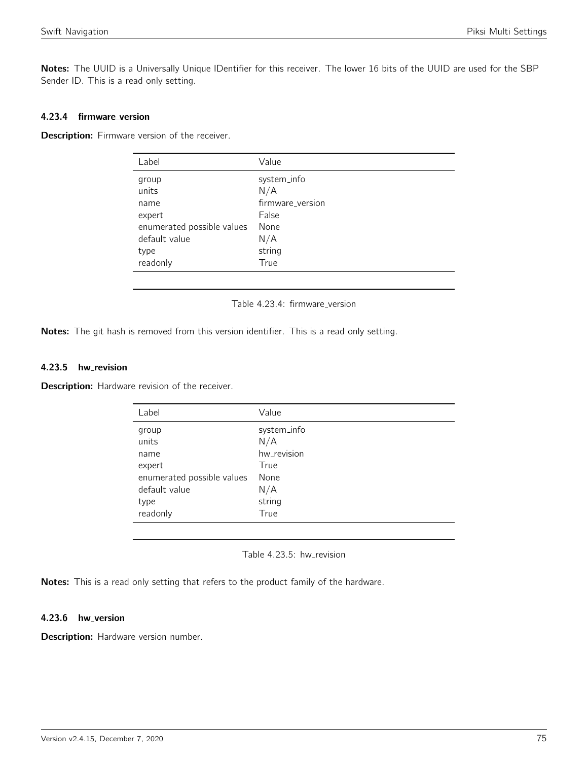**Notes:** The UUID is a Universally Unique IDentifier for this receiver. The lower 16 bits of the UUID are used for the SBP Sender ID. This is a read only setting.

### 4.23.4 firmware_version

**Description:** Firmware version of the receiver.

| Label | Value |
|---|---|
| group | system_info |
| units | N/A |
| name | firmware_version |
| expert | False |
| enumerated possible values | None |
| default value | N/A |
| type | string |
| readonly | True |

Table 4.23.4: firmware_version

**Notes:** The git hash is removed from this version identifier. This is a read only setting.

### 4.23.5 hw_revision

**Description:** Hardware revision of the receiver.

| Label | Value |
|---|---|
| group | system_info |
| units | N/A |
| name | hw_revision |
| expert | True |
| enumerated possible values | None |
| default value | N/A |
| type | string |
| readonly | True |

Table 4.23.5: hw_revision

**Notes:** This is a read only setting that refers to the product family of the hardware.

### 4.23.6 hw_version

**Description:** Hardware version number.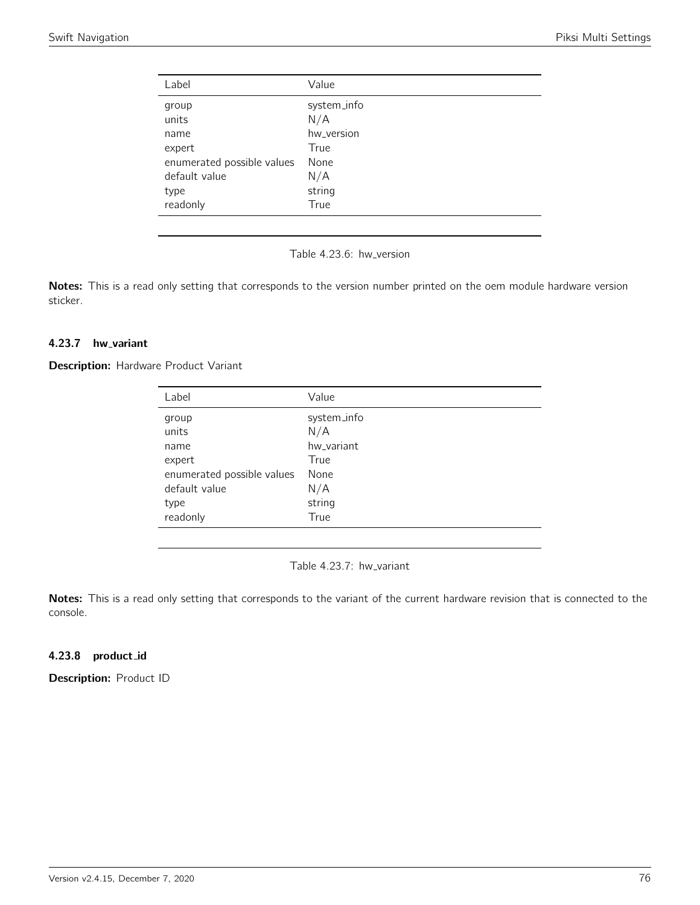| Label | Value |
|---|---|
| group | system_info |
| units | N/A |
| name | hw_version |
| expert | True |
| enumerated possible values | None |
| default value | N/A |
| type | string |
| readonly | True |

Table 4.23.6: hw_version

**Notes:** This is a read only setting that corresponds to the version number printed on the oem module hardware version sticker.

#### 4.23.7 hw_variant

**Description:** Hardware Product Variant

| Label | Value |
|---|---|
| group | system_info |
| units | N/A |
| name | hw_variant |
| expert | True |
| enumerated possible values | None |
| default value | N/A |
| type | string |
| readonly | True |

Table 4.23.7: hw_variant

**Notes:** This is a read only setting that corresponds to the variant of the current hardware revision that is connected to the console.

#### 4.23.8 product_id

**Description:** Product ID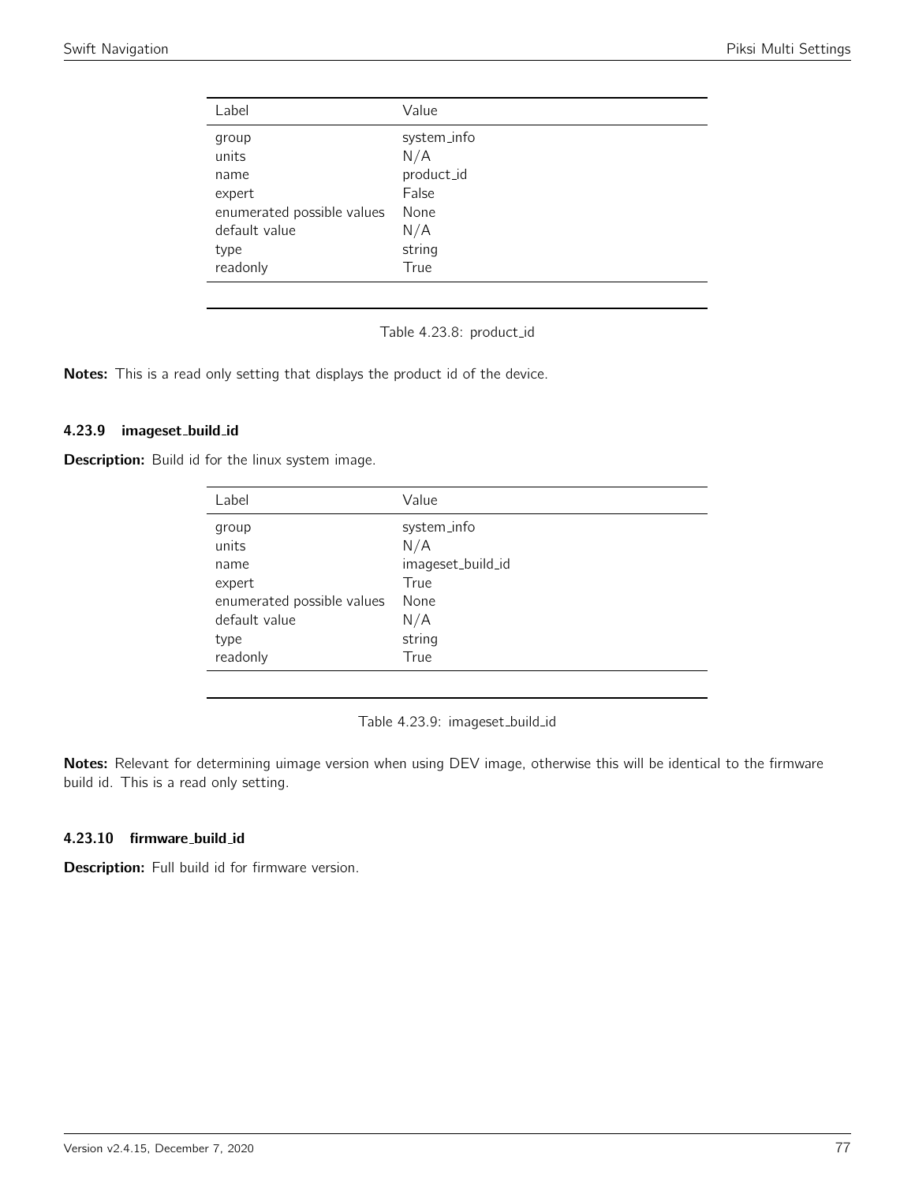| Label | Value |
|---|---|
| group | system_info |
| units | N/A |
| name | product_id |
| expert | False |
| enumerated possible values | None |
| default value | N/A |
| type | string |
| readonly | True |

Table 4.23.8: product_id

**Notes:** This is a read only setting that displays the product id of the device.

### 4.23.9 imageset_build_id

**Description:** Build id for the linux system image.

| Label | Value |
|---|---|
| group | system_info |
| units | N/A |
| name | imageset_build_id |
| expert | True |
| enumerated possible values | None |
| default value | N/A |
| type | string |
| readonly | True |

Table 4.23.9: imageset_build_id

**Notes:** Relevant for determining uimage version when using DEV image, otherwise this will be identical to the firmware build id. This is a read only setting.

### 4.23.10 firmware_build_id

**Description:** Full build id for firmware version.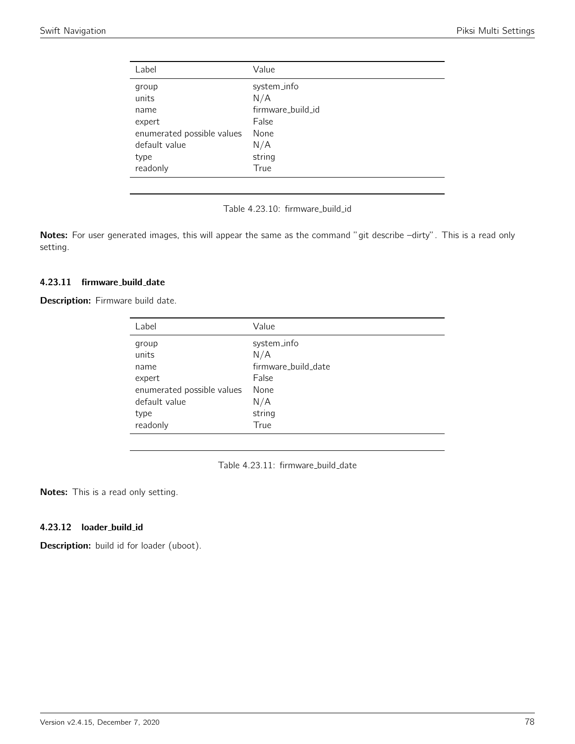| Label | Value |
| --- | --- |
| group | system_info |
| units | N/A |
| name | firmware_build_id |
| expert | False |
| enumerated possible values | None |
| default value | N/A |
| type | string |
| readonly | True |

Table 4.23.10: firmware_build_id

**Notes:** For user generated images, this will appear the same as the command "git describe –dirty". This is a read only setting.

#### 4.23.11 firmware_build_date

**Description:** Firmware build date.

| Label | Value |
| --- | --- |
| group | system_info |
| units | N/A |
| name | firmware_build_date |
| expert | False |
| enumerated possible values | None |
| default value | N/A |
| type | string |
| readonly | True |

Table 4.23.11: firmware_build_date

**Notes:** This is a read only setting.

#### 4.23.12 loader_build_id

**Description:** build id for loader (uboot).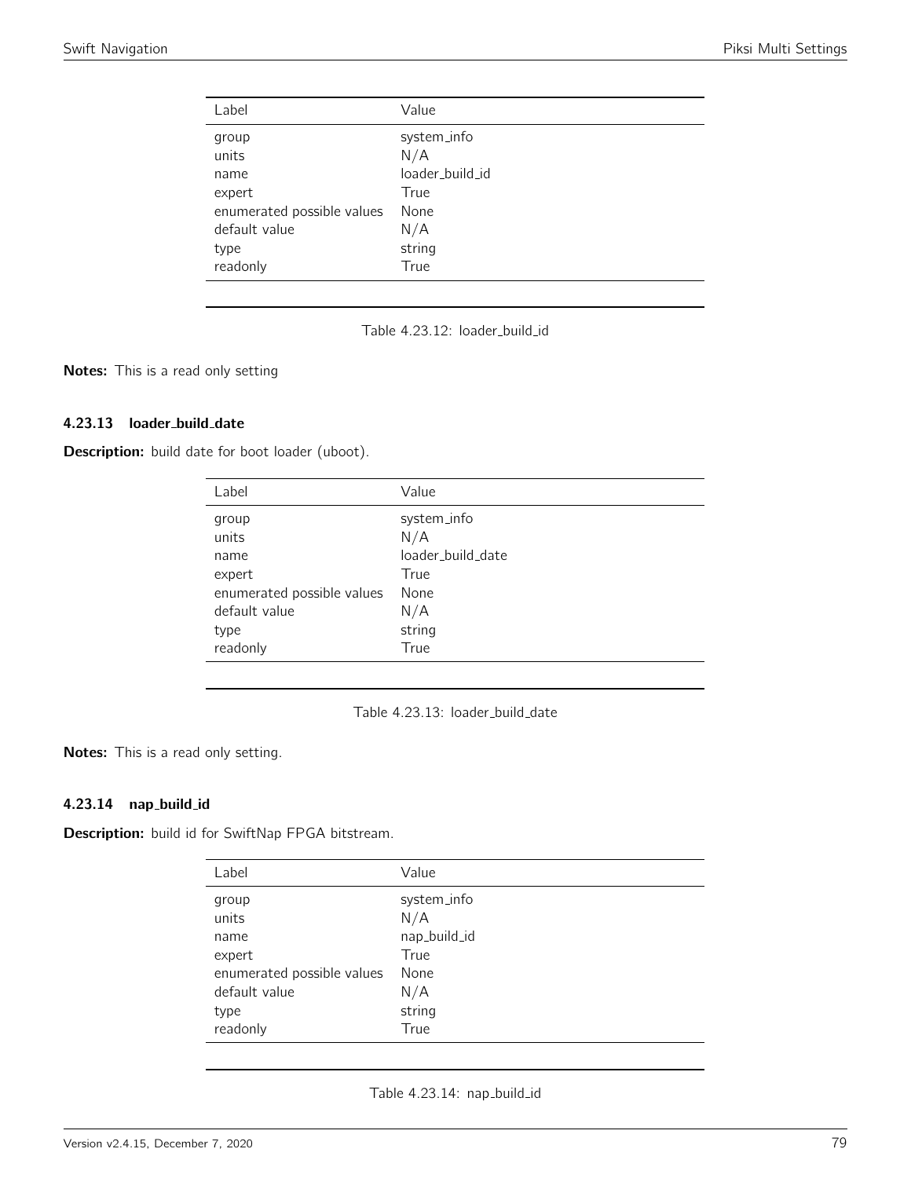| Label | Value |
| --- | --- |
| group | system_info |
| units | N/A |
| name | loader_build_id |
| expert | True |
| enumerated possible values | None |
| default value | N/A |
| type | string |
| readonly | True |

Table 4.23.12: loader_build_id

**Notes:** This is a read only setting

### 4.23.13 loader_build_date

**Description:** build date for boot loader (uboot).

| Label | Value |
| --- | --- |
| group | system_info |
| units | N/A |
| name | loader_build_date |
| expert | True |
| enumerated possible values | None |
| default value | N/A |
| type | string |
| readonly | True |

Table 4.23.13: loader_build_date

**Notes:** This is a read only setting.

### 4.23.14 nap_build_id

**Description:** build id for SwiftNap FPGA bitstream.

| Label | Value |
| --- | --- |
| group | system_info |
| units | N/A |
| name | nap_build_id |
| expert | True |
| enumerated possible values | None |
| default value | N/A |
| type | string |
| readonly | True |

Table 4.23.14: nap_build_id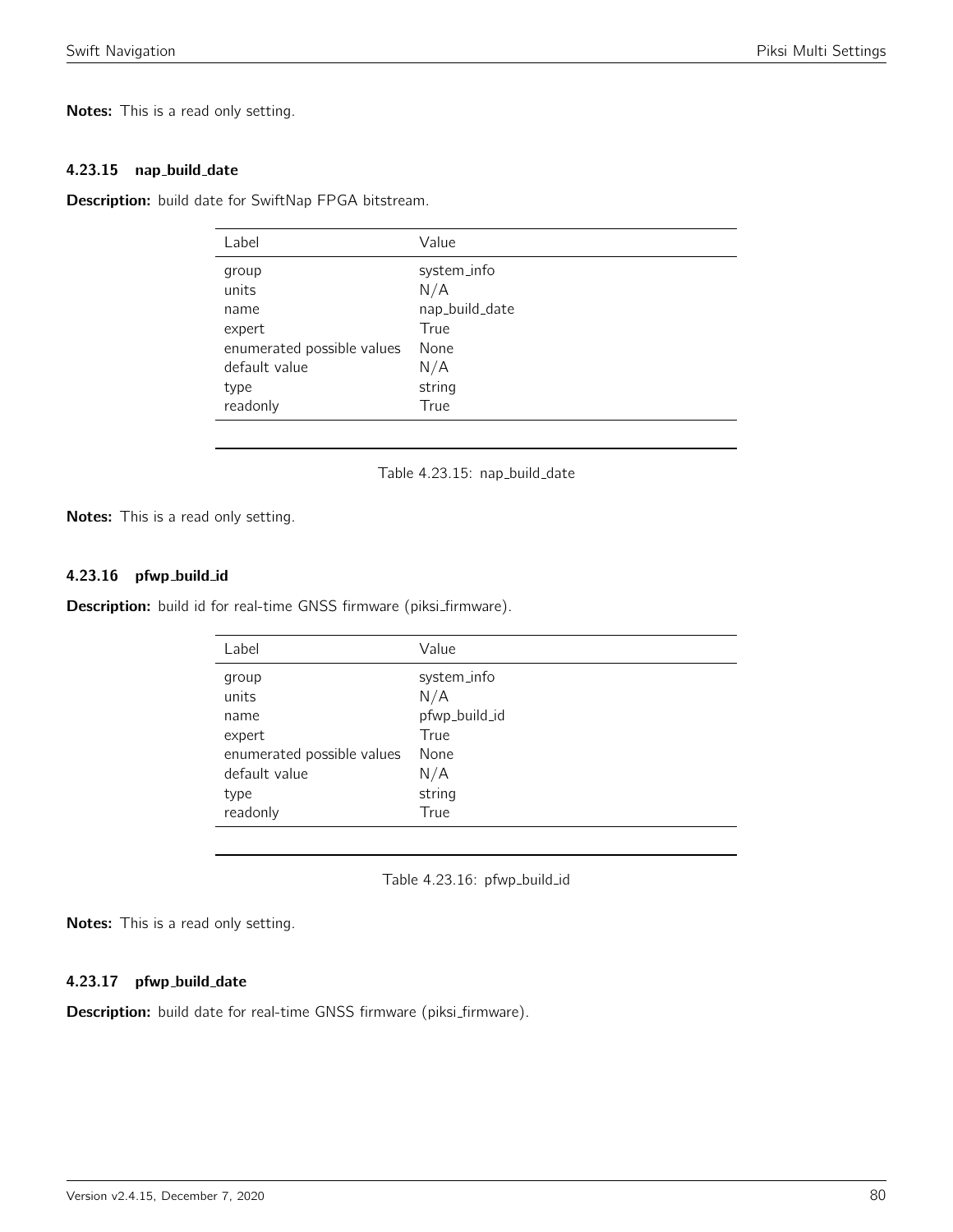**Notes:** This is a read only setting.

#### 4.23.15 nap_build_date

**Description:** build date for SwiftNap FPGA bitstream.

| Label | Value |
|---|---|
| group | system_info |
| units | N/A |
| name | nap_build_date |
| expert | True |
| enumerated possible values | None |
| default value | N/A |
| type | string |
| readonly | True |

Table 4.23.15: nap_build_date

**Notes:** This is a read only setting.

#### 4.23.16 pfwp_build_id

**Description:** build id for real-time GNSS firmware (piksi_firmware).

| Label | Value |
|---|---|
| group | system_info |
| units | N/A |
| name | pfwp_build_id |
| expert | True |
| enumerated possible values | None |
| default value | N/A |
| type | string |
| readonly | True |

Table 4.23.16: pfwp_build_id

**Notes:** This is a read only setting.

#### 4.23.17 pfwp_build_date

**Description:** build date for real-time GNSS firmware (piksi_firmware).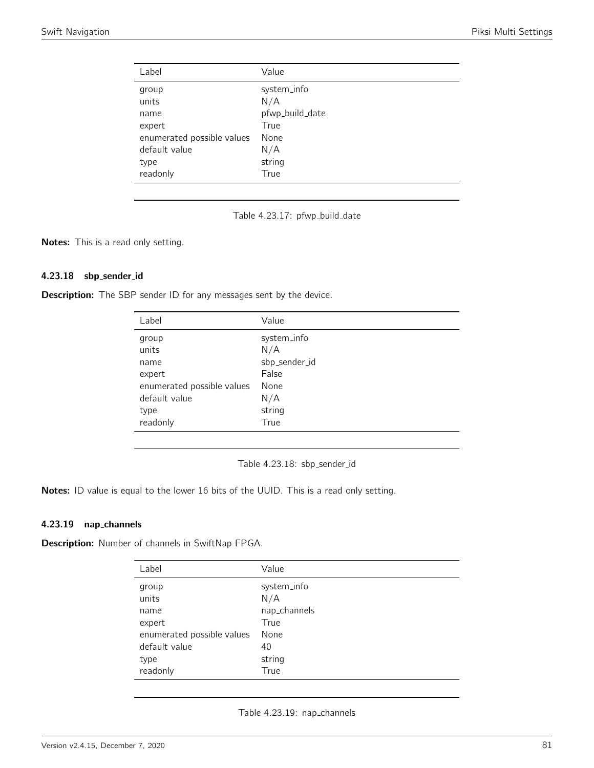| Label | Value |
|---|---|
| group | system_info |
| units | N/A |
| name | pfwp_build_date |
| expert | True |
| enumerated possible values | None |
| default value | N/A |
| type | string |
| readonly | True |

Table 4.23.17: pfwp_build_date

**Notes:** This is a read only setting.

### 4.23.18 sbp_sender_id

**Description:** The SBP sender ID for any messages sent by the device.

| Label | Value |
|---|---|
| group | system_info |
| units | N/A |
| name | sbp_sender_id |
| expert | False |
| enumerated possible values | None |
| default value | N/A |
| type | string |
| readonly | True |

Table 4.23.18: sbp_sender_id

**Notes:** ID value is equal to the lower 16 bits of the UUID. This is a read only setting.

### 4.23.19 nap_channels

**Description:** Number of channels in SwiftNap FPGA.

| Label | Value |
|---|---|
| group | system_info |
| units | N/A |
| name | nap_channels |
| expert | True |
| enumerated possible values | None |
| default value | 40 |
| type | string |
| readonly | True |

Table 4.23.19: nap_channels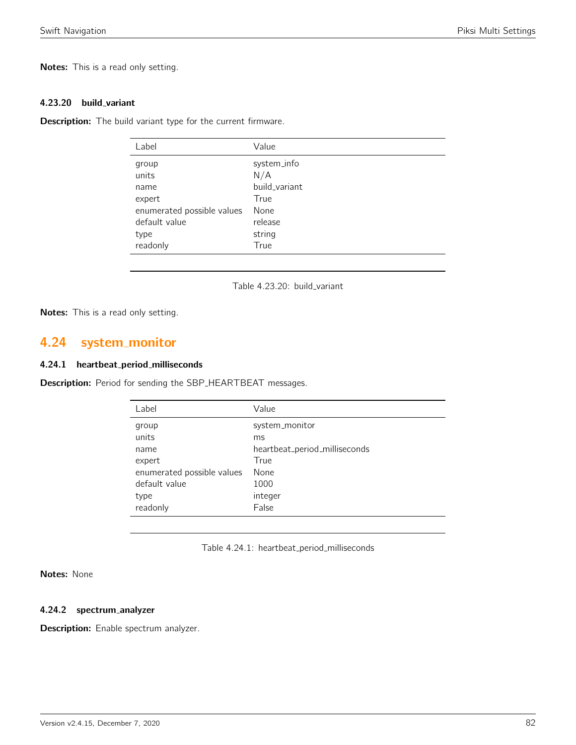**Notes:** This is a read only setting.

#### 4.23.20 build_variant

**Description:** The build variant type for the current firmware.

| Label | Value |
|---|---|
| group | system_info |
| units | N/A |
| name | build_variant |
| expert | True |
| enumerated possible values | None |
| default value | release |
| type | string |
| readonly | True |

Table 4.23.20: build_variant

**Notes:** This is a read only setting.

## 4.24 system_monitor

#### 4.24.1 heartbeat_period_milliseconds

**Description:** Period for sending the SBP_HEARTBEAT messages.

| Label | Value |
|---|---|
| group | system_monitor |
| units | ms |
| name | heartbeat_period_milliseconds |
| expert | True |
| enumerated possible values | None |
| default value | 1000 |
| type | integer |
| readonly | False |

Table 4.24.1: heartbeat_period_milliseconds

**Notes:** None

#### 4.24.2 spectrum_analyzer

**Description:** Enable spectrum analyzer.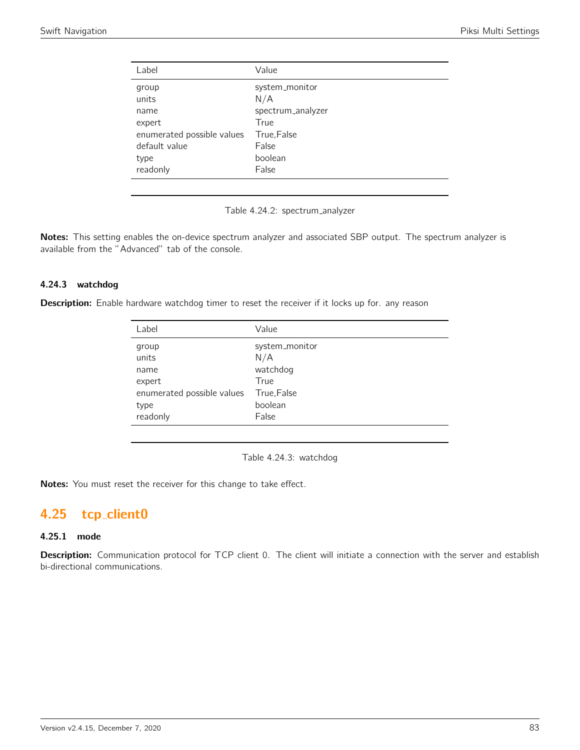| Label | Value |
| --- | --- |
| group | system_monitor |
| units | N/A |
| name | spectrum_analyzer |
| expert | True |
| enumerated possible values | True,False |
| default value | False |
| type | boolean |
| readonly | False |

Table 4.24.2: spectrum_analyzer

**Notes:** This setting enables the on-device spectrum analyzer and associated SBP output. The spectrum analyzer is available from the "Advanced" tab of the console.

### 4.24.3 watchdog

**Description:** Enable hardware watchdog timer to reset the receiver if it locks up for. any reason

| Label | Value |
| --- | --- |
| group | system_monitor |
| units | N/A |
| name | watchdog |
| expert | True |
| enumerated possible values | True,False |
| type | boolean |
| readonly | False |

Table 4.24.3: watchdog

**Notes:** You must reset the receiver for this change to take effect.

## 4.25 tcp_client0

### 4.25.1 mode

**Description:** Communication protocol for TCP client 0. The client will initiate a connection with the server and establish bi-directional communications.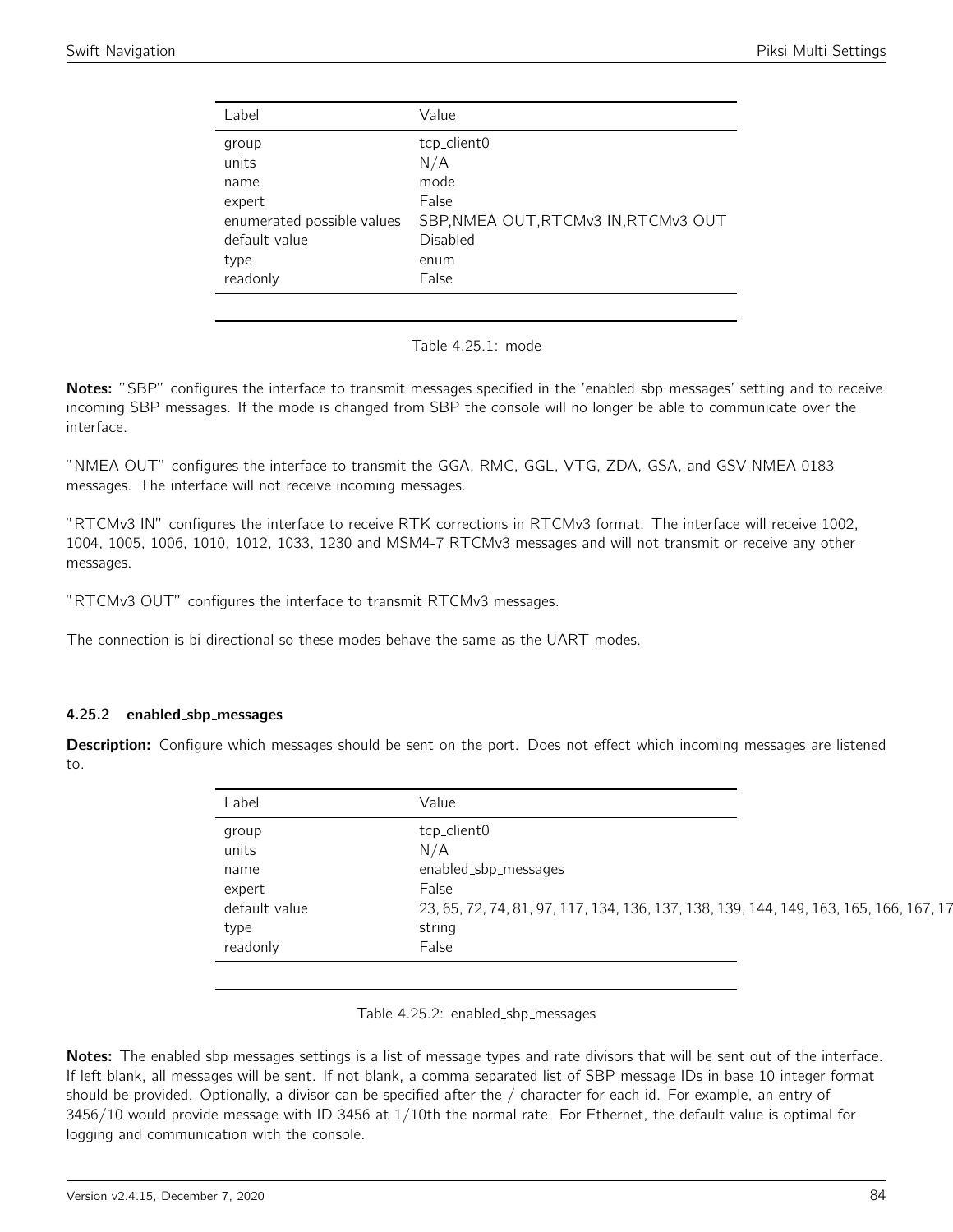| Label | Value |
|---|---|
| group | tcp_client0 |
| units | N/A |
| name | mode |
| expert | False |
| enumerated possible values | SBP,NMEA OUT,RTCMv3 IN,RTCMv3 OUT |
| default value | Disabled |
| type | enum |
| readonly | False |

Table 4.25.1: mode

**Notes:** "SBP" configures the interface to transmit messages specified in the 'enabled_sbp_messages' setting and to receive incoming SBP messages. If the mode is changed from SBP the console will no longer be able to communicate over the interface.

"NMEA OUT" configures the interface to transmit the GGA, RMC, GGL, VTG, ZDA, GSA, and GSV NMEA 0183 messages. The interface will not receive incoming messages.

"RTCMv3 IN" configures the interface to receive RTK corrections in RTCMv3 format. The interface will receive 1002, 1004, 1005, 1006, 1010, 1012, 1033, 1230 and MSM4-7 RTCMv3 messages and will not transmit or receive any other messages.

"RTCMv3 OUT" configures the interface to transmit RTCMv3 messages.

The connection is bi-directional so these modes behave the same as the UART modes.

#### 4.25.2 enabled_sbp_messages

**Description:** Configure which messages should be sent on the port. Does not effect which incoming messages are listened to.

| Label | Value |
|---|---|
| group | tcp_client0 |
| units | N/A |
| name | enabled_sbp_messages |
| expert | False |
| default value | 23, 65, 72, 74, 81, 97, 117, 134, 136, 137, 138, 139, 144, 149, 163, 165, 166, 167, 17 |
| type | string |
| readonly | False |

Table 4.25.2: enabled_sbp_messages

**Notes:** The enabled sbp messages settings is a list of message types and rate divisors that will be sent out of the interface. If left blank, all messages will be sent. If not blank, a comma separated list of SBP message IDs in base 10 integer format should be provided. Optionally, a divisor can be specified after the / character for each id. For example, an entry of 3456/10 would provide message with ID 3456 at 1/10th the normal rate. For Ethernet, the default value is optimal for logging and communication with the console.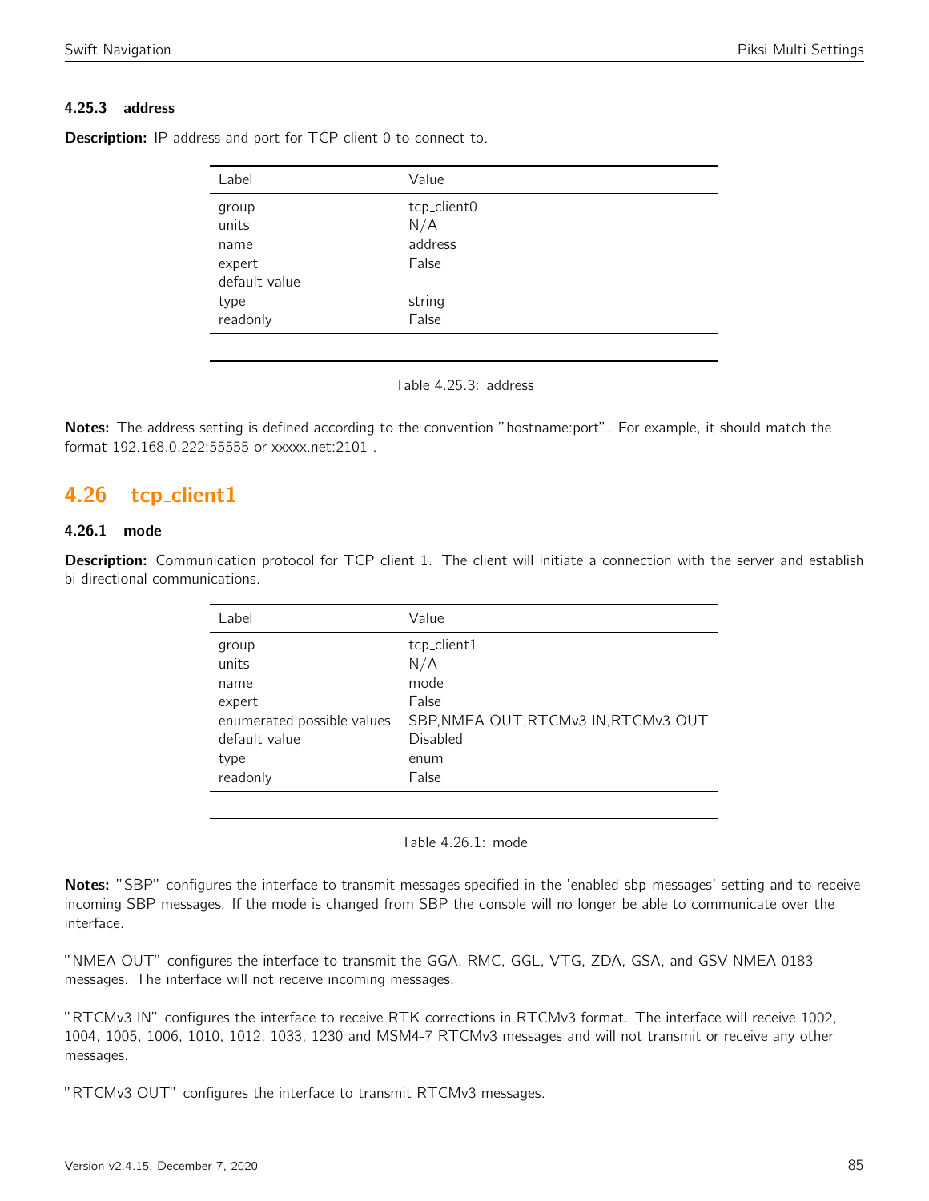#### 4.25.3 address

**Description:** IP address and port for TCP client 0 to connect to.

| Label | Value |
|---|---|
| group | tcp_client0 |
| units | N/A |
| name | address |
| expert | False |
| default value | |
| type | string |
| readonly | False |

Table 4.25.3: address

**Notes:** The address setting is defined according to the convention "hostname:port". For example, it should match the format 192.168.0.222:55555 or xxxxx.net:2101 .

## 4.26 tcp_client1

#### 4.26.1 mode

**Description:** Communication protocol for TCP client 1. The client will initiate a connection with the server and establish bi-directional communications.

| Label | Value |
|---|---|
| group | tcp_client1 |
| units | N/A |
| name | mode |
| expert | False |
| enumerated possible values | SBP,NMEA OUT,RTCMv3 IN,RTCMv3 OUT |
| default value | Disabled |
| type | enum |
| readonly | False |

Table 4.26.1: mode

**Notes:** "SBP" configures the interface to transmit messages specified in the 'enabled_sbp_messages' setting and to receive incoming SBP messages. If the mode is changed from SBP the console will no longer be able to communicate over the interface.

"NMEA OUT" configures the interface to transmit the GGA, RMC, GGL, VTG, ZDA, GSA, and GSV NMEA 0183 messages. The interface will not receive incoming messages.

"RTCMv3 IN" configures the interface to receive RTK corrections in RTCMv3 format. The interface will receive 1002, 1004, 1005, 1006, 1010, 1012, 1033, 1230 and MSM4-7 RTCMv3 messages and will not transmit or receive any other messages.

"RTCMv3 OUT" configures the interface to transmit RTCMv3 messages.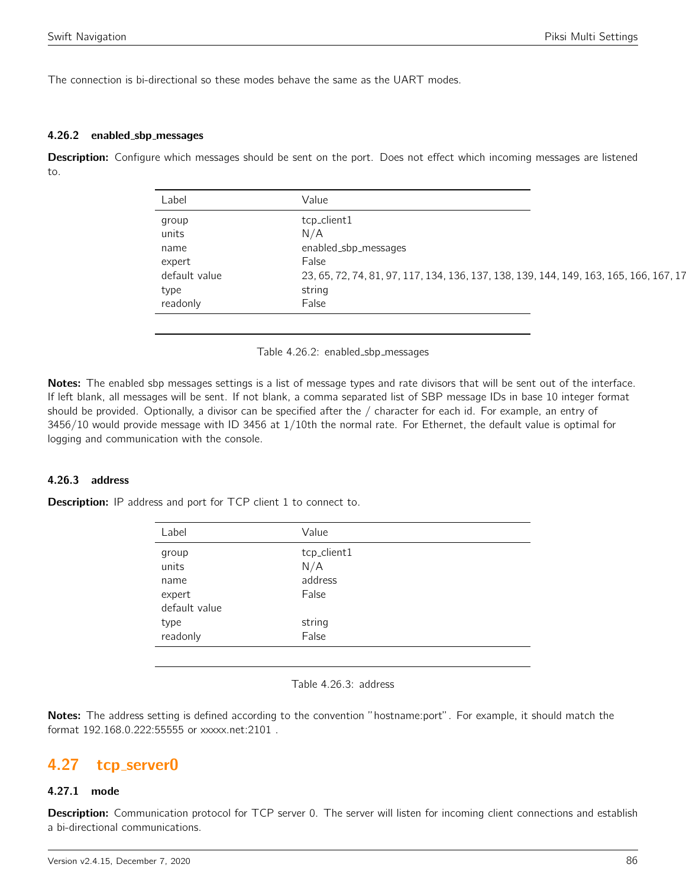The connection is bi-directional so these modes behave the same as the UART modes.

### 4.26.2 enabled_sbp_messages

**Description:** Configure which messages should be sent on the port. Does not effect which incoming messages are listened to.

| Label | Value |
|---|---|
| group | tcp_client1 |
| units | N/A |
| name | enabled_sbp_messages |
| expert | False |
| default value | 23, 65, 72, 74, 81, 97, 117, 134, 136, 137, 138, 139, 144, 149, 163, 165, 166, 167, 17 |
| type | string |
| readonly | False |

Table 4.26.2: enabled_sbp_messages

**Notes:** The enabled sbp messages settings is a list of message types and rate divisors that will be sent out of the interface. If left blank, all messages will be sent. If not blank, a comma separated list of SBP message IDs in base 10 integer format should be provided. Optionally, a divisor can be specified after the / character for each id. For example, an entry of 3456/10 would provide message with ID 3456 at 1/10th the normal rate. For Ethernet, the default value is optimal for logging and communication with the console.

### 4.26.3 address

**Description:** IP address and port for TCP client 1 to connect to.

| Label | Value |
|---|---|
| group | tcp_client1 |
| units | N/A |
| name | address |
| expert | False |
| default value | |
| type | string |
| readonly | False |

Table 4.26.3: address

**Notes:** The address setting is defined according to the convention "hostname:port". For example, it should match the format 192.168.0.222:55555 or xxxxx.net:2101 .

## 4.27 tcp_server0

### 4.27.1 mode

**Description:** Communication protocol for TCP server 0. The server will listen for incoming client connections and establish a bi-directional communications.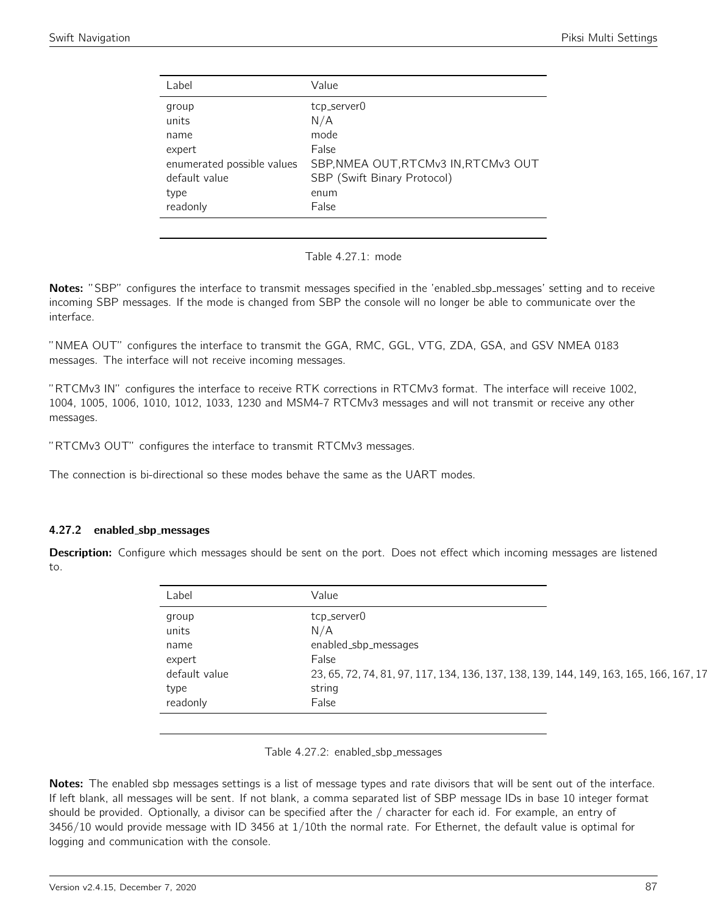| Label | Value |
|---|---|
| group | tcp_server0 |
| units | N/A |
| name | mode |
| expert | False |
| enumerated possible values | SBP,NMEA OUT,RTCMv3 IN,RTCMv3 OUT |
| default value | SBP (Swift Binary Protocol) |
| type | enum |
| readonly | False |

Table 4.27.1: mode

**Notes:** "SBP" configures the interface to transmit messages specified in the 'enabled_sbp_messages' setting and to receive incoming SBP messages. If the mode is changed from SBP the console will no longer be able to communicate over the interface.

"NMEA OUT" configures the interface to transmit the GGA, RMC, GGL, VTG, ZDA, GSA, and GSV NMEA 0183 messages. The interface will not receive incoming messages.

"RTCMv3 IN" configures the interface to receive RTK corrections in RTCMv3 format. The interface will receive 1002, 1004, 1005, 1006, 1010, 1012, 1033, 1230 and MSM4-7 RTCMv3 messages and will not transmit or receive any other messages.

"RTCMv3 OUT" configures the interface to transmit RTCMv3 messages.

The connection is bi-directional so these modes behave the same as the UART modes.

#### 4.27.2 enabled_sbp_messages

**Description:** Configure which messages should be sent on the port. Does not effect which incoming messages are listened to.

| Label | Value |
|---|---|
| group | tcp_server0 |
| units | N/A |
| name | enabled_sbp_messages |
| expert | False |
| default value | 23, 65, 72, 74, 81, 97, 117, 134, 136, 137, 138, 139, 144, 149, 163, 165, 166, 167, 17 |
| type | string |
| readonly | False |

Table 4.27.2: enabled_sbp_messages

**Notes:** The enabled sbp messages settings is a list of message types and rate divisors that will be sent out of the interface. If left blank, all messages will be sent. If not blank, a comma separated list of SBP message IDs in base 10 integer format should be provided. Optionally, a divisor can be specified after the / character for each id. For example, an entry of 3456/10 would provide message with ID 3456 at 1/10th the normal rate. For Ethernet, the default value is optimal for logging and communication with the console.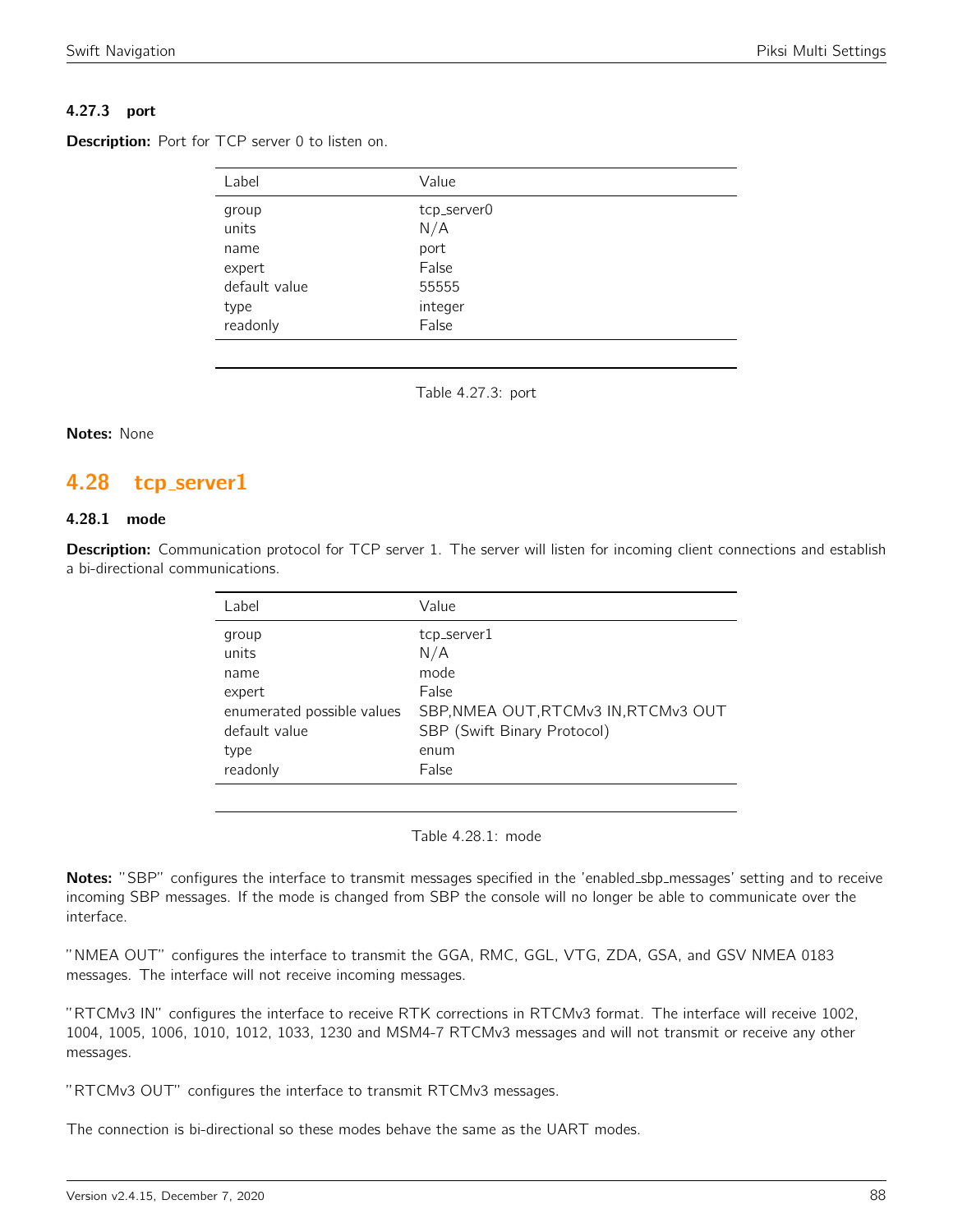### 4.27.3 port

**Description:** Port for TCP server 0 to listen on.

| Label | Value |
|---|---|
| group | tcp_server0 |
| units | N/A |
| name | port |
| expert | False |
| default value | 55555 |
| type | integer |
| readonly | False |

Table 4.27.3: port

**Notes:** None

## 4.28 tcp_server1

### 4.28.1 mode

**Description:** Communication protocol for TCP server 1. The server will listen for incoming client connections and establish a bi-directional communications.

| Label | Value |
|---|---|
| group | tcp_server1 |
| units | N/A |
| name | mode |
| expert | False |
| enumerated possible values | SBP,NMEA OUT,RTCMv3 IN,RTCMv3 OUT |
| default value | SBP (Swift Binary Protocol) |
| type | enum |
| readonly | False |

Table 4.28.1: mode

**Notes:** "SBP" configures the interface to transmit messages specified in the 'enabled_sbp_messages' setting and to receive incoming SBP messages. If the mode is changed from SBP the console will no longer be able to communicate over the interface.

"NMEA OUT" configures the interface to transmit the GGA, RMC, GGL, VTG, ZDA, GSA, and GSV NMEA 0183 messages. The interface will not receive incoming messages.

"RTCMv3 IN" configures the interface to receive RTK corrections in RTCMv3 format. The interface will receive 1002, 1004, 1005, 1006, 1010, 1012, 1033, 1230 and MSM4-7 RTCMv3 messages and will not transmit or receive any other messages.

"RTCMv3 OUT" configures the interface to transmit RTCMv3 messages.

The connection is bi-directional so these modes behave the same as the UART modes.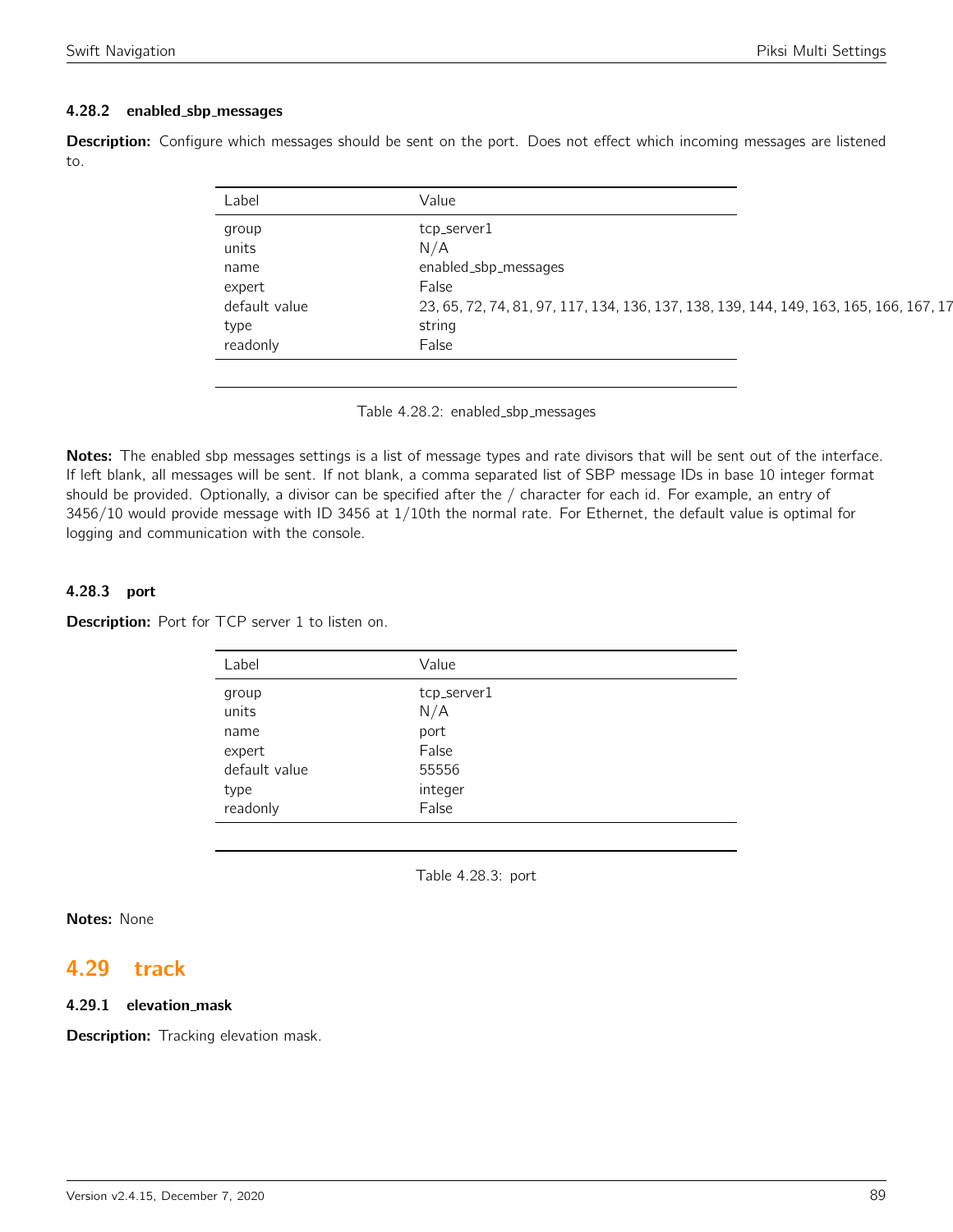### 4.28.2 enabled_sbp_messages

**Description:** Configure which messages should be sent on the port. Does not effect which incoming messages are listened to.

| Label | Value |
|---|---|
| group | tcp_server1 |
| units | N/A |
| name | enabled_sbp_messages |
| expert | False |
| default value | 23, 65, 72, 74, 81, 97, 117, 134, 136, 137, 138, 139, 144, 149, 163, 165, 166, 167, 17 |
| type | string |
| readonly | False |

Table 4.28.2: enabled_sbp_messages

**Notes:** The enabled sbp messages settings is a list of message types and rate divisors that will be sent out of the interface. If left blank, all messages will be sent. If not blank, a comma separated list of SBP message IDs in base 10 integer format should be provided. Optionally, a divisor can be specified after the / character for each id. For example, an entry of 3456/10 would provide message with ID 3456 at 1/10th the normal rate. For Ethernet, the default value is optimal for logging and communication with the console.

### 4.28.3 port

**Description:** Port for TCP server 1 to listen on.

| Label | Value |
|---|---|
| group | tcp_server1 |
| units | N/A |
| name | port |
| expert | False |
| default value | 55556 |
| type | integer |
| readonly | False |

Table 4.28.3: port

**Notes:** None

## 4.29 track

### 4.29.1 elevation_mask

**Description:** Tracking elevation mask.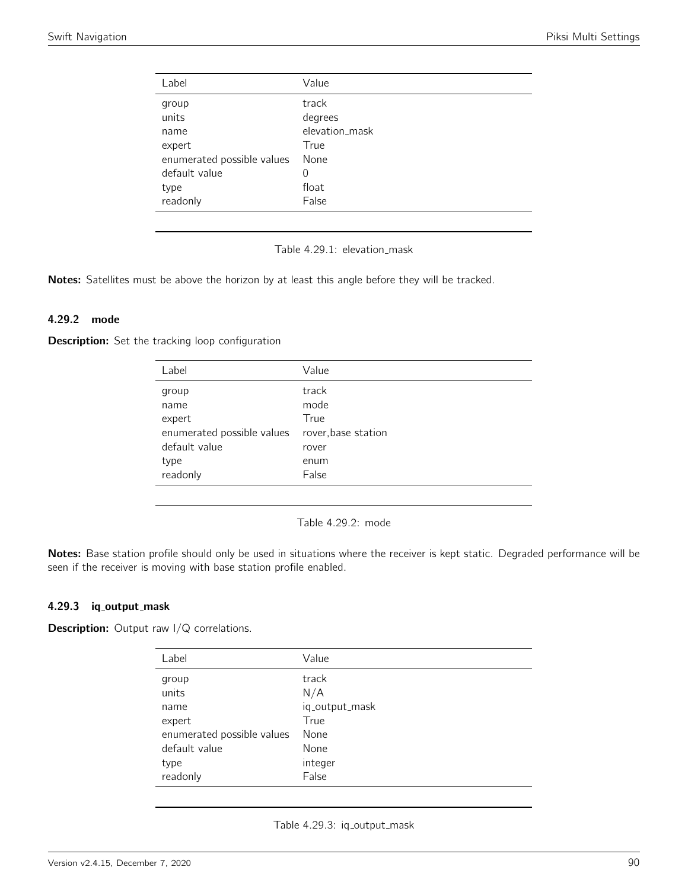| Label | Value |
|---|---|
| group | track |
| units | degrees |
| name | elevation_mask |
| expert | True |
| enumerated possible values | None |
| default value | 0 |
| type | float |
| readonly | False |

Table 4.29.1: elevation_mask

**Notes:** Satellites must be above the horizon by at least this angle before they will be tracked.

#### 4.29.2 mode

**Description:** Set the tracking loop configuration

| Label | Value |
|---|---|
| group | track |
| name | mode |
| expert | True |
| enumerated possible values | rover,base station |
| default value | rover |
| type | enum |
| readonly | False |

Table 4.29.2: mode

**Notes:** Base station profile should only be used in situations where the receiver is kept static. Degraded performance will be seen if the receiver is moving with base station profile enabled.

#### 4.29.3 iq_output_mask

**Description:** Output raw I/Q correlations.

| Label | Value |
|---|---|
| group | track |
| units | N/A |
| name | iq_output_mask |
| expert | True |
| enumerated possible values | None |
| default value | None |
| type | integer |
| readonly | False |

Table 4.29.3: iq_output_mask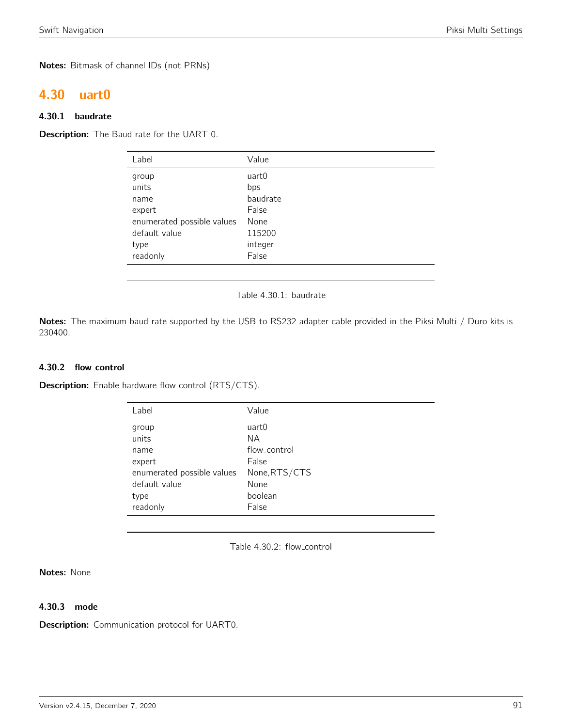**Notes:** Bitmask of channel IDs (not PRNs)

## 4.30 uart0

### 4.30.1 baudrate

**Description:** The Baud rate for the UART 0.

| Label | Value |
|---|---|
| group | uart0 |
| units | bps |
| name | baudrate |
| expert | False |
| enumerated possible values | None |
| default value | 115200 |
| type | integer |
| readonly | False |

Table 4.30.1: baudrate

**Notes:** The maximum baud rate supported by the USB to RS232 adapter cable provided in the Piksi Multi / Duro kits is 230400.

### 4.30.2 flow_control

**Description:** Enable hardware flow control (RTS/CTS).

| Label | Value |
|---|---|
| group | uart0 |
| units | NA |
| name | flow_control |
| expert | False |
| enumerated possible values | None,RTS/CTS |
| default value | None |
| type | boolean |
| readonly | False |

Table 4.30.2: flow_control

**Notes:** None

### 4.30.3 mode

**Description:** Communication protocol for UART0.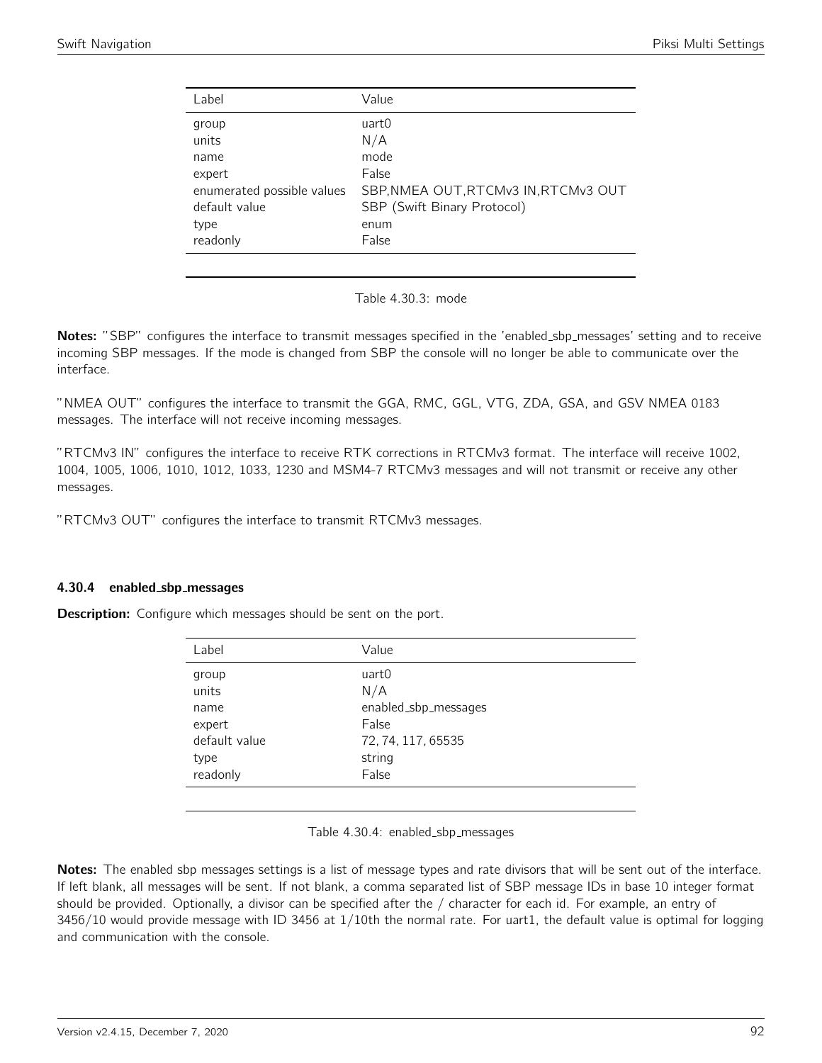| Label | Value |
| --- | --- |
| group | uart0 |
| units | N/A |
| name | mode |
| expert | False |
| enumerated possible values | SBP,NMEA OUT,RTCMv3 IN,RTCMv3 OUT |
| default value | SBP (Swift Binary Protocol) |
| type | enum |
| readonly | False |

Table 4.30.3: mode

**Notes:** "SBP" configures the interface to transmit messages specified in the 'enabled_sbp_messages' setting and to receive incoming SBP messages. If the mode is changed from SBP the console will no longer be able to communicate over the interface.

"NMEA OUT" configures the interface to transmit the GGA, RMC, GGL, VTG, ZDA, GSA, and GSV NMEA 0183 messages. The interface will not receive incoming messages.

"RTCMv3 IN" configures the interface to receive RTK corrections in RTCMv3 format. The interface will receive 1002, 1004, 1005, 1006, 1010, 1012, 1033, 1230 and MSM4-7 RTCMv3 messages and will not transmit or receive any other messages.

"RTCMv3 OUT" configures the interface to transmit RTCMv3 messages.

### 4.30.4 enabled_sbp_messages

**Description:** Configure which messages should be sent on the port.

| Label | Value |
| --- | --- |
| group | uart0 |
| units | N/A |
| name | enabled_sbp_messages |
| expert | False |
| default value | 72, 74, 117, 65535 |
| type | string |
| readonly | False |

Table 4.30.4: enabled_sbp_messages

**Notes:** The enabled sbp messages settings is a list of message types and rate divisors that will be sent out of the interface. If left blank, all messages will be sent. If not blank, a comma separated list of SBP message IDs in base 10 integer format should be provided. Optionally, a divisor can be specified after the / character for each id. For example, an entry of 3456/10 would provide message with ID 3456 at 1/10th the normal rate. For uart1, the default value is optimal for logging and communication with the console.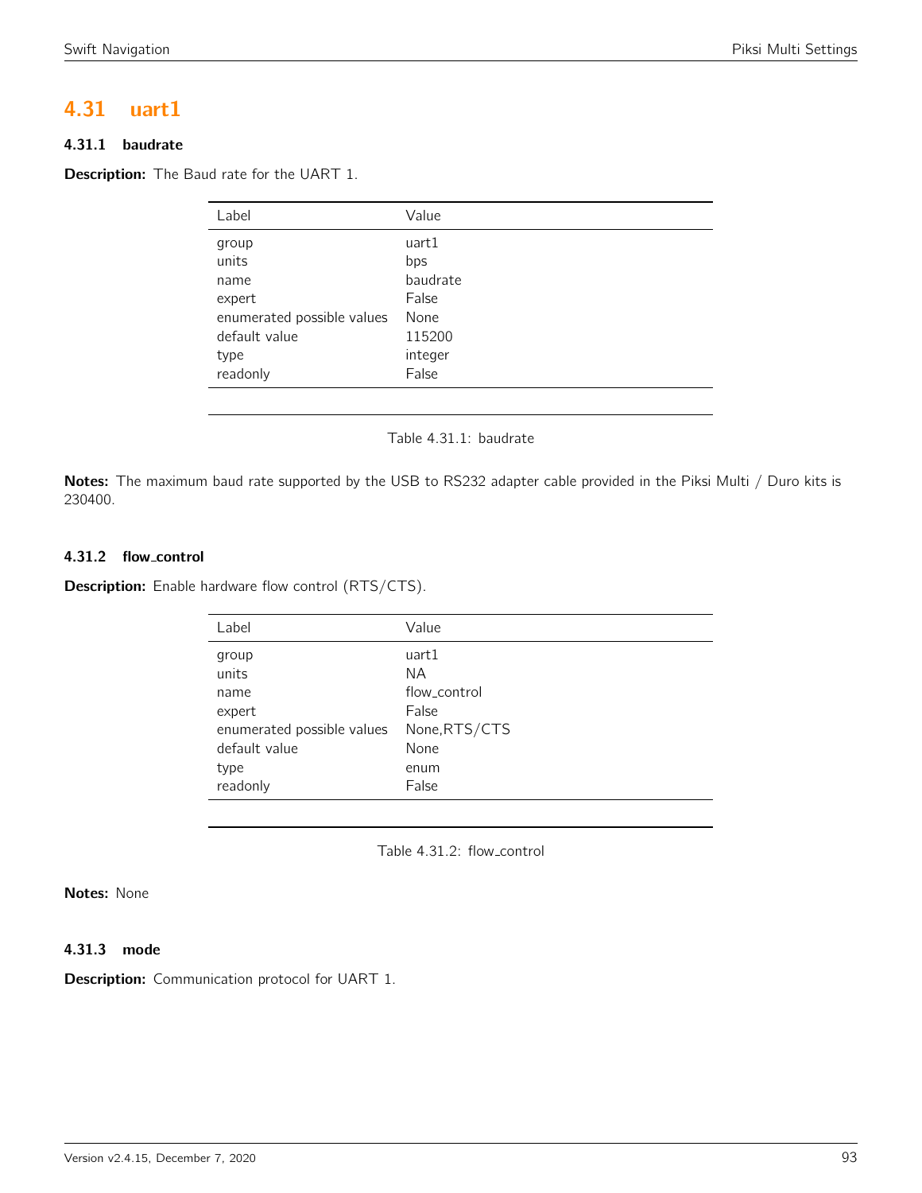## 4.31 uart1

### 4.31.1 baudrate

**Description:** The Baud rate for the UART 1.

| Label | Value |
|---|---|
| group | uart1 |
| units | bps |
| name | baudrate |
| expert | False |
| enumerated possible values | None |
| default value | 115200 |
| type | integer |
| readonly | False |

Table 4.31.1: baudrate

**Notes:** The maximum baud rate supported by the USB to RS232 adapter cable provided in the Piksi Multi / Duro kits is 230400.

### 4.31.2 flow_control

**Description:** Enable hardware flow control (RTS/CTS).

| Label | Value |
|---|---|
| group | uart1 |
| units | NA |
| name | flow_control |
| expert | False |
| enumerated possible values | None,RTS/CTS |
| default value | None |
| type | enum |
| readonly | False |

Table 4.31.2: flow_control

**Notes:** None

### 4.31.3 mode

**Description:** Communication protocol for UART 1.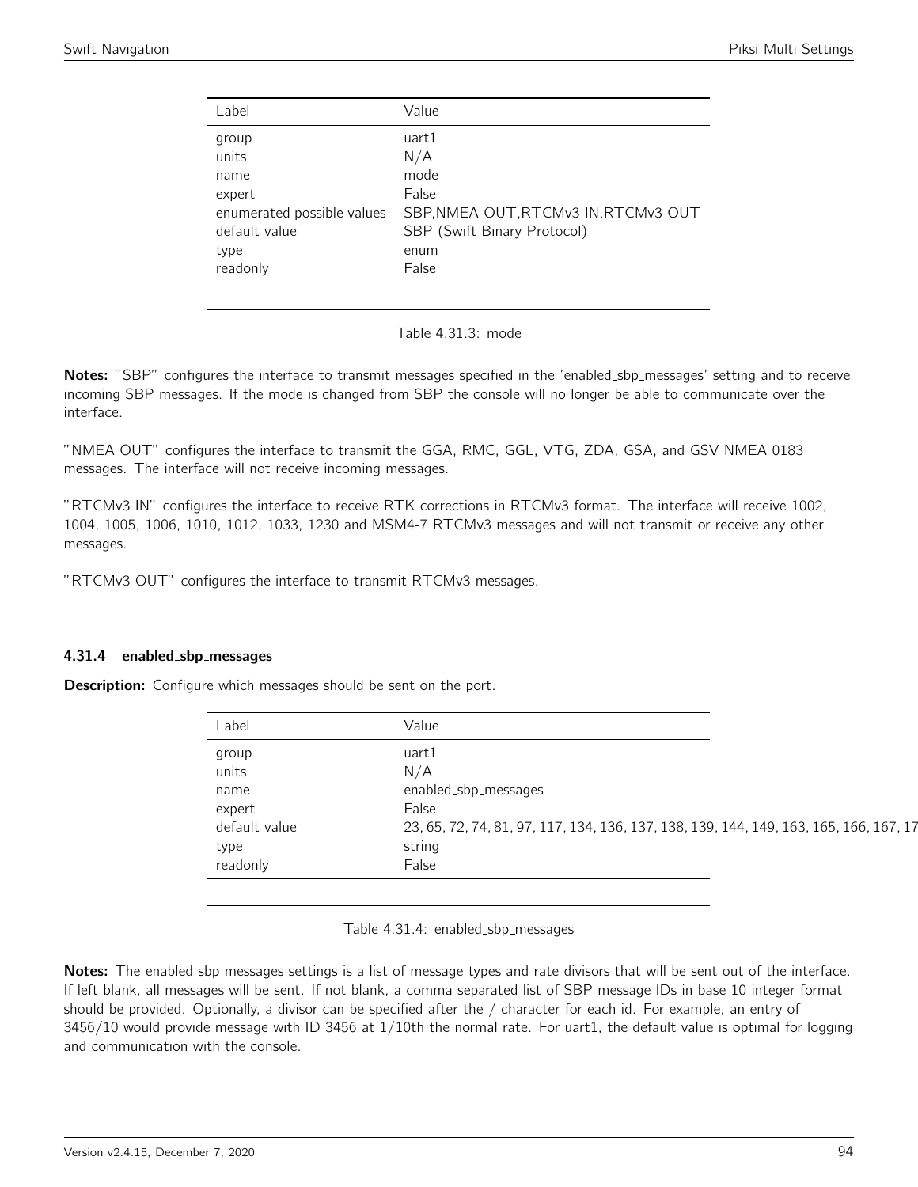| Label | Value |
| --- | --- |
| group | uart1 |
| units | N/A |
| name | mode |
| expert | False |
| enumerated possible values | SBP,NMEA OUT,RTCMv3 IN,RTCMv3 OUT |
| default value | SBP (Swift Binary Protocol) |
| type | enum |
| readonly | False |

Table 4.31.3: mode

**Notes:** "SBP" configures the interface to transmit messages specified in the 'enabled_sbp_messages' setting and to receive incoming SBP messages. If the mode is changed from SBP the console will no longer be able to communicate over the interface.

"NMEA OUT" configures the interface to transmit the GGA, RMC, GGL, VTG, ZDA, GSA, and GSV NMEA 0183 messages. The interface will not receive incoming messages.

"RTCMv3 IN" configures the interface to receive RTK corrections in RTCMv3 format. The interface will receive 1002, 1004, 1005, 1006, 1010, 1012, 1033, 1230 and MSM4-7 RTCMv3 messages and will not transmit or receive any other messages.

"RTCMv3 OUT" configures the interface to transmit RTCMv3 messages.

### 4.31.4 enabled_sbp_messages

**Description:** Configure which messages should be sent on the port.

| Label | Value |
| --- | --- |
| group | uart1 |
| units | N/A |
| name | enabled_sbp_messages |
| expert | False |
| default value | 23, 65, 72, 74, 81, 97, 117, 134, 136, 137, 138, 139, 144, 149, 163, 165, 166, 167, 17 |
| type | string |
| readonly | False |

Table 4.31.4: enabled_sbp_messages

**Notes:** The enabled sbp messages settings is a list of message types and rate divisors that will be sent out of the interface. If left blank, all messages will be sent. If not blank, a comma separated list of SBP message IDs in base 10 integer format should be provided. Optionally, a divisor can be specified after the / character for each id. For example, an entry of 3456/10 would provide message with ID 3456 at 1/10th the normal rate. For uart1, the default value is optimal for logging and communication with the console.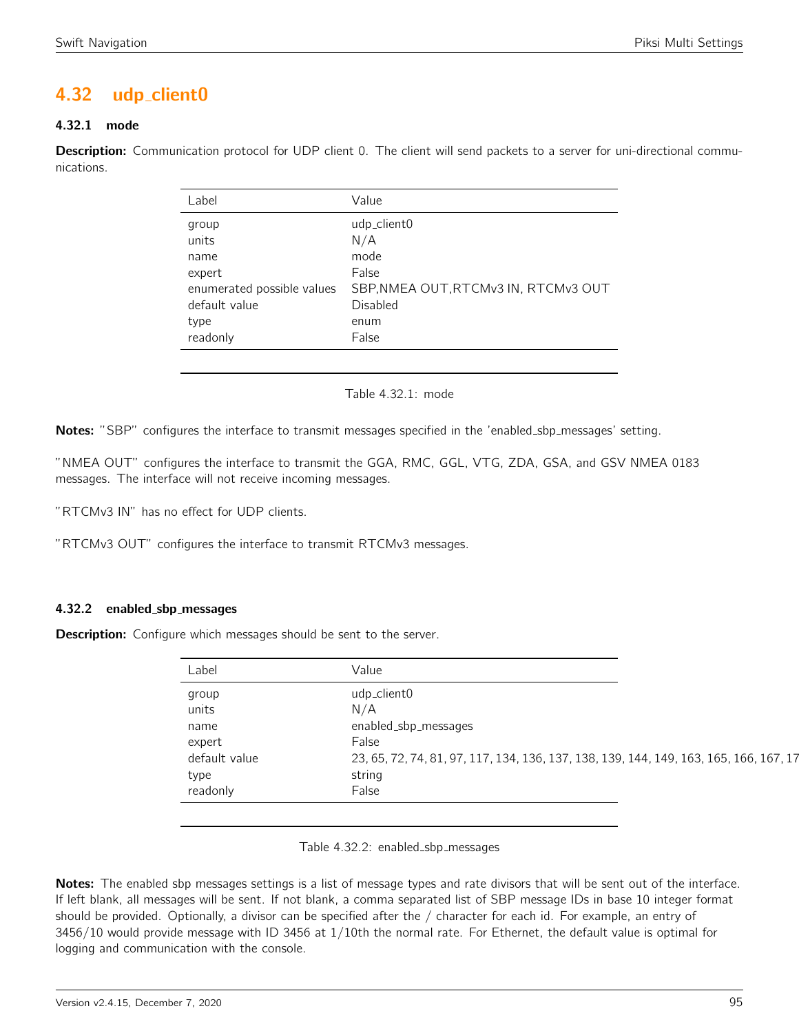## 4.32 udp_client0

### 4.32.1 mode

**Description:** Communication protocol for UDP client 0. The client will send packets to a server for uni-directional communications.

| Label | Value |
|---|---|
| group | udp_client0 |
| units | N/A |
| name | mode |
| expert | False |
| enumerated possible values | SBP,NMEA OUT,RTCMv3 IN, RTCMv3 OUT |
| default value | Disabled |
| type | enum |
| readonly | False |

Table 4.32.1: mode

**Notes:** "SBP" configures the interface to transmit messages specified in the 'enabled_sbp_messages' setting.

"NMEA OUT" configures the interface to transmit the GGA, RMC, GGL, VTG, ZDA, GSA, and GSV NMEA 0183 messages. The interface will not receive incoming messages.

"RTCMv3 IN" has no effect for UDP clients.

"RTCMv3 OUT" configures the interface to transmit RTCMv3 messages.

### 4.32.2 enabled_sbp_messages

**Description:** Configure which messages should be sent to the server.

| Label | Value |
|---|---|
| group | udp_client0 |
| units | N/A |
| name | enabled_sbp_messages |
| expert | False |
| default value | 23, 65, 72, 74, 81, 97, 117, 134, 136, 137, 138, 139, 144, 149, 163, 165, 166, 167, 17 |
| type | string |
| readonly | False |

Table 4.32.2: enabled_sbp_messages

**Notes:** The enabled sbp messages settings is a list of message types and rate divisors that will be sent out of the interface. If left blank, all messages will be sent. If not blank, a comma separated list of SBP message IDs in base 10 integer format should be provided. Optionally, a divisor can be specified after the / character for each id. For example, an entry of 3456/10 would provide message with ID 3456 at 1/10th the normal rate. For Ethernet, the default value is optimal for logging and communication with the console.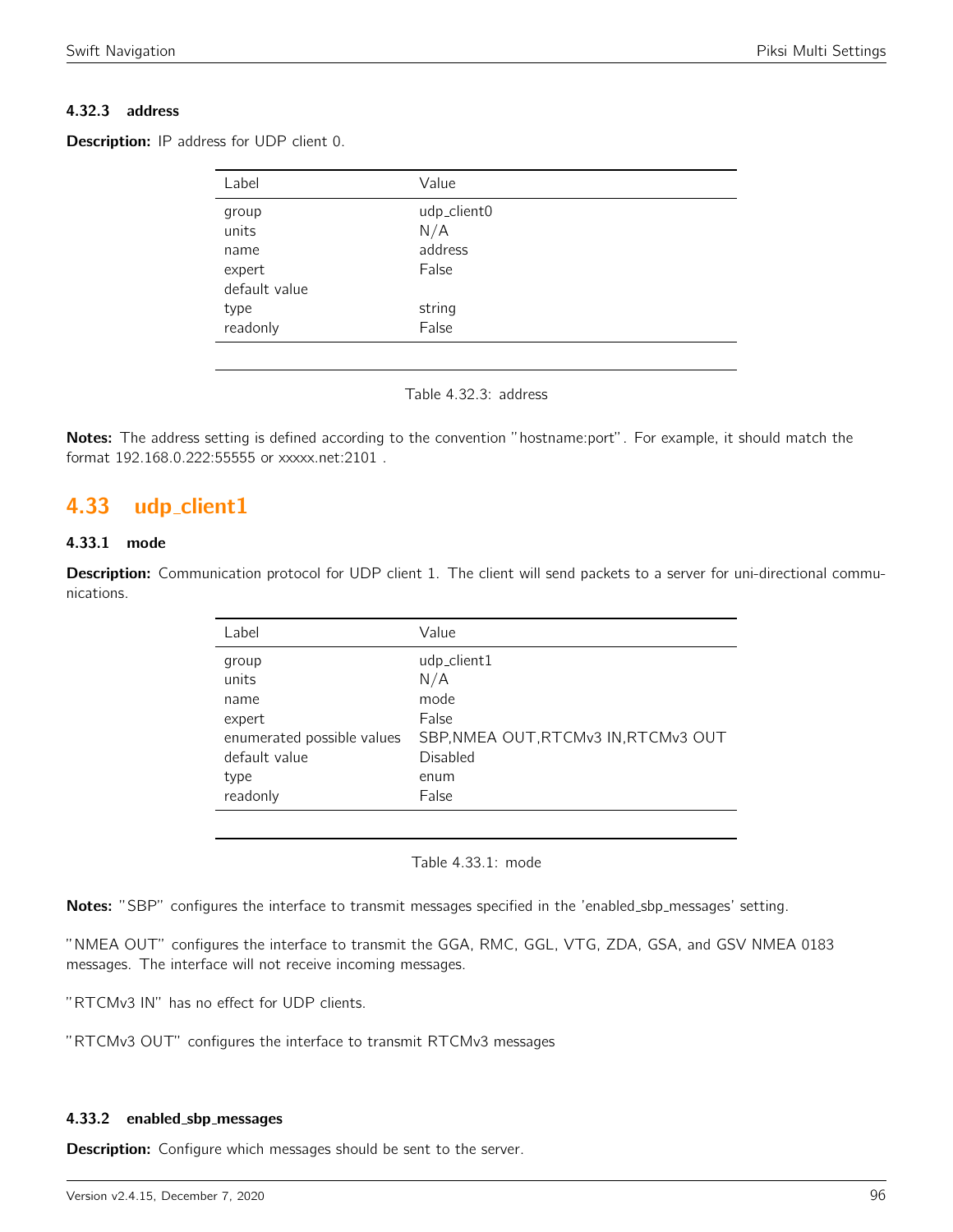#### 4.32.3 address

**Description:** IP address for UDP client 0.

| Label | Value |
|---|---|
| group | udp_client0 |
| units | N/A |
| name | address |
| expert | False |
| default value | |
| type | string |
| readonly | False |

Table 4.32.3: address

**Notes:** The address setting is defined according to the convention "hostname:port". For example, it should match the format 192.168.0.222:55555 or xxxxx.net:2101 .

## 4.33 udp_client1

#### 4.33.1 mode

**Description:** Communication protocol for UDP client 1. The client will send packets to a server for uni-directional communications.

| Label | Value |
|---|---|
| group | udp_client1 |
| units | N/A |
| name | mode |
| expert | False |
| enumerated possible values | SBP,NMEA OUT,RTCMv3 IN,RTCMv3 OUT |
| default value | Disabled |
| type | enum |
| readonly | False |

Table 4.33.1: mode

**Notes:** "SBP" configures the interface to transmit messages specified in the 'enabled_sbp_messages' setting.

"NMEA OUT" configures the interface to transmit the GGA, RMC, GGL, VTG, ZDA, GSA, and GSV NMEA 0183 messages. The interface will not receive incoming messages.

"RTCMv3 IN" has no effect for UDP clients.

"RTCMv3 OUT" configures the interface to transmit RTCMv3 messages

#### 4.33.2 enabled_sbp_messages

**Description:** Configure which messages should be sent to the server.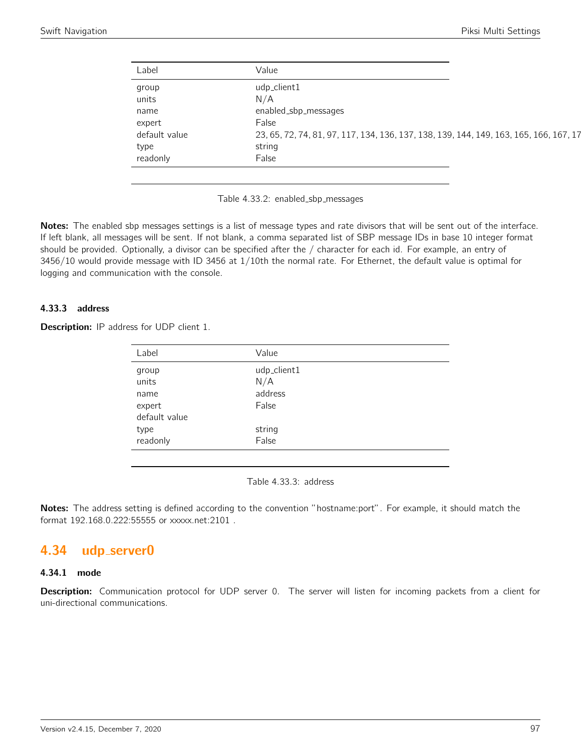| Label | Value |
|---|---|
| group | udp_client1 |
| units | N/A |
| name | enabled_sbp_messages |
| expert | False |
| default value | 23, 65, 72, 74, 81, 97, 117, 134, 136, 137, 138, 139, 144, 149, 163, 165, 166, 167, 17 |
| type | string |
| readonly | False |

Table 4.33.2: enabled_sbp_messages

**Notes:** The enabled sbp messages settings is a list of message types and rate divisors that will be sent out of the interface. If left blank, all messages will be sent. If not blank, a comma separated list of SBP message IDs in base 10 integer format should be provided. Optionally, a divisor can be specified after the / character for each id. For example, an entry of 3456/10 would provide message with ID 3456 at 1/10th the normal rate. For Ethernet, the default value is optimal for logging and communication with the console.

### 4.33.3 address

**Description:** IP address for UDP client 1.

| Label | Value |
|---|---|
| group | udp_client1 |
| units | N/A |
| name | address |
| expert | False |
| default value | |
| type | string |
| readonly | False |

Table 4.33.3: address

**Notes:** The address setting is defined according to the convention "hostname:port". For example, it should match the format 192.168.0.222:55555 or xxxxx.net:2101 .

## 4.34 udp_server0

### 4.34.1 mode

**Description:** Communication protocol for UDP server 0. The server will listen for incoming packets from a client for uni-directional communications.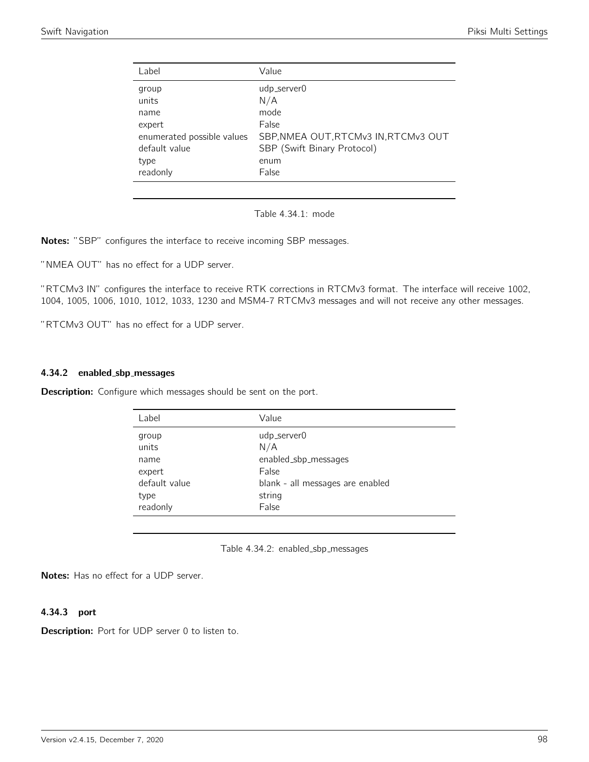| Label | Value |
|---|---|
| group | udp_server0 |
| units | N/A |
| name | mode |
| expert | False |
| enumerated possible values | SBP,NMEA OUT,RTCMv3 IN,RTCMv3 OUT |
| default value | SBP (Swift Binary Protocol) |
| type | enum |
| readonly | False |

Table 4.34.1: mode

**Notes:** "SBP" configures the interface to receive incoming SBP messages.

"NMEA OUT" has no effect for a UDP server.

"RTCMv3 IN" configures the interface to receive RTK corrections in RTCMv3 format. The interface will receive 1002, 1004, 1005, 1006, 1010, 1012, 1033, 1230 and MSM4-7 RTCMv3 messages and will not receive any other messages.

"RTCMv3 OUT" has no effect for a UDP server.

#### 4.34.2 enabled_sbp_messages

**Description:** Configure which messages should be sent on the port.

| Label | Value |
|---|---|
| group | udp_server0 |
| units | N/A |
| name | enabled_sbp_messages |
| expert | False |
| default value | blank - all messages are enabled |
| type | string |
| readonly | False |

Table 4.34.2: enabled_sbp_messages

**Notes:** Has no effect for a UDP server.

#### 4.34.3 port

**Description:** Port for UDP server 0 to listen to.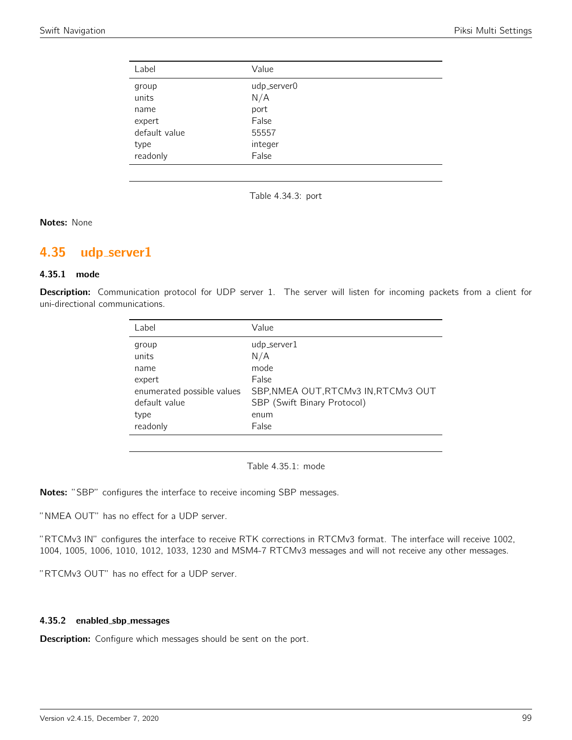| Label | Value |
|---|---|
| group | udp_server0 |
| units | N/A |
| name | port |
| expert | False |
| default value | 55557 |
| type | integer |
| readonly | False |

Table 4.34.3: port

**Notes:** None

## 4.35 udp_server1

### 4.35.1 mode

**Description:** Communication protocol for UDP server 1. The server will listen for incoming packets from a client for uni-directional communications.

| Label | Value |
|---|---|
| group | udp_server1 |
| units | N/A |
| name | mode |
| expert | False |
| enumerated possible values | SBP,NMEA OUT,RTCMv3 IN,RTCMv3 OUT |
| default value | SBP (Swift Binary Protocol) |
| type | enum |
| readonly | False |

Table 4.35.1: mode

**Notes:** "SBP" configures the interface to receive incoming SBP messages.

"NMEA OUT" has no effect for a UDP server.

"RTCMv3 IN" configures the interface to receive RTK corrections in RTCMv3 format. The interface will receive 1002, 1004, 1005, 1006, 1010, 1012, 1033, 1230 and MSM4-7 RTCMv3 messages and will not receive any other messages.

"RTCMv3 OUT" has no effect for a UDP server.

### 4.35.2 enabled_sbp_messages

**Description:** Configure which messages should be sent on the port.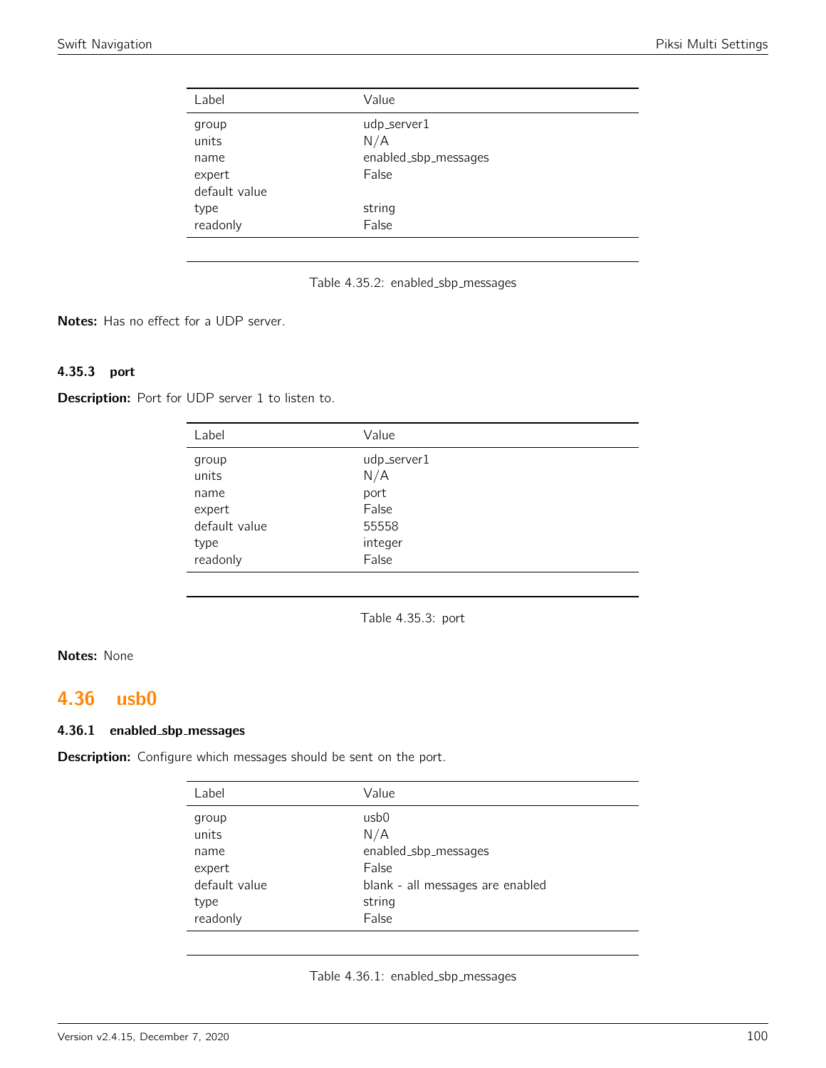| Label | Value |
| --- | --- |
| group | udp_server1 |
| units | N/A |
| name | enabled_sbp_messages |
| expert | False |
| default value | |
| type | string |
| readonly | False |

Table 4.35.2: enabled_sbp_messages

**Notes:** Has no effect for a UDP server.

### 4.35.3 port

**Description:** Port for UDP server 1 to listen to.

| Label | Value |
| --- | --- |
| group | udp_server1 |
| units | N/A |
| name | port |
| expert | False |
| default value | 55558 |
| type | integer |
| readonly | False |

Table 4.35.3: port

**Notes:** None

## 4.36 usb0

### 4.36.1 enabled_sbp_messages

**Description:** Configure which messages should be sent on the port.

| Label | Value |
| --- | --- |
| group | usb0 |
| units | N/A |
| name | enabled_sbp_messages |
| expert | False |
| default value | blank - all messages are enabled |
| type | string |
| readonly | False |

Table 4.36.1: enabled_sbp_messages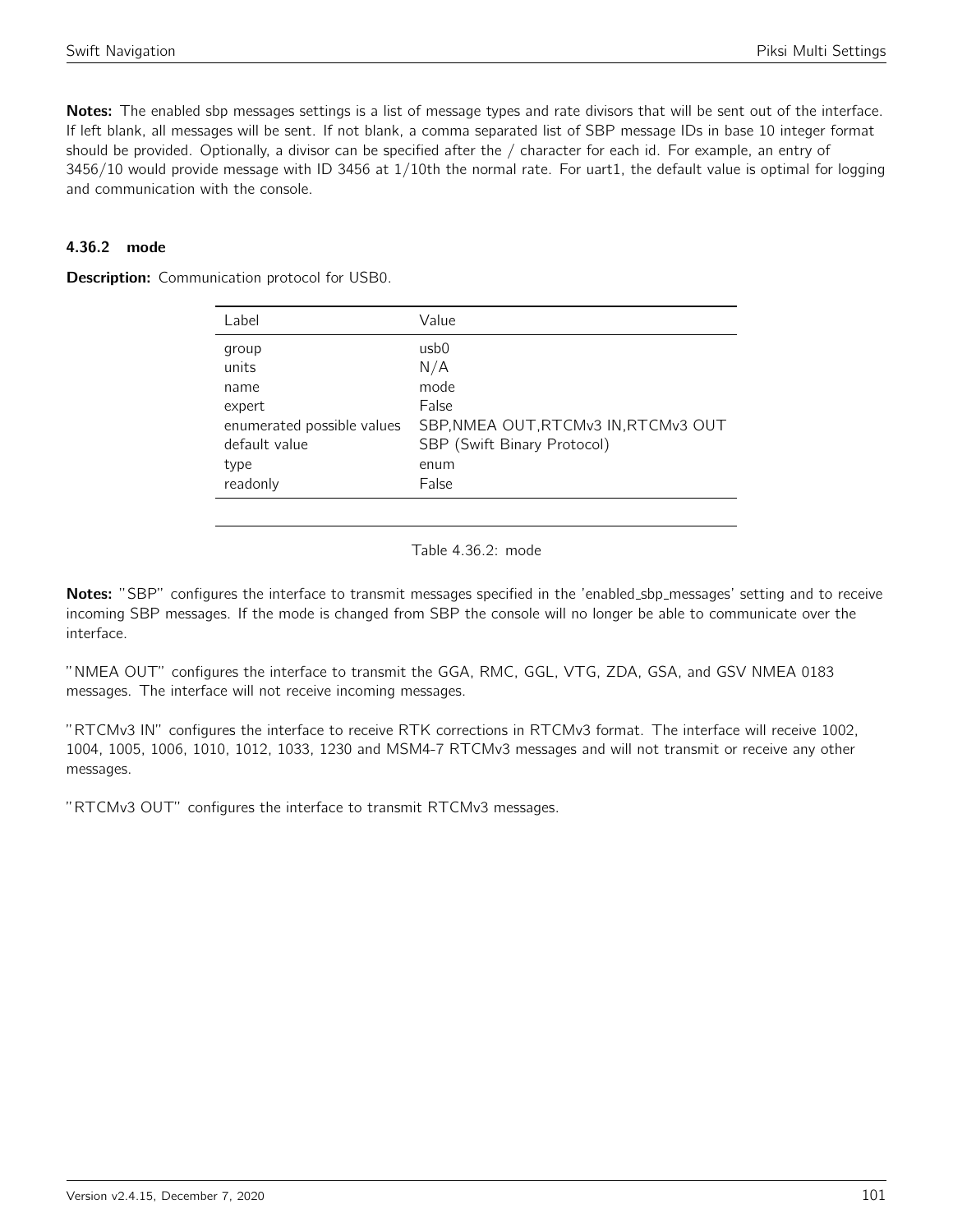**Notes:** The enabled sbp messages settings is a list of message types and rate divisors that will be sent out of the interface. If left blank, all messages will be sent. If not blank, a comma separated list of SBP message IDs in base 10 integer format should be provided. Optionally, a divisor can be specified after the / character for each id. For example, an entry of 3456/10 would provide message with ID 3456 at 1/10th the normal rate. For uart1, the default value is optimal for logging and communication with the console.

### 4.36.2 mode

**Description:** Communication protocol for USB0.

| Label | Value |
| --- | --- |
| group | usb0 |
| units | N/A |
| name | mode |
| expert | False |
| enumerated possible values | SBP,NMEA OUT,RTCMv3 IN,RTCMv3 OUT |
| default value | SBP (Swift Binary Protocol) |
| type | enum |
| readonly | False |

Table 4.36.2: mode

**Notes:** "SBP" configures the interface to transmit messages specified in the 'enabled_sbp_messages' setting and to receive incoming SBP messages. If the mode is changed from SBP the console will no longer be able to communicate over the interface.

"NMEA OUT" configures the interface to transmit the GGA, RMC, GGL, VTG, ZDA, GSA, and GSV NMEA 0183 messages. The interface will not receive incoming messages.

"RTCMv3 IN" configures the interface to receive RTK corrections in RTCMv3 format. The interface will receive 1002, 1004, 1005, 1006, 1010, 1012, 1033, 1230 and MSM4-7 RTCMv3 messages and will not transmit or receive any other messages.

"RTCMv3 OUT" configures the interface to transmit RTCMv3 messages.